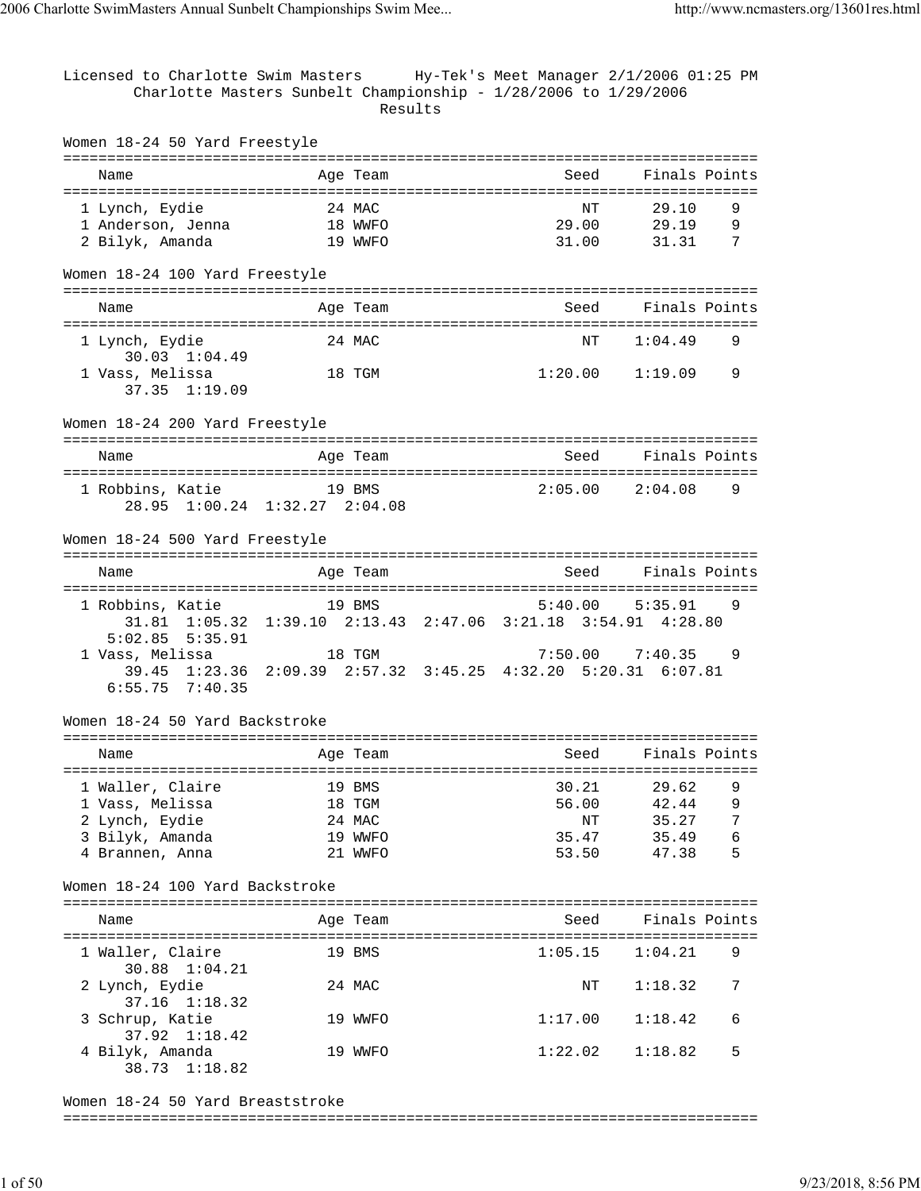Licensed to Charlotte Swim Masters Hy-Tek's Meet Manager 2/1/2006 01:25 PM

Charlotte Masters Sunbelt Championship - 1/28/2006 to 1/29/2006

Results

## Women 18-24 50 Yard Freestyle

| Name | Age | Team | Seed | Finals | Points |
|---|---|---|---|---|---|
| 1 Lynch, Eydie | 24 | MAC | NT | 29.10 | 9 |
| 1 Anderson, Jenna | 18 | WWFO | 29.00 | 29.19 | 9 |
| 2 Bilyk, Amanda | 19 | WWFO | 31.00 | 31.31 | 7 |

## Women 18-24 100 Yard Freestyle

| Name | Age | Team | Seed | Finals | Points |
|---|---|---|---|---|---|
| 1 Lynch, Eydie | 24 | MAC | NT | 1:04.49 | 9 |
| 30.03 1:04.49 | | | | | |
| 1 Vass, Melissa | 18 | TGM | 1:20.00 | 1:19.09 | 9 |
| 37.35 1:19.09 | | | | | |

## Women 18-24 200 Yard Freestyle

| Name | Age | Team | Seed | Finals | Points |
|---|---|---|---|---|---|
| 1 Robbins, Katie | 19 | BMS | 2:05.00 | 2:04.08 | 9 |
| 28.95 1:00.24 1:32.27 2:04.08 | | | | | |

## Women 18-24 500 Yard Freestyle

| Name | Age | Team | Seed | Finals | Points |
|---|---|---|---|---|---|
| 1 Robbins, Katie | 19 | BMS | 5:40.00 | 5:35.91 | 9 |
| 31.81 1:05.32 1:39.10 2:13.43 2:47.06 3:21.18 3:54.91 4:28.80 5:02.85 5:35.91 | | | | | |
| 1 Vass, Melissa | 18 | TGM | 7:50.00 | 7:40.35 | 9 |
| 39.45 1:23.36 2:09.39 2:57.32 3:45.25 4:32.20 5:20.31 6:07.81 6:55.75 7:40.35 | | | | | |

## Women 18-24 50 Yard Backstroke

| Name | Age | Team | Seed | Finals | Points |
|---|---|---|---|---|---|
| 1 Waller, Claire | 19 | BMS | 30.21 | 29.62 | 9 |
| 1 Vass, Melissa | 18 | TGM | 56.00 | 42.44 | 9 |
| 2 Lynch, Eydie | 24 | MAC | NT | 35.27 | 7 |
| 3 Bilyk, Amanda | 19 | WWFO | 35.47 | 35.49 | 6 |
| 4 Brannen, Anna | 21 | WWFO | 53.50 | 47.38 | 5 |

## Women 18-24 100 Yard Backstroke

| Name | Age | Team | Seed | Finals | Points |
|---|---|---|---|---|---|
| 1 Waller, Claire | 19 | BMS | 1:05.15 | 1:04.21 | 9 |
| 30.88 1:04.21 | | | | | |
| 2 Lynch, Eydie | 24 | MAC | NT | 1:18.32 | 7 |
| 37.16 1:18.32 | | | | | |
| 3 Schrup, Katie | 19 | WWFO | 1:17.00 | 1:18.42 | 6 |
| 37.92 1:18.42 | | | | | |
| 4 Bilyk, Amanda | 19 | WWFO | 1:22.02 | 1:18.82 | 5 |
| 38.73 1:18.82 | | | | | |

## Women 18-24 50 Yard Breaststroke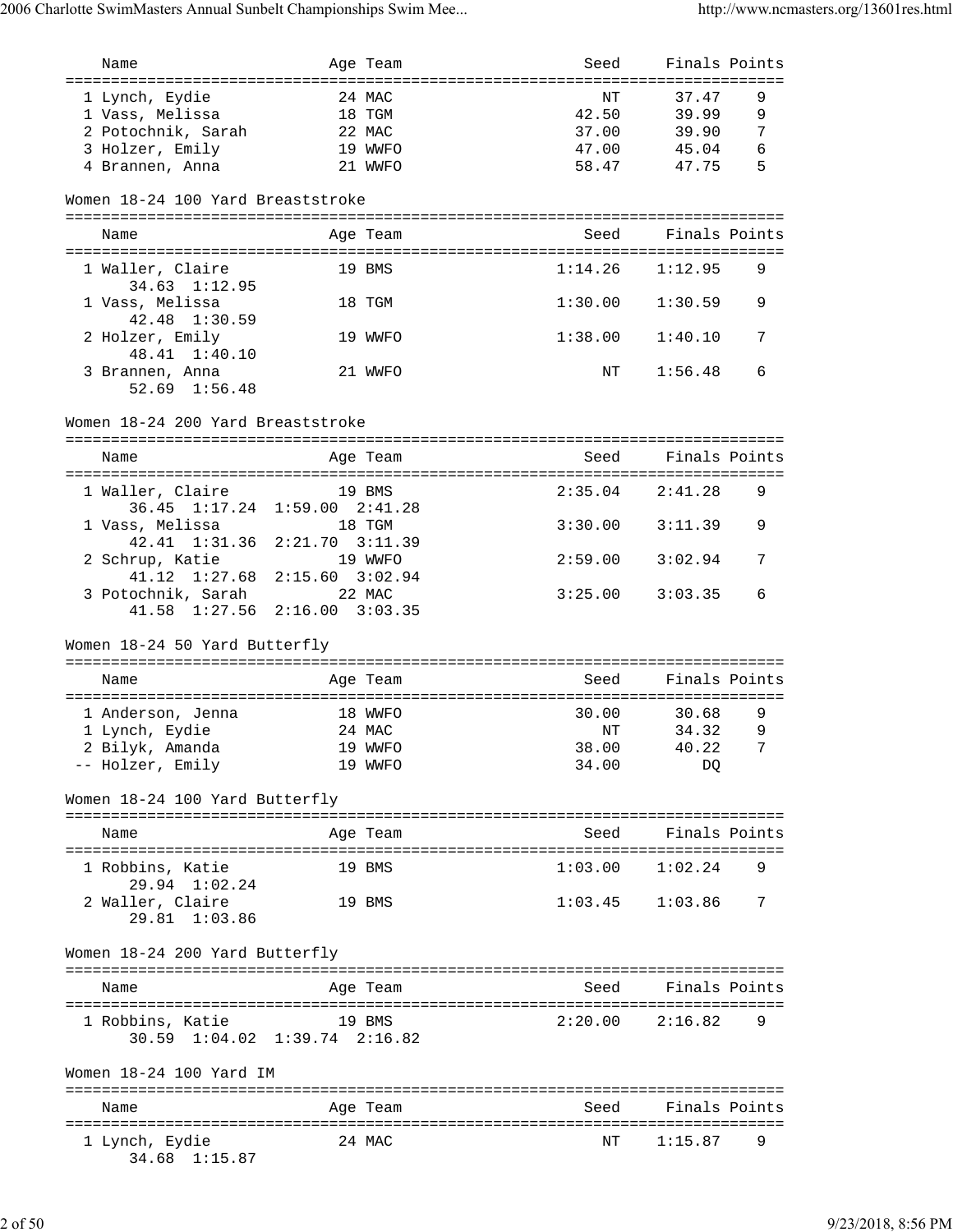| Name | Age | Team | Seed | Finals | Points |
|---|---|---|---|---|---|
| 1 Lynch, Eydie | 24 | MAC | NT | 37.47 | 9 |
| 1 Vass, Melissa | 18 | TGM | 42.50 | 39.99 | 9 |
| 2 Potochnik, Sarah | 22 | MAC | 37.00 | 39.90 | 7 |
| 3 Holzer, Emily | 19 | WWFO | 47.00 | 45.04 | 6 |
| 4 Brannen, Anna | 21 | WWFO | 58.47 | 47.75 | 5 |

## Women 18-24 100 Yard Breaststroke

| Name | Age | Team | Seed | Finals | Points |
|---|---|---|---|---|---|
| 1 Waller, Claire | 19 | BMS | 1:14.26 | 1:12.95 | 9 |
| 34.63 1:12.95 | | | | | |
| 1 Vass, Melissa | 18 | TGM | 1:30.00 | 1:30.59 | 9 |
| 42.48 1:30.59 | | | | | |
| 2 Holzer, Emily | 19 | WWFO | 1:38.00 | 1:40.10 | 7 |
| 48.41 1:40.10 | | | | | |
| 3 Brannen, Anna | 21 | WWFO | NT | 1:56.48 | 6 |
| 52.69 1:56.48 | | | | | |

## Women 18-24 200 Yard Breaststroke

| Name | Age | Team | Seed | Finals | Points |
|---|---|---|---|---|---|
| 1 Waller, Claire | 19 | BMS | 2:35.04 | 2:41.28 | 9 |
| 36.45 1:17.24 1:59.00 2:41.28 | | | | | |
| 1 Vass, Melissa | 18 | TGM | 3:30.00 | 3:11.39 | 9 |
| 42.41 1:31.36 2:21.70 3:11.39 | | | | | |
| 2 Schrup, Katie | 19 | WWFO | 2:59.00 | 3:02.94 | 7 |
| 41.12 1:27.68 2:15.60 3:02.94 | | | | | |
| 3 Potochnik, Sarah | 22 | MAC | 3:25.00 | 3:03.35 | 6 |
| 41.58 1:27.56 2:16.00 3:03.35 | | | | | |

## Women 18-24 50 Yard Butterfly

| Name | Age | Team | Seed | Finals | Points |
|---|---|---|---|---|---|
| 1 Anderson, Jenna | 18 | WWFO | 30.00 | 30.68 | 9 |
| 1 Lynch, Eydie | 24 | MAC | NT | 34.32 | 9 |
| 2 Bilyk, Amanda | 19 | WWFO | 38.00 | 40.22 | 7 |
| -- Holzer, Emily | 19 | WWFO | 34.00 | DQ | |

## Women 18-24 100 Yard Butterfly

| Name | Age | Team | Seed | Finals | Points |
|---|---|---|---|---|---|
| 1 Robbins, Katie | 19 | BMS | 1:03.00 | 1:02.24 | 9 |
| 29.94 1:02.24 | | | | | |
| 2 Waller, Claire | 19 | BMS | 1:03.45 | 1:03.86 | 7 |
| 29.81 1:03.86 | | | | | |

## Women 18-24 200 Yard Butterfly

| Name | Age | Team | Seed | Finals | Points |
|---|---|---|---|---|---|
| 1 Robbins, Katie | 19 | BMS | 2:20.00 | 2:16.82 | 9 |
| 30.59 1:04.02 1:39.74 2:16.82 | | | | | |

## Women 18-24 100 Yard IM

| Name | Age | Team | Seed | Finals | Points |
|---|---|---|---|---|---|
| 1 Lynch, Eydie | 24 | MAC | NT | 1:15.87 | 9 |
| 34.68 1:15.87 | | | | | |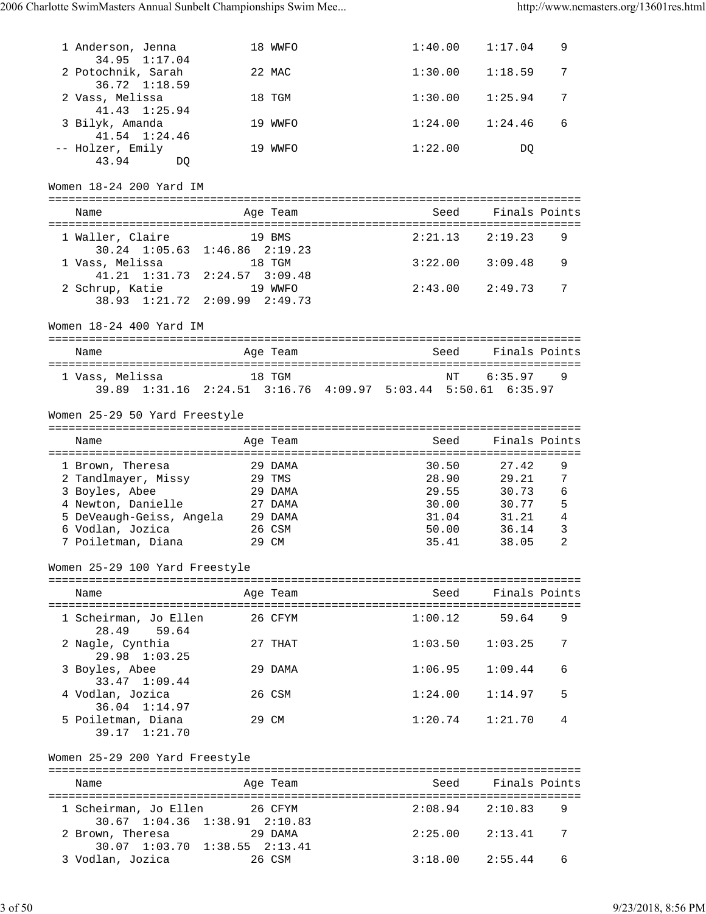| Name | Age | Team | Seed | Finals | Points |
|---|---|---|---|---|---|
| 1 Anderson, Jenna | 18 | WWFO | 1:40.00 | 1:17.04 | 9 |
| 34.95 1:17.04 | | | | | |
| 2 Potochnik, Sarah | 22 | MAC | 1:30.00 | 1:18.59 | 7 |
| 36.72 1:18.59 | | | | | |
| 2 Vass, Melissa | 18 | TGM | 1:30.00 | 1:25.94 | 7 |
| 41.43 1:25.94 | | | | | |
| 3 Bilyk, Amanda | 19 | WWFO | 1:24.00 | 1:24.46 | 6 |
| 41.54 1:24.46 | | | | | |
| -- Holzer, Emily | 19 | WWFO | 1:22.00 | DQ | |
| 43.94 DQ | | | | | |

## Women 18-24 200 Yard IM

| Name | Age | Team | Seed | Finals | Points |
|---|---|---|---|---|---|
| 1 Waller, Claire | 19 | BMS | 2:21.13 | 2:19.23 | 9 |
| 30.24 1:05.63 1:46.86 2:19.23 | | | | | |
| 1 Vass, Melissa | 18 | TGM | 3:22.00 | 3:09.48 | 9 |
| 41.21 1:31.73 2:24.57 3:09.48 | | | | | |
| 2 Schrup, Katie | 19 | WWFO | 2:43.00 | 2:49.73 | 7 |
| 38.93 1:21.72 2:09.99 2:49.73 | | | | | |

## Women 18-24 400 Yard IM

| Name | Age | Team | Seed | Finals | Points |
|---|---|---|---|---|---|
| 1 Vass, Melissa | 18 | TGM | NT | 6:35.97 | 9 |
| 39.89 1:31.16 2:24.51 3:16.76 4:09.97 5:03.44 5:50.61 6:35.97 | | | | | |

## Women 25-29 50 Yard Freestyle

| Name | Age | Team | Seed | Finals | Points |
|---|---|---|---|---|---|
| 1 Brown, Theresa | 29 | DAMA | 30.50 | 27.42 | 9 |
| 2 Tandlmayer, Missy | 29 | TMS | 28.90 | 29.21 | 7 |
| 3 Boyles, Abee | 29 | DAMA | 29.55 | 30.73 | 6 |
| 4 Newton, Danielle | 27 | DAMA | 30.00 | 30.77 | 5 |
| 5 DeVeaugh-Geiss, Angela | 29 | DAMA | 31.04 | 31.21 | 4 |
| 6 Vodlan, Jozica | 26 | CSM | 50.00 | 36.14 | 3 |
| 7 Poiletman, Diana | 29 | CM | 35.41 | 38.05 | 2 |

## Women 25-29 100 Yard Freestyle

| Name | Age | Team | Seed | Finals | Points |
|---|---|---|---|---|---|
| 1 Scheirman, Jo Ellen | 26 | CFYM | 1:00.12 | 59.64 | 9 |
| 28.49 59.64 | | | | | |
| 2 Nagle, Cynthia | 27 | THAT | 1:03.50 | 1:03.25 | 7 |
| 29.98 1:03.25 | | | | | |
| 3 Boyles, Abee | 29 | DAMA | 1:06.95 | 1:09.44 | 6 |
| 33.47 1:09.44 | | | | | |
| 4 Vodlan, Jozica | 26 | CSM | 1:24.00 | 1:14.97 | 5 |
| 36.04 1:14.97 | | | | | |
| 5 Poiletman, Diana | 29 | CM | 1:20.74 | 1:21.70 | 4 |
| 39.17 1:21.70 | | | | | |

## Women 25-29 200 Yard Freestyle

| Name | Age | Team | Seed | Finals | Points |
|---|---|---|---|---|---|
| 1 Scheirman, Jo Ellen | 26 | CFYM | 2:08.94 | 2:10.83 | 9 |
| 30.67 1:04.36 1:38.91 2:10.83 | | | | | |
| 2 Brown, Theresa | 29 | DAMA | 2:25.00 | 2:13.41 | 7 |
| 30.07 1:03.70 1:38.55 2:13.41 | | | | | |
| 3 Vodlan, Jozica | 26 | CSM | 3:18.00 | 2:55.44 | 6 |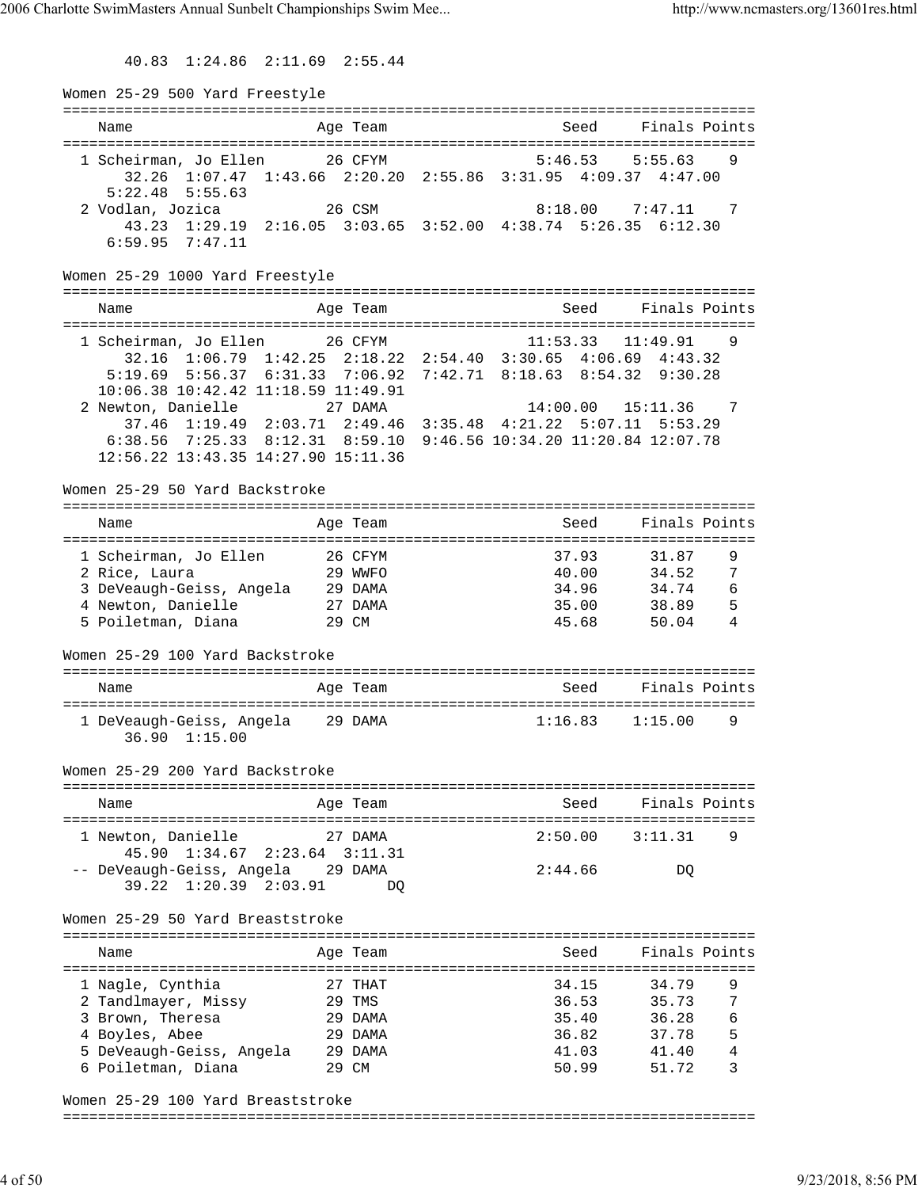40.83  1:24.86  2:11.69  2:55.44

## Women 25-29 500 Yard Freestyle

| Name | Age | Team | Seed | Finals | Points |
|---|---|---|---|---|---|
| 1 Scheirman, Jo Ellen | 26 | CFYM | 5:46.53 | 5:55.63 | 9 |
| 32.26  1:07.47  1:43.66  2:20.20  2:55.86  3:31.95  4:09.37  4:47.00  5:22.48  5:55.63 | | | | | |
| 2 Vodlan, Jozica | 26 | CSM | 8:18.00 | 7:47.11 | 7 |
| 43.23  1:29.19  2:16.05  3:03.65  3:52.00  4:38.74  5:26.35  6:12.30  6:59.95  7:47.11 | | | | | |

## Women 25-29 1000 Yard Freestyle

| Name | Age | Team | Seed | Finals | Points |
|---|---|---|---|---|---|
| 1 Scheirman, Jo Ellen | 26 | CFYM | 11:53.33 | 11:49.91 | 9 |
| 32.16  1:06.79  1:42.25  2:18.22  2:54.40  3:30.65  4:06.69  4:43.32  5:19.69  5:56.37  6:31.33  7:06.92  7:42.71  8:18.63  8:54.32  9:30.28  10:06.38 10:42.42 11:18.59 11:49.91 | | | | | |
| 2 Newton, Danielle | 27 | DAMA | 14:00.00 | 15:11.36 | 7 |
| 37.46  1:19.49  2:03.71  2:49.46  3:35.48  4:21.22  5:07.11  5:53.29  6:38.56  7:25.33  8:12.31  8:59.10  9:46.56 10:34.20 11:20.84 12:07.78  12:56.22 13:43.35 14:27.90 15:11.36 | | | | | |

## Women 25-29 50 Yard Backstroke

| Name | Age | Team | Seed | Finals | Points |
|---|---|---|---|---|---|
| 1 Scheirman, Jo Ellen | 26 | CFYM | 37.93 | 31.87 | 9 |
| 2 Rice, Laura | 29 | WWFO | 40.00 | 34.52 | 7 |
| 3 DeVeaugh-Geiss, Angela | 29 | DAMA | 34.96 | 34.74 | 6 |
| 4 Newton, Danielle | 27 | DAMA | 35.00 | 38.89 | 5 |
| 5 Poiletman, Diana | 29 | CM | 45.68 | 50.04 | 4 |

## Women 25-29 100 Yard Backstroke

| Name | Age | Team | Seed | Finals | Points |
|---|---|---|---|---|---|
| 1 DeVeaugh-Geiss, Angela | 29 | DAMA | 1:16.83 | 1:15.00 | 9 |
| 36.90  1:15.00 | | | | | |

## Women 25-29 200 Yard Backstroke

| Name | Age | Team | Seed | Finals | Points |
|---|---|---|---|---|---|
| 1 Newton, Danielle | 27 | DAMA | 2:50.00 | 3:11.31 | 9 |
| 45.90  1:34.67  2:23.64  3:11.31 | | | | | |
| -- DeVeaugh-Geiss, Angela | 29 | DAMA | 2:44.66 | DQ | |
| 39.22  1:20.39  2:03.91  DQ | | | | | |

## Women 25-29 50 Yard Breaststroke

| Name | Age | Team | Seed | Finals | Points |
|---|---|---|---|---|---|
| 1 Nagle, Cynthia | 27 | THAT | 34.15 | 34.79 | 9 |
| 2 Tandlmayer, Missy | 29 | TMS | 36.53 | 35.73 | 7 |
| 3 Brown, Theresa | 29 | DAMA | 35.40 | 36.28 | 6 |
| 4 Boyles, Abee | 29 | DAMA | 36.82 | 37.78 | 5 |
| 5 DeVeaugh-Geiss, Angela | 29 | DAMA | 41.03 | 41.40 | 4 |
| 6 Poiletman, Diana | 29 | CM | 50.99 | 51.72 | 3 |

## Women 25-29 100 Yard Breaststroke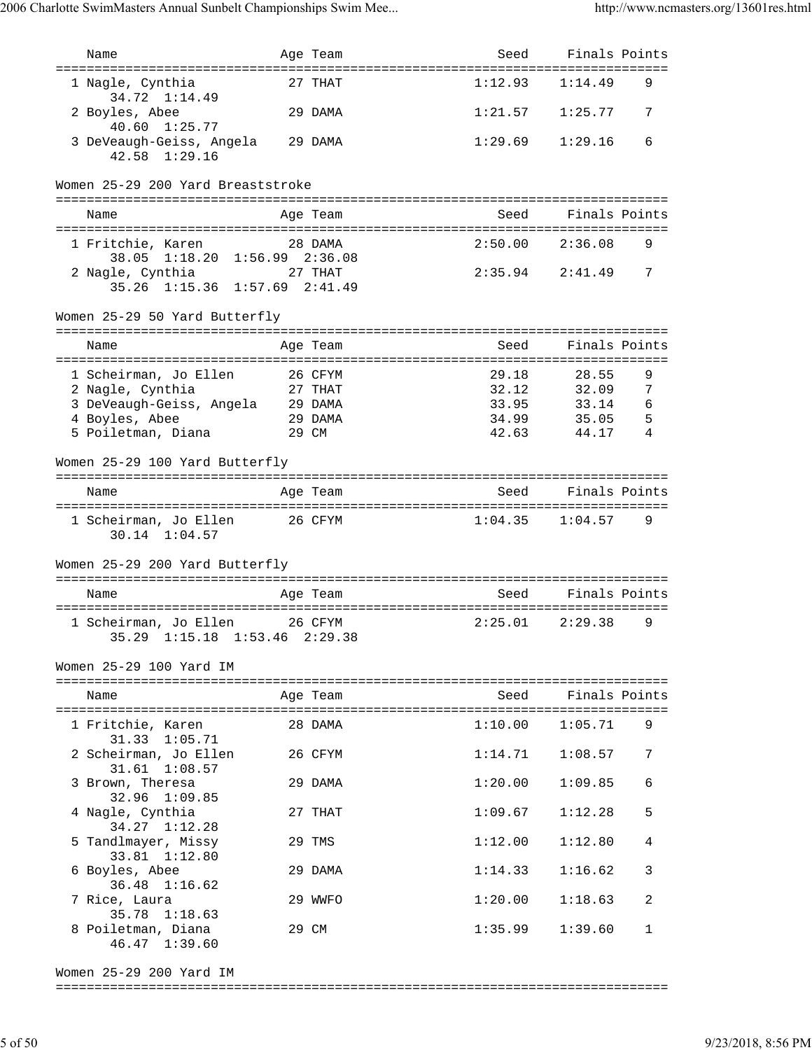| Name | Age | Team | Seed | Finals | Points |
|---|---|---|---|---|---|
| 1 Nagle, Cynthia | 27 | THAT | 1:12.93 | 1:14.49 | 9 |
| 34.72 1:14.49 | | | | | |
| 2 Boyles, Abee | 29 | DAMA | 1:21.57 | 1:25.77 | 7 |
| 40.60 1:25.77 | | | | | |
| 3 DeVeaugh-Geiss, Angela | 29 | DAMA | 1:29.69 | 1:29.16 | 6 |
| 42.58 1:29.16 | | | | | |

Women 25-29 200 Yard Breaststroke

| Name | Age | Team | Seed | Finals | Points |
|---|---|---|---|---|---|
| 1 Fritchie, Karen | 28 | DAMA | 2:50.00 | 2:36.08 | 9 |
| 38.05 1:18.20 1:56.99 2:36.08 | | | | | |
| 2 Nagle, Cynthia | 27 | THAT | 2:35.94 | 2:41.49 | 7 |
| 35.26 1:15.36 1:57.69 2:41.49 | | | | | |

Women 25-29 50 Yard Butterfly

| Name | Age | Team | Seed | Finals | Points |
|---|---|---|---|---|---|
| 1 Scheirman, Jo Ellen | 26 | CFYM | 29.18 | 28.55 | 9 |
| 2 Nagle, Cynthia | 27 | THAT | 32.12 | 32.09 | 7 |
| 3 DeVeaugh-Geiss, Angela | 29 | DAMA | 33.95 | 33.14 | 6 |
| 4 Boyles, Abee | 29 | DAMA | 34.99 | 35.05 | 5 |
| 5 Poiletman, Diana | 29 | CM | 42.63 | 44.17 | 4 |

Women 25-29 100 Yard Butterfly

| Name | Age | Team | Seed | Finals | Points |
|---|---|---|---|---|---|
| 1 Scheirman, Jo Ellen | 26 | CFYM | 1:04.35 | 1:04.57 | 9 |
| 30.14 1:04.57 | | | | | |

Women 25-29 200 Yard Butterfly

| Name | Age | Team | Seed | Finals | Points |
|---|---|---|---|---|---|
| 1 Scheirman, Jo Ellen | 26 | CFYM | 2:25.01 | 2:29.38 | 9 |
| 35.29 1:15.18 1:53.46 2:29.38 | | | | | |

Women 25-29 100 Yard IM

| Name | Age | Team | Seed | Finals | Points |
|---|---|---|---|---|---|
| 1 Fritchie, Karen | 28 | DAMA | 1:10.00 | 1:05.71 | 9 |
| 31.33 1:05.71 | | | | | |
| 2 Scheirman, Jo Ellen | 26 | CFYM | 1:14.71 | 1:08.57 | 7 |
| 31.61 1:08.57 | | | | | |
| 3 Brown, Theresa | 29 | DAMA | 1:20.00 | 1:09.85 | 6 |
| 32.96 1:09.85 | | | | | |
| 4 Nagle, Cynthia | 27 | THAT | 1:09.67 | 1:12.28 | 5 |
| 34.27 1:12.28 | | | | | |
| 5 Tandlmayer, Missy | 29 | TMS | 1:12.00 | 1:12.80 | 4 |
| 33.81 1:12.80 | | | | | |
| 6 Boyles, Abee | 29 | DAMA | 1:14.33 | 1:16.62 | 3 |
| 36.48 1:16.62 | | | | | |
| 7 Rice, Laura | 29 | WWFO | 1:20.00 | 1:18.63 | 2 |
| 35.78 1:18.63 | | | | | |
| 8 Poiletman, Diana | 29 | CM | 1:35.99 | 1:39.60 | 1 |
| 46.47 1:39.60 | | | | | |

Women 25-29 200 Yard IM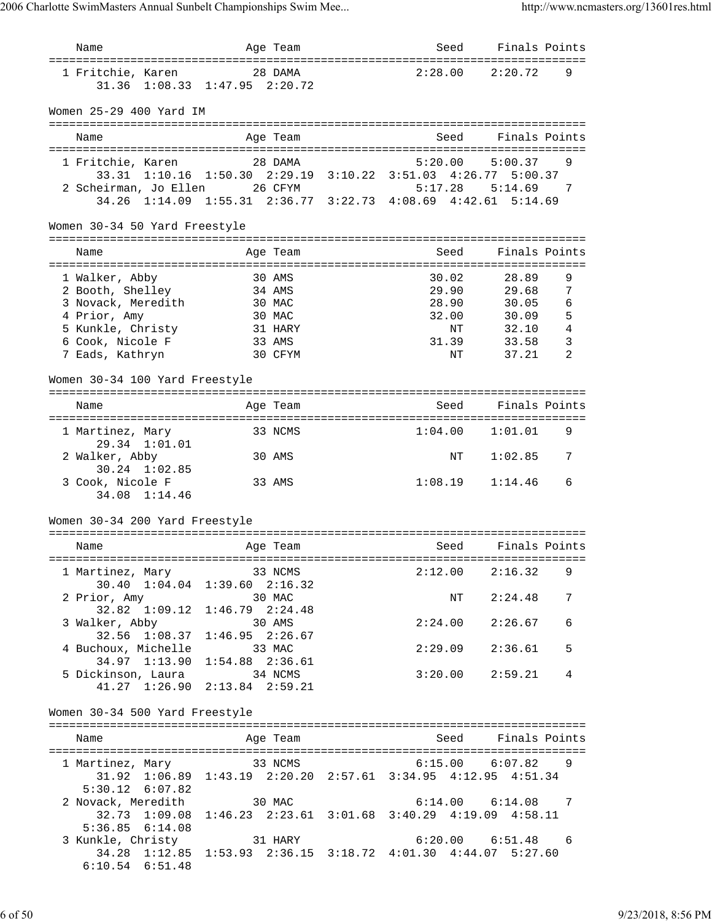| Name | Age | Team | Seed | Finals | Points |
|---|---|---|---|---|---|
| 1 Fritchie, Karen | 28 | DAMA | 2:28.00 | 2:20.72 | 9 |
| 31.36 1:08.33 1:47.95 2:20.72 | | | | | |

## Women 25-29 400 Yard IM

| Name | Age | Team | Seed | Finals | Points |
|---|---|---|---|---|---|
| 1 Fritchie, Karen | 28 | DAMA | 5:20.00 | 5:00.37 | 9 |
| 33.31 1:10.16 1:50.30 2:29.19 3:10.22 3:51.03 4:26.77 5:00.37 | | | | | |
| 2 Scheirman, Jo Ellen | 26 | CFYM | 5:17.28 | 5:14.69 | 7 |
| 34.26 1:14.09 1:55.31 2:36.77 3:22.73 4:08.69 4:42.61 5:14.69 | | | | | |

## Women 30-34 50 Yard Freestyle

| Name | Age | Team | Seed | Finals | Points |
|---|---|---|---|---|---|
| 1 Walker, Abby | 30 | AMS | 30.02 | 28.89 | 9 |
| 2 Booth, Shelley | 34 | AMS | 29.90 | 29.68 | 7 |
| 3 Novack, Meredith | 30 | MAC | 28.90 | 30.05 | 6 |
| 4 Prior, Amy | 30 | MAC | 32.00 | 30.09 | 5 |
| 5 Kunkle, Christy | 31 | HARY | NT | 32.10 | 4 |
| 6 Cook, Nicole F | 33 | AMS | 31.39 | 33.58 | 3 |
| 7 Eads, Kathryn | 30 | CFYM | NT | 37.21 | 2 |

## Women 30-34 100 Yard Freestyle

| Name | Age | Team | Seed | Finals | Points |
|---|---|---|---|---|---|
| 1 Martinez, Mary | 33 | NCMS | 1:04.00 | 1:01.01 | 9 |
| 29.34 1:01.01 | | | | | |
| 2 Walker, Abby | 30 | AMS | NT | 1:02.85 | 7 |
| 30.24 1:02.85 | | | | | |
| 3 Cook, Nicole F | 33 | AMS | 1:08.19 | 1:14.46 | 6 |
| 34.08 1:14.46 | | | | | |

## Women 30-34 200 Yard Freestyle

| Name | Age | Team | Seed | Finals | Points |
|---|---|---|---|---|---|
| 1 Martinez, Mary | 33 | NCMS | 2:12.00 | 2:16.32 | 9 |
| 30.40 1:04.04 1:39.60 2:16.32 | | | | | |
| 2 Prior, Amy | 30 | MAC | NT | 2:24.48 | 7 |
| 32.82 1:09.12 1:46.79 2:24.48 | | | | | |
| 3 Walker, Abby | 30 | AMS | 2:24.00 | 2:26.67 | 6 |
| 32.56 1:08.37 1:46.95 2:26.67 | | | | | |
| 4 Buchoux, Michelle | 33 | MAC | 2:29.09 | 2:36.61 | 5 |
| 34.97 1:13.90 1:54.88 2:36.61 | | | | | |
| 5 Dickinson, Laura | 34 | NCMS | 3:20.00 | 2:59.21 | 4 |
| 41.27 1:26.90 2:13.84 2:59.21 | | | | | |

## Women 30-34 500 Yard Freestyle

| Name | Age | Team | Seed | Finals | Points |
|---|---|---|---|---|---|
| 1 Martinez, Mary | 33 | NCMS | 6:15.00 | 6:07.82 | 9 |
| 31.92 1:06.89 1:43.19 2:20.20 2:57.61 3:34.95 4:12.95 4:51.34 5:30.12 6:07.82 | | | | | |
| 2 Novack, Meredith | 30 | MAC | 6:14.00 | 6:14.08 | 7 |
| 32.73 1:09.08 1:46.23 2:23.61 3:01.68 3:40.29 4:19.09 4:58.11 5:36.85 6:14.08 | | | | | |
| 3 Kunkle, Christy | 31 | HARY | 6:20.00 | 6:51.48 | 6 |
| 34.28 1:12.85 1:53.93 2:36.15 3:18.72 4:01.30 4:44.07 5:27.60 6:10.54 6:51.48 | | | | | |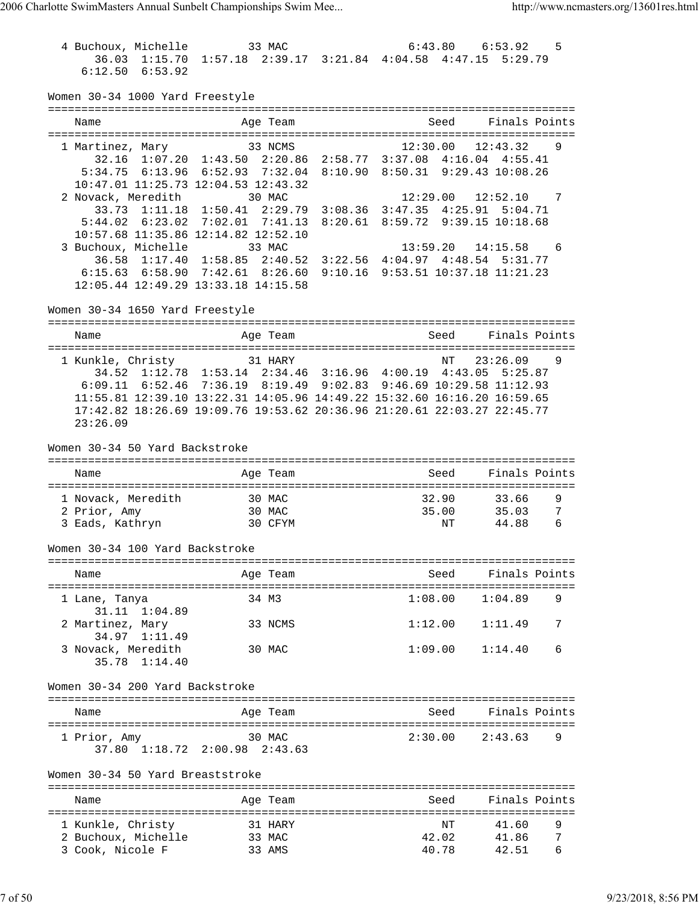```
  4 Buchoux, Michelle         33 MAC                 6:43.80    6:53.92    5
       36.03  1:15.70  1:57.18  2:39.17  3:21.84  4:04.58  4:47.15  5:29.79
     6:12.50  6:53.92
```

## Women 30-34 1000 Yard Freestyle

```
===============================================================================
    Name                    Age Team                    Seed    Finals Points
===============================================================================
  1 Martinez, Mary          33 NCMS               12:30.00   12:43.32    9
       32.16  1:07.20  1:43.50  2:20.86  2:58.77  3:37.08  4:16.04  4:55.41
     5:34.75  6:13.96  6:52.93  7:32.04  8:10.90  8:50.31  9:29.43 10:08.26
    10:47.01 11:25.73 12:04.53 12:43.32
  2 Novack, Meredith         30 MAC                12:29.00   12:52.10    7
       33.73  1:11.18  1:50.41  2:29.79  3:08.36  3:47.35  4:25.91  5:04.71
     5:44.02  6:23.02  7:02.01  7:41.13  8:20.61  8:59.72  9:39.15 10:18.68
    10:57.68 11:35.86 12:14.82 12:52.10
  3 Buchoux, Michelle       33 MAC                13:59.20   14:15.58    6
       36.58  1:17.40  1:58.85  2:40.52  3:22.56  4:04.97  4:48.54  5:31.77
     6:15.63  6:58.90  7:42.61  8:26.60  9:10.16  9:53.51 10:37.18 11:21.23
    12:05.44 12:49.29 13:33.18 14:15.58
```

## Women 30-34 1650 Yard Freestyle

```
===============================================================================
    Name                    Age Team                    Seed    Finals Points
===============================================================================
  1 Kunkle, Christy         31 HARY                      NT   23:26.09    9
       34.52  1:12.78  1:53.14  2:34.46  3:16.96  4:00.19  4:43.05  5:25.87
     6:09.11  6:52.46  7:36.19  8:19.49  9:02.83  9:46.69 10:29.58 11:12.93
    11:55.81 12:39.10 13:22.31 14:05.96 14:49.22 15:32.60 16:16.20 16:59.65
    17:42.82 18:26.69 19:09.76 19:53.62 20:36.96 21:20.61 22:03.27 22:45.77
    23:26.09
```

## Women 30-34 50 Yard Backstroke

```
===============================================================================
    Name                    Age Team                    Seed    Finals Points
===============================================================================
  1 Novack, Meredith         30 MAC                    32.90      33.66    9
  2 Prior, Amy               30 MAC                    35.00      35.03    7
  3 Eads, Kathryn            30 CFYM                      NT      44.88    6
```

## Women 30-34 100 Yard Backstroke

```
===============================================================================
    Name                    Age Team                    Seed    Finals Points
===============================================================================
  1 Lane, Tanya             34 M3                    1:08.00    1:04.89    9
       31.11  1:04.89
  2 Martinez, Mary          33 NCMS                  1:12.00    1:11.49    7
       34.97  1:11.49
  3 Novack, Meredith         30 MAC                   1:09.00    1:14.40    6
       35.78  1:14.40
```

## Women 30-34 200 Yard Backstroke

```
===============================================================================
    Name                    Age Team                    Seed    Finals Points
===============================================================================
  1 Prior, Amy              30 MAC                   2:30.00    2:43.63    9
       37.80  1:18.72  2:00.98  2:43.63
```

## Women 30-34 50 Yard Breaststroke

```
===============================================================================
    Name                    Age Team                    Seed    Finals Points
===============================================================================
  1 Kunkle, Christy         31 HARY                      NT      41.60    9
  2 Buchoux, Michelle       33 MAC                    42.02      41.86    7
  3 Cook, Nicole F          33 AMS                    40.78      42.51    6
```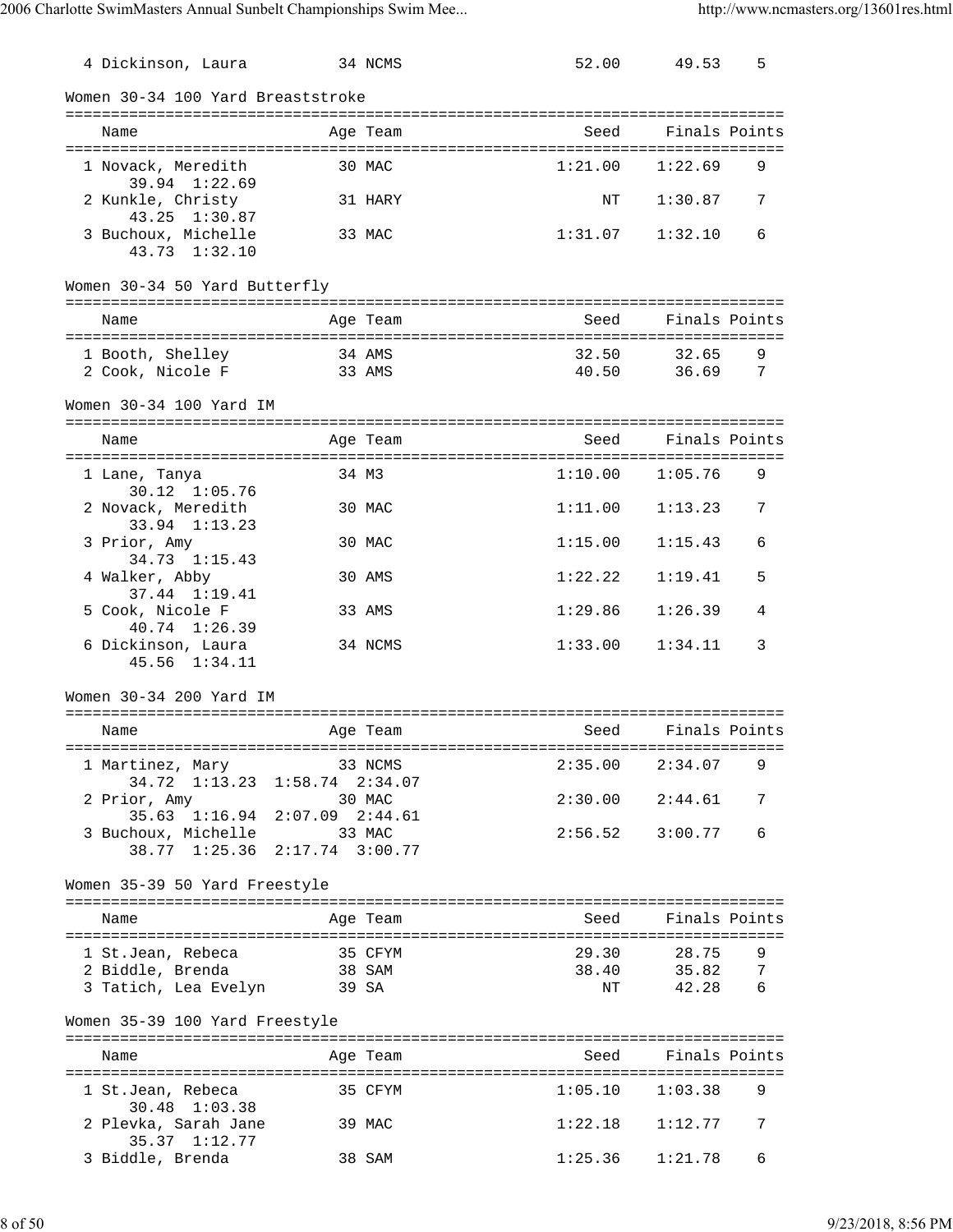| Name | Age | Team | Seed | Finals | Points |
|---|---|---|---|---|---|
| 4 Dickinson, Laura | 34 | NCMS | 52.00 | 49.53 | 5 |

### Women 30-34 100 Yard Breaststroke

| Name | Age | Team | Seed | Finals | Points |
|---|---|---|---|---|---|
| 1 Novack, Meredith | 30 | MAC | 1:21.00 | 1:22.69 | 9 |
| 39.94 1:22.69 | | | | | |
| 2 Kunkle, Christy | 31 | HARY | NT | 1:30.87 | 7 |
| 43.25 1:30.87 | | | | | |
| 3 Buchoux, Michelle | 33 | MAC | 1:31.07 | 1:32.10 | 6 |
| 43.73 1:32.10 | | | | | |

### Women 30-34 50 Yard Butterfly

| Name | Age | Team | Seed | Finals | Points |
|---|---|---|---|---|---|
| 1 Booth, Shelley | 34 | AMS | 32.50 | 32.65 | 9 |
| 2 Cook, Nicole F | 33 | AMS | 40.50 | 36.69 | 7 |

### Women 30-34 100 Yard IM

| Name | Age | Team | Seed | Finals | Points |
|---|---|---|---|---|---|
| 1 Lane, Tanya | 34 | M3 | 1:10.00 | 1:05.76 | 9 |
| 30.12 1:05.76 | | | | | |
| 2 Novack, Meredith | 30 | MAC | 1:11.00 | 1:13.23 | 7 |
| 33.94 1:13.23 | | | | | |
| 3 Prior, Amy | 30 | MAC | 1:15.00 | 1:15.43 | 6 |
| 34.73 1:15.43 | | | | | |
| 4 Walker, Abby | 30 | AMS | 1:22.22 | 1:19.41 | 5 |
| 37.44 1:19.41 | | | | | |
| 5 Cook, Nicole F | 33 | AMS | 1:29.86 | 1:26.39 | 4 |
| 40.74 1:26.39 | | | | | |
| 6 Dickinson, Laura | 34 | NCMS | 1:33.00 | 1:34.11 | 3 |
| 45.56 1:34.11 | | | | | |

### Women 30-34 200 Yard IM

| Name | Age | Team | Seed | Finals | Points |
|---|---|---|---|---|---|
| 1 Martinez, Mary | 33 | NCMS | 2:35.00 | 2:34.07 | 9 |
| 34.72 1:13.23 1:58.74 2:34.07 | | | | | |
| 2 Prior, Amy | 30 | MAC | 2:30.00 | 2:44.61 | 7 |
| 35.63 1:16.94 2:07.09 2:44.61 | | | | | |
| 3 Buchoux, Michelle | 33 | MAC | 2:56.52 | 3:00.77 | 6 |
| 38.77 1:25.36 2:17.74 3:00.77 | | | | | |

### Women 35-39 50 Yard Freestyle

| Name | Age | Team | Seed | Finals | Points |
|---|---|---|---|---|---|
| 1 St.Jean, Rebeca | 35 | CFYM | 29.30 | 28.75 | 9 |
| 2 Biddle, Brenda | 38 | SAM | 38.40 | 35.82 | 7 |
| 3 Tatich, Lea Evelyn | 39 | SA | NT | 42.28 | 6 |

### Women 35-39 100 Yard Freestyle

| Name | Age | Team | Seed | Finals | Points |
|---|---|---|---|---|---|
| 1 St.Jean, Rebeca | 35 | CFYM | 1:05.10 | 1:03.38 | 9 |
| 30.48 1:03.38 | | | | | |
| 2 Plevka, Sarah Jane | 39 | MAC | 1:22.18 | 1:12.77 | 7 |
| 35.37 1:12.77 | | | | | |
| 3 Biddle, Brenda | 38 | SAM | 1:25.36 | 1:21.78 | 6 |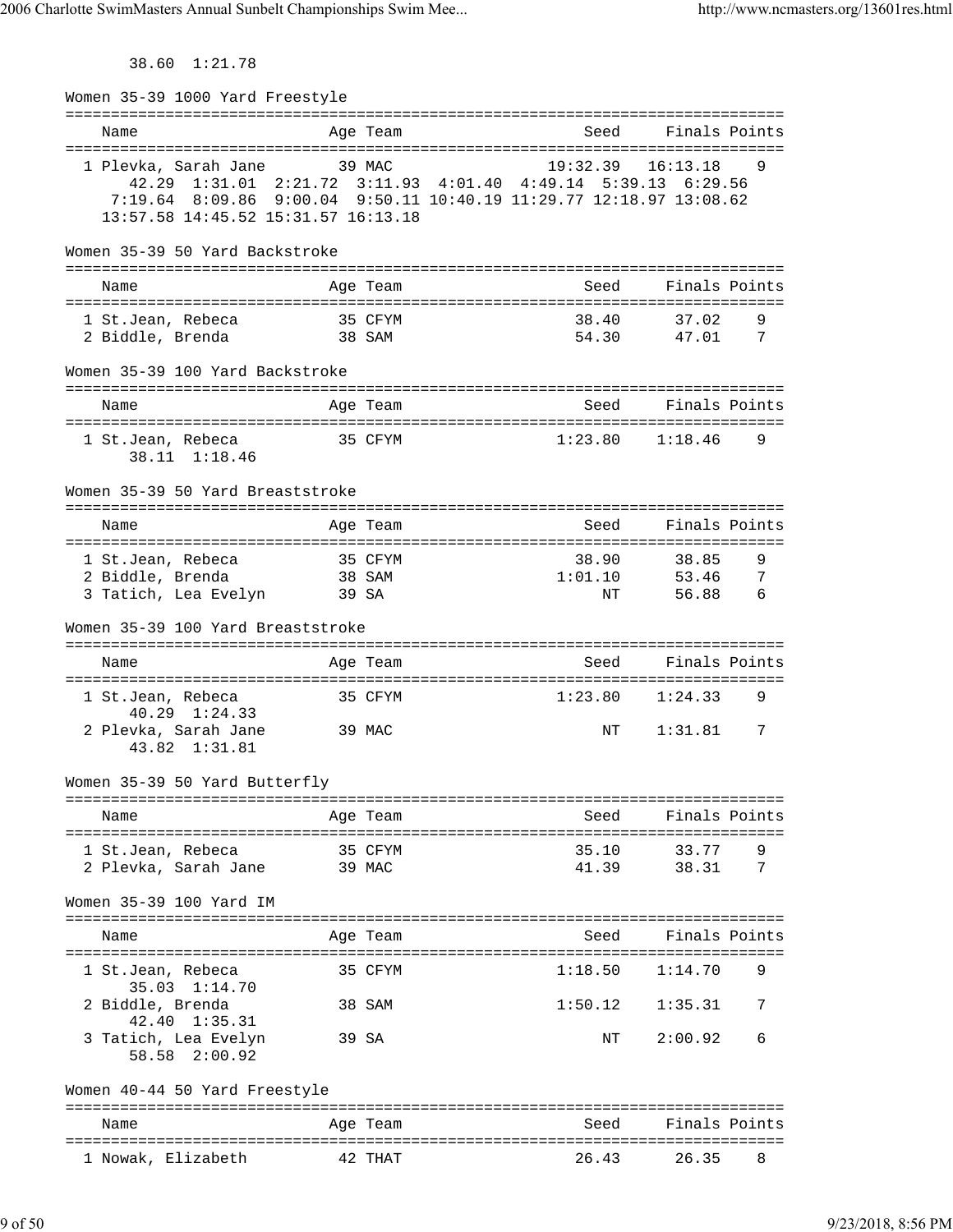38.60 1:21.78

### Women 35-39 1000 Yard Freestyle

| Name | Age | Team | Seed | Finals | Points |
|---|---|---|---|---|---|
| 1 Plevka, Sarah Jane | 39 | MAC | 19:32.39 | 16:13.18 | 9 |

42.29 1:31.01 2:21.72 3:11.93 4:01.40 4:49.14 5:39.13 6:29.56
7:19.64 8:09.86 9:00.04 9:50.11 10:40.19 11:29.77 12:18.97 13:08.62
13:57.58 14:45.52 15:31.57 16:13.18

### Women 35-39 50 Yard Backstroke

| Name | Age | Team | Seed | Finals | Points |
|---|---|---|---|---|---|
| 1 St.Jean, Rebeca | 35 | CFYM | 38.40 | 37.02 | 9 |
| 2 Biddle, Brenda | 38 | SAM | 54.30 | 47.01 | 7 |

### Women 35-39 100 Yard Backstroke

| Name | Age | Team | Seed | Finals | Points |
|---|---|---|---|---|---|
| 1 St.Jean, Rebeca | 35 | CFYM | 1:23.80 | 1:18.46 | 9 |
| 38.11 1:18.46 | | | | | |

### Women 35-39 50 Yard Breaststroke

| Name | Age | Team | Seed | Finals | Points |
|---|---|---|---|---|---|
| 1 St.Jean, Rebeca | 35 | CFYM | 38.90 | 38.85 | 9 |
| 2 Biddle, Brenda | 38 | SAM | 1:01.10 | 53.46 | 7 |
| 3 Tatich, Lea Evelyn | 39 | SA | NT | 56.88 | 6 |

### Women 35-39 100 Yard Breaststroke

| Name | Age | Team | Seed | Finals | Points |
|---|---|---|---|---|---|
| 1 St.Jean, Rebeca | 35 | CFYM | 1:23.80 | 1:24.33 | 9 |
| 40.29 1:24.33 | | | | | |
| 2 Plevka, Sarah Jane | 39 | MAC | NT | 1:31.81 | 7 |
| 43.82 1:31.81 | | | | | |

### Women 35-39 50 Yard Butterfly

| Name | Age | Team | Seed | Finals | Points |
|---|---|---|---|---|---|
| 1 St.Jean, Rebeca | 35 | CFYM | 35.10 | 33.77 | 9 |
| 2 Plevka, Sarah Jane | 39 | MAC | 41.39 | 38.31 | 7 |

### Women 35-39 100 Yard IM

| Name | Age | Team | Seed | Finals | Points |
|---|---|---|---|---|---|
| 1 St.Jean, Rebeca | 35 | CFYM | 1:18.50 | 1:14.70 | 9 |
| 35.03 1:14.70 | | | | | |
| 2 Biddle, Brenda | 38 | SAM | 1:50.12 | 1:35.31 | 7 |
| 42.40 1:35.31 | | | | | |
| 3 Tatich, Lea Evelyn | 39 | SA | NT | 2:00.92 | 6 |
| 58.58 2:00.92 | | | | | |

### Women 40-44 50 Yard Freestyle

| Name | Age | Team | Seed | Finals | Points |
|---|---|---|---|---|---|
| 1 Nowak, Elizabeth | 42 | THAT | 26.43 | 26.35 | 8 |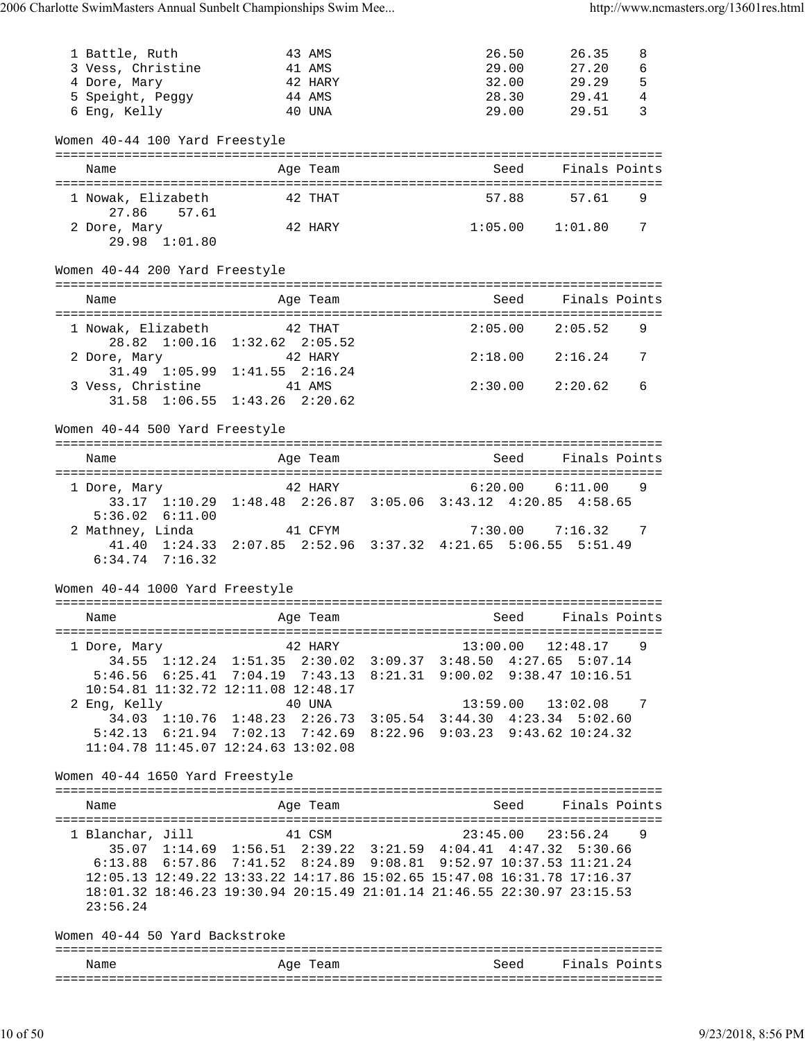| Place | Name | Age | Team | Seed | Finals | Points |
|---|---|---|---|---|---|---|
| 1 | Battle, Ruth | 43 | AMS | 26.50 | 26.35 | 8 |
| 3 | Vess, Christine | 41 | AMS | 29.00 | 27.20 | 6 |
| 4 | Dore, Mary | 42 | HARY | 32.00 | 29.29 | 5 |
| 5 | Speight, Peggy | 44 | AMS | 28.30 | 29.41 | 4 |
| 6 | Eng, Kelly | 40 | UNA | 29.00 | 29.51 | 3 |

## Women 40-44 100 Yard Freestyle

| Place | Name | Age | Team | Seed | Finals | Points |
|---|---|---|---|---|---|---|
| 1 | Nowak, Elizabeth | 42 | THAT | 57.88 | 57.61 | 9 |
| | 27.86 57.61 | | | | | |
| 2 | Dore, Mary | 42 | HARY | 1:05.00 | 1:01.80 | 7 |
| | 29.98 1:01.80 | | | | | |

## Women 40-44 200 Yard Freestyle

| Place | Name | Age | Team | Seed | Finals | Points |
|---|---|---|---|---|---|---|
| 1 | Nowak, Elizabeth | 42 | THAT | 2:05.00 | 2:05.52 | 9 |
| | 28.82 1:00.16 1:32.62 2:05.52 | | | | | |
| 2 | Dore, Mary | 42 | HARY | 2:18.00 | 2:16.24 | 7 |
| | 31.49 1:05.99 1:41.55 2:16.24 | | | | | |
| 3 | Vess, Christine | 41 | AMS | 2:30.00 | 2:20.62 | 6 |
| | 31.58 1:06.55 1:43.26 2:20.62 | | | | | |

## Women 40-44 500 Yard Freestyle

| Place | Name | Age | Team | Seed | Finals | Points |
|---|---|---|---|---|---|---|
| 1 | Dore, Mary | 42 | HARY | 6:20.00 | 6:11.00 | 9 |
| | 33.17 1:10.29 1:48.48 2:26.87 3:05.06 3:43.12 4:20.85 4:58.65 5:36.02 6:11.00 | | | | | |
| 2 | Mathney, Linda | 41 | CFYM | 7:30.00 | 7:16.32 | 7 |
| | 41.40 1:24.33 2:07.85 2:52.96 3:37.32 4:21.65 5:06.55 5:51.49 6:34.74 7:16.32 | | | | | |

## Women 40-44 1000 Yard Freestyle

| Place | Name | Age | Team | Seed | Finals | Points |
|---|---|---|---|---|---|---|
| 1 | Dore, Mary | 42 | HARY | 13:00.00 | 12:48.17 | 9 |
| | 34.55 1:12.24 1:51.35 2:30.02 3:09.37 3:48.50 4:27.65 5:07.14 5:46.56 6:25.41 7:04.19 7:43.13 8:21.31 9:00.02 9:38.47 10:16.51 10:54.81 11:32.72 12:11.08 12:48.17 | | | | | |
| 2 | Eng, Kelly | 40 | UNA | 13:59.00 | 13:02.08 | 7 |
| | 34.03 1:10.76 1:48.23 2:26.73 3:05.54 3:44.30 4:23.34 5:02.60 5:42.13 6:21.94 7:02.13 7:42.69 8:22.96 9:03.23 9:43.62 10:24.32 11:04.78 11:45.07 12:24.63 13:02.08 | | | | | |

## Women 40-44 1650 Yard Freestyle

| Place | Name | Age | Team | Seed | Finals | Points |
|---|---|---|---|---|---|---|
| 1 | Blanchar, Jill | 41 | CSM | 23:45.00 | 23:56.24 | 9 |
| | 35.07 1:14.69 1:56.51 2:39.22 3:21.59 4:04.41 4:47.32 5:30.66 6:13.88 6:57.86 7:41.52 8:24.89 9:08.81 9:52.97 10:37.53 11:21.24 12:05.13 12:49.22 13:33.22 14:17.86 15:02.65 15:47.08 16:31.78 17:16.37 18:01.32 18:46.23 19:30.94 20:15.49 21:01.14 21:46.55 22:30.97 23:15.53 23:56.24 | | | | | |

## Women 40-44 50 Yard Backstroke

| Place | Name | Age | Team | Seed | Finals | Points |
|---|---|---|---|---|---|---|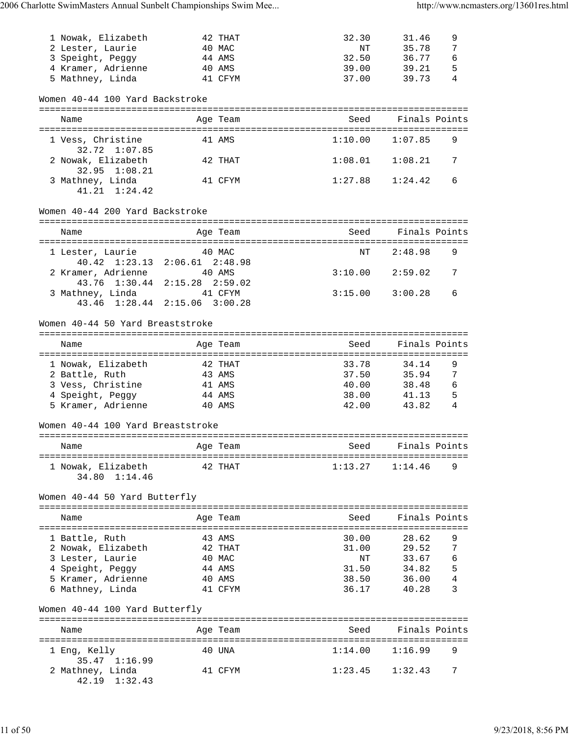| Name | Age | Team | Seed | Finals | Points |
|---|---|---|---|---|---|
| 1 Nowak, Elizabeth | 42 | THAT | 32.30 | 31.46 | 9 |
| 2 Lester, Laurie | 40 | MAC | NT | 35.78 | 7 |
| 3 Speight, Peggy | 44 | AMS | 32.50 | 36.77 | 6 |
| 4 Kramer, Adrienne | 40 | AMS | 39.00 | 39.21 | 5 |
| 5 Mathney, Linda | 41 | CFYM | 37.00 | 39.73 | 4 |

## Women 40-44 100 Yard Backstroke

| Name | Age | Team | Seed | Finals | Points |
|---|---|---|---|---|---|
| 1 Vess, Christine | 41 | AMS | 1:10.00 | 1:07.85 | 9 |
| 32.72 1:07.85 | | | | | |
| 2 Nowak, Elizabeth | 42 | THAT | 1:08.01 | 1:08.21 | 7 |
| 32.95 1:08.21 | | | | | |
| 3 Mathney, Linda | 41 | CFYM | 1:27.88 | 1:24.42 | 6 |
| 41.21 1:24.42 | | | | | |

## Women 40-44 200 Yard Backstroke

| Name | Age | Team | Seed | Finals | Points |
|---|---|---|---|---|---|
| 1 Lester, Laurie | 40 | MAC | NT | 2:48.98 | 9 |
| 40.42 1:23.13 2:06.61 2:48.98 | | | | | |
| 2 Kramer, Adrienne | 40 | AMS | 3:10.00 | 2:59.02 | 7 |
| 43.76 1:30.44 2:15.28 2:59.02 | | | | | |
| 3 Mathney, Linda | 41 | CFYM | 3:15.00 | 3:00.28 | 6 |
| 43.46 1:28.44 2:15.06 3:00.28 | | | | | |

## Women 40-44 50 Yard Breaststroke

| Name | Age | Team | Seed | Finals | Points |
|---|---|---|---|---|---|
| 1 Nowak, Elizabeth | 42 | THAT | 33.78 | 34.14 | 9 |
| 2 Battle, Ruth | 43 | AMS | 37.50 | 35.94 | 7 |
| 3 Vess, Christine | 41 | AMS | 40.00 | 38.48 | 6 |
| 4 Speight, Peggy | 44 | AMS | 38.00 | 41.13 | 5 |
| 5 Kramer, Adrienne | 40 | AMS | 42.00 | 43.82 | 4 |

## Women 40-44 100 Yard Breaststroke

| Name | Age | Team | Seed | Finals | Points |
|---|---|---|---|---|---|
| 1 Nowak, Elizabeth | 42 | THAT | 1:13.27 | 1:14.46 | 9 |
| 34.80 1:14.46 | | | | | |

## Women 40-44 50 Yard Butterfly

| Name | Age | Team | Seed | Finals | Points |
|---|---|---|---|---|---|
| 1 Battle, Ruth | 43 | AMS | 30.00 | 28.62 | 9 |
| 2 Nowak, Elizabeth | 42 | THAT | 31.00 | 29.52 | 7 |
| 3 Lester, Laurie | 40 | MAC | NT | 33.67 | 6 |
| 4 Speight, Peggy | 44 | AMS | 31.50 | 34.82 | 5 |
| 5 Kramer, Adrienne | 40 | AMS | 38.50 | 36.00 | 4 |
| 6 Mathney, Linda | 41 | CFYM | 36.17 | 40.28 | 3 |

## Women 40-44 100 Yard Butterfly

| Name | Age | Team | Seed | Finals | Points |
|---|---|---|---|---|---|
| 1 Eng, Kelly | 40 | UNA | 1:14.00 | 1:16.99 | 9 |
| 35.47 1:16.99 | | | | | |
| 2 Mathney, Linda | 41 | CFYM | 1:23.45 | 1:32.43 | 7 |
| 42.19 1:32.43 | | | | | |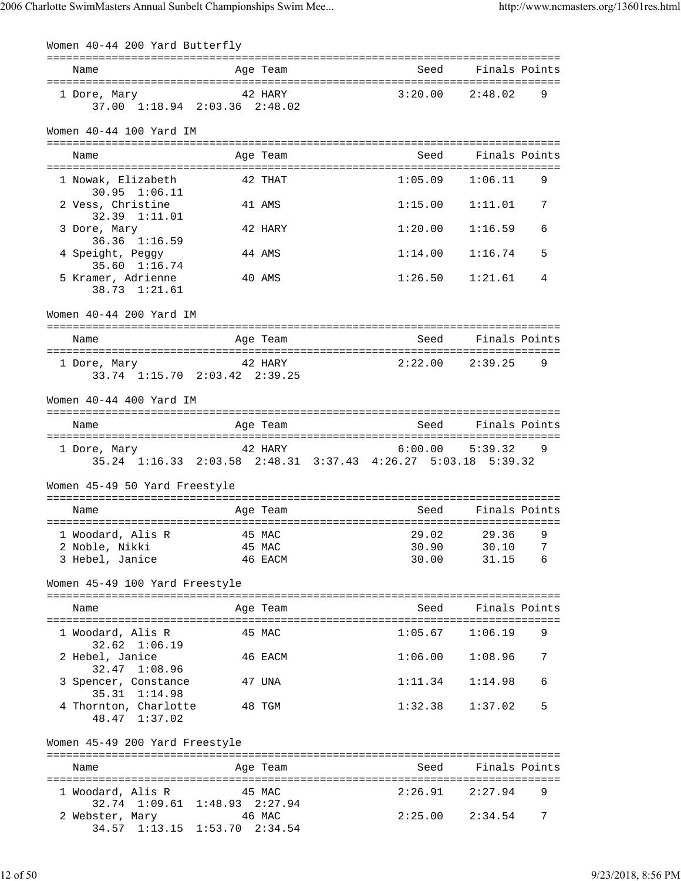### Women 40-44 200 Yard Butterfly

| Name | Age | Team | Seed | Finals | Points |
|---|---|---|---|---|---|
| 1 Dore, Mary | 42 | HARY | 3:20.00 | 2:48.02 | 9 |
| 37.00 1:18.94 2:03.36 2:48.02 | | | | | |

### Women 40-44 100 Yard IM

| Name | Age | Team | Seed | Finals | Points |
|---|---|---|---|---|---|
| 1 Nowak, Elizabeth | 42 | THAT | 1:05.09 | 1:06.11 | 9 |
| 30.95 1:06.11 | | | | | |
| 2 Vess, Christine | 41 | AMS | 1:15.00 | 1:11.01 | 7 |
| 32.39 1:11.01 | | | | | |
| 3 Dore, Mary | 42 | HARY | 1:20.00 | 1:16.59 | 6 |
| 36.36 1:16.59 | | | | | |
| 4 Speight, Peggy | 44 | AMS | 1:14.00 | 1:16.74 | 5 |
| 35.60 1:16.74 | | | | | |
| 5 Kramer, Adrienne | 40 | AMS | 1:26.50 | 1:21.61 | 4 |
| 38.73 1:21.61 | | | | | |

### Women 40-44 200 Yard IM

| Name | Age | Team | Seed | Finals | Points |
|---|---|---|---|---|---|
| 1 Dore, Mary | 42 | HARY | 2:22.00 | 2:39.25 | 9 |
| 33.74 1:15.70 2:03.42 2:39.25 | | | | | |

### Women 40-44 400 Yard IM

| Name | Age | Team | Seed | Finals | Points |
|---|---|---|---|---|---|
| 1 Dore, Mary | 42 | HARY | 6:00.00 | 5:39.32 | 9 |
| 35.24 1:16.33 2:03.58 2:48.31 3:37.43 4:26.27 5:03.18 5:39.32 | | | | | |

### Women 45-49 50 Yard Freestyle

| Name | Age | Team | Seed | Finals | Points |
|---|---|---|---|---|---|
| 1 Woodard, Alis R | 45 | MAC | 29.02 | 29.36 | 9 |
| 2 Noble, Nikki | 45 | MAC | 30.90 | 30.10 | 7 |
| 3 Hebel, Janice | 46 | EACM | 30.00 | 31.15 | 6 |

### Women 45-49 100 Yard Freestyle

| Name | Age | Team | Seed | Finals | Points |
|---|---|---|---|---|---|
| 1 Woodard, Alis R | 45 | MAC | 1:05.67 | 1:06.19 | 9 |
| 32.62 1:06.19 | | | | | |
| 2 Hebel, Janice | 46 | EACM | 1:06.00 | 1:08.96 | 7 |
| 32.47 1:08.96 | | | | | |
| 3 Spencer, Constance | 47 | UNA | 1:11.34 | 1:14.98 | 6 |
| 35.31 1:14.98 | | | | | |
| 4 Thornton, Charlotte | 48 | TGM | 1:32.38 | 1:37.02 | 5 |
| 48.47 1:37.02 | | | | | |

### Women 45-49 200 Yard Freestyle

| Name | Age | Team | Seed | Finals | Points |
|---|---|---|---|---|---|
| 1 Woodard, Alis R | 45 | MAC | 2:26.91 | 2:27.94 | 9 |
| 32.74 1:09.61 1:48.93 2:27.94 | | | | | |
| 2 Webster, Mary | 46 | MAC | 2:25.00 | 2:34.54 | 7 |
| 34.57 1:13.15 1:53.70 2:34.54 | | | | | |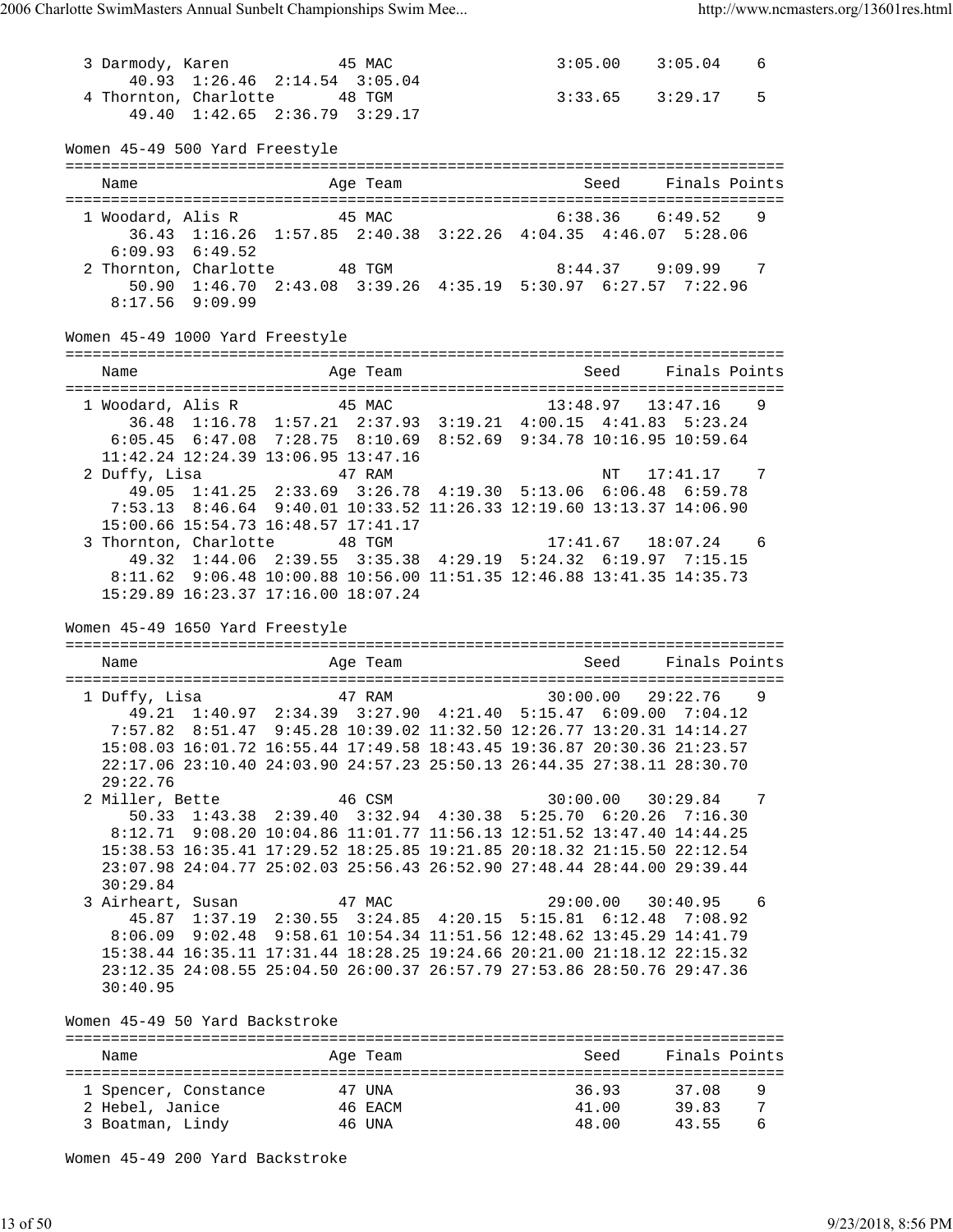| Name | Age | Team | Seed | Finals | Points |
|---|---|---|---|---|---|
| 3 Darmody, Karen | 45 | MAC | 3:05.00 | 3:05.04 | 6 |
| 40.93 1:26.46 2:14.54 3:05.04 | | | | | |
| 4 Thornton, Charlotte | 48 | TGM | 3:33.65 | 3:29.17 | 5 |
| 49.40 1:42.65 2:36.79 3:29.17 | | | | | |

Women 45-49 500 Yard Freestyle

| Name | Age | Team | Seed | Finals | Points |
|---|---|---|---|---|---|
| 1 Woodard, Alis R | 45 | MAC | 6:38.36 | 6:49.52 | 9 |
| 36.43 1:16.26 1:57.85 2:40.38 3:22.26 4:04.35 4:46.07 5:28.06 6:09.93 6:49.52 | | | | | |
| 2 Thornton, Charlotte | 48 | TGM | 8:44.37 | 9:09.99 | 7 |
| 50.90 1:46.70 2:43.08 3:39.26 4:35.19 5:30.97 6:27.57 7:22.96 8:17.56 9:09.99 | | | | | |

Women 45-49 1000 Yard Freestyle

| Name | Age | Team | Seed | Finals | Points |
|---|---|---|---|---|---|
| 1 Woodard, Alis R | 45 | MAC | 13:48.97 | 13:47.16 | 9 |
| 36.48 1:16.78 1:57.21 2:37.93 3:19.21 4:00.15 4:41.83 5:23.24 6:05.45 6:47.08 7:28.75 8:10.69 8:52.69 9:34.78 10:16.95 10:59.64 11:42.24 12:24.39 13:06.95 13:47.16 | | | | | |
| 2 Duffy, Lisa | 47 | RAM | NT | 17:41.17 | 7 |
| 49.05 1:41.25 2:33.69 3:26.78 4:19.30 5:13.06 6:06.48 6:59.78 7:53.13 8:46.64 9:40.01 10:33.52 11:26.33 12:19.60 13:13.37 14:06.90 15:00.66 15:54.73 16:48.57 17:41.17 | | | | | |
| 3 Thornton, Charlotte | 48 | TGM | 17:41.67 | 18:07.24 | 6 |
| 49.32 1:44.06 2:39.55 3:35.38 4:29.19 5:24.32 6:19.97 7:15.15 8:11.62 9:06.48 10:00.88 10:56.00 11:51.35 12:46.88 13:41.35 14:35.73 15:29.89 16:23.37 17:16.00 18:07.24 | | | | | |

Women 45-49 1650 Yard Freestyle

| Name | Age | Team | Seed | Finals | Points |
|---|---|---|---|---|---|
| 1 Duffy, Lisa | 47 | RAM | 30:00.00 | 29:22.76 | 9 |
| 49.21 1:40.97 2:34.39 3:27.90 4:21.40 5:15.47 6:09.00 7:04.12 7:57.82 8:51.47 9:45.28 10:39.02 11:32.50 12:26.77 13:20.31 14:14.27 15:08.03 16:01.72 16:55.44 17:49.58 18:43.45 19:36.87 20:30.36 21:23.57 22:17.06 23:10.40 24:03.90 24:57.23 25:50.13 26:44.35 27:38.11 28:30.70 29:22.76 | | | | | |
| 2 Miller, Bette | 46 | CSM | 30:00.00 | 30:29.84 | 7 |
| 50.33 1:43.38 2:39.40 3:32.94 4:30.38 5:25.70 6:20.26 7:16.30 8:12.71 9:08.20 10:04.86 11:01.77 11:56.13 12:51.52 13:47.40 14:44.25 15:38.53 16:35.41 17:29.52 18:25.85 19:21.85 20:18.32 21:15.50 22:12.54 23:07.98 24:04.77 25:02.03 25:56.43 26:52.90 27:48.44 28:44.00 29:39.44 30:29.84 | | | | | |
| 3 Airheart, Susan | 47 | MAC | 29:00.00 | 30:40.95 | 6 |
| 45.87 1:37.19 2:30.55 3:24.85 4:20.15 5:15.81 6:12.48 7:08.92 8:06.09 9:02.48 9:58.61 10:54.34 11:51.56 12:48.62 13:45.29 14:41.79 15:38.44 16:35.11 17:31.44 18:28.25 19:24.66 20:21.00 21:18.12 22:15.32 23:12.35 24:08.55 25:04.50 26:00.37 26:57.79 27:53.86 28:50.76 29:47.36 30:40.95 | | | | | |

Women 45-49 50 Yard Backstroke

| Name | Age | Team | Seed | Finals | Points |
|---|---|---|---|---|---|
| 1 Spencer, Constance | 47 | UNA | 36.93 | 37.08 | 9 |
| 2 Hebel, Janice | 46 | EACM | 41.00 | 39.83 | 7 |
| 3 Boatman, Lindy | 46 | UNA | 48.00 | 43.55 | 6 |

Women 45-49 200 Yard Backstroke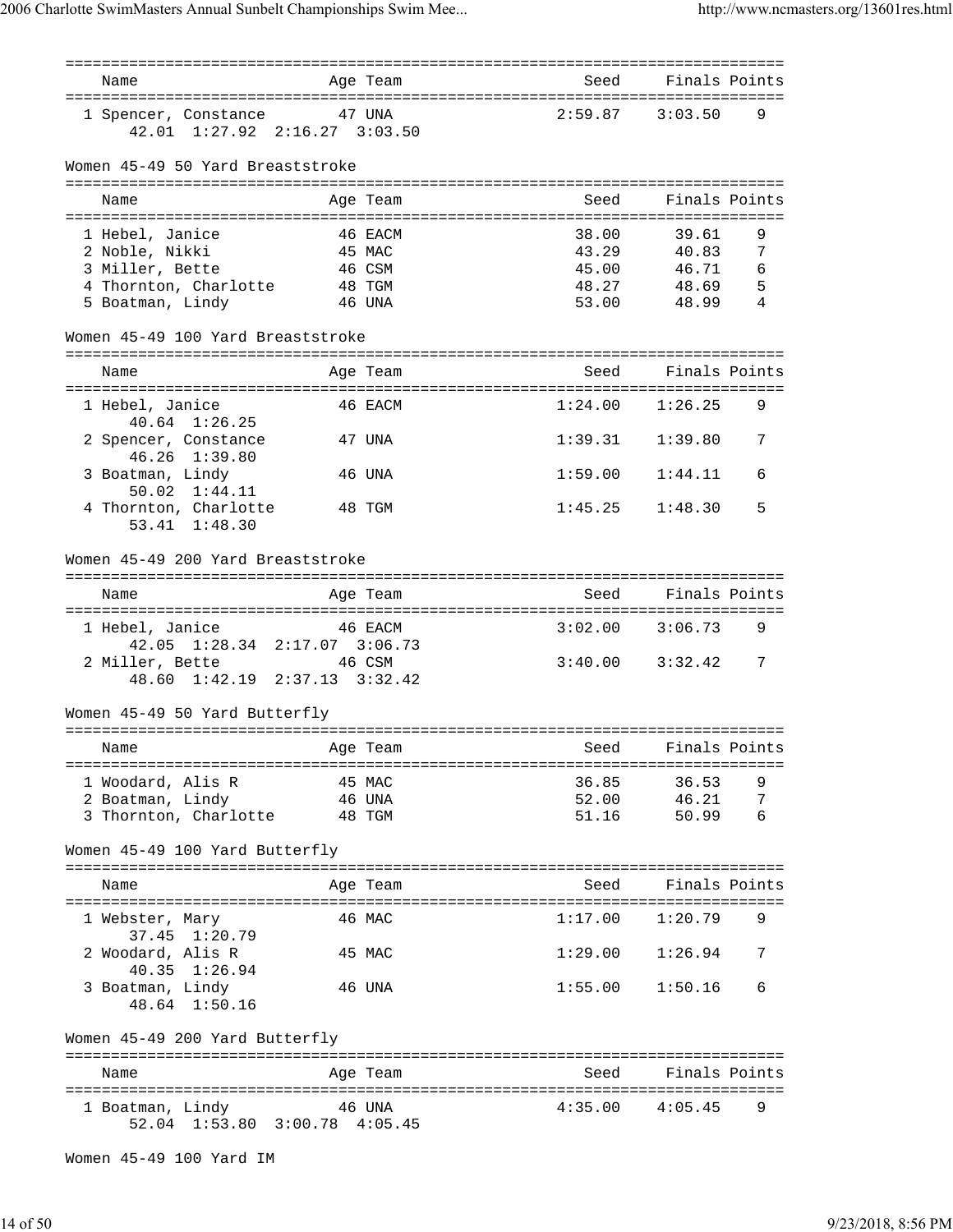| Name | Age | Team | Seed | Finals | Points |
|---|---|---|---|---|---|
| 1 Spencer, Constance | 47 | UNA | 2:59.87 | 3:03.50 | 9 |
| 42.01 1:27.92 2:16.27 3:03.50 | | | | | |

Women 45-49 50 Yard Breaststroke

| Name | Age | Team | Seed | Finals | Points |
|---|---|---|---|---|---|
| 1 Hebel, Janice | 46 | EACM | 38.00 | 39.61 | 9 |
| 2 Noble, Nikki | 45 | MAC | 43.29 | 40.83 | 7 |
| 3 Miller, Bette | 46 | CSM | 45.00 | 46.71 | 6 |
| 4 Thornton, Charlotte | 48 | TGM | 48.27 | 48.69 | 5 |
| 5 Boatman, Lindy | 46 | UNA | 53.00 | 48.99 | 4 |

Women 45-49 100 Yard Breaststroke

| Name | Age | Team | Seed | Finals | Points |
|---|---|---|---|---|---|
| 1 Hebel, Janice | 46 | EACM | 1:24.00 | 1:26.25 | 9 |
| 40.64 1:26.25 | | | | | |
| 2 Spencer, Constance | 47 | UNA | 1:39.31 | 1:39.80 | 7 |
| 46.26 1:39.80 | | | | | |
| 3 Boatman, Lindy | 46 | UNA | 1:59.00 | 1:44.11 | 6 |
| 50.02 1:44.11 | | | | | |
| 4 Thornton, Charlotte | 48 | TGM | 1:45.25 | 1:48.30 | 5 |
| 53.41 1:48.30 | | | | | |

Women 45-49 200 Yard Breaststroke

| Name | Age | Team | Seed | Finals | Points |
|---|---|---|---|---|---|
| 1 Hebel, Janice | 46 | EACM | 3:02.00 | 3:06.73 | 9 |
| 42.05 1:28.34 2:17.07 3:06.73 | | | | | |
| 2 Miller, Bette | 46 | CSM | 3:40.00 | 3:32.42 | 7 |
| 48.60 1:42.19 2:37.13 3:32.42 | | | | | |

Women 45-49 50 Yard Butterfly

| Name | Age | Team | Seed | Finals | Points |
|---|---|---|---|---|---|
| 1 Woodard, Alis R | 45 | MAC | 36.85 | 36.53 | 9 |
| 2 Boatman, Lindy | 46 | UNA | 52.00 | 46.21 | 7 |
| 3 Thornton, Charlotte | 48 | TGM | 51.16 | 50.99 | 6 |

Women 45-49 100 Yard Butterfly

| Name | Age | Team | Seed | Finals | Points |
|---|---|---|---|---|---|
| 1 Webster, Mary | 46 | MAC | 1:17.00 | 1:20.79 | 9 |
| 37.45 1:20.79 | | | | | |
| 2 Woodard, Alis R | 45 | MAC | 1:29.00 | 1:26.94 | 7 |
| 40.35 1:26.94 | | | | | |
| 3 Boatman, Lindy | 46 | UNA | 1:55.00 | 1:50.16 | 6 |
| 48.64 1:50.16 | | | | | |

Women 45-49 200 Yard Butterfly

| Name | Age | Team | Seed | Finals | Points |
|---|---|---|---|---|---|
| 1 Boatman, Lindy | 46 | UNA | 4:35.00 | 4:05.45 | 9 |
| 52.04 1:53.80 3:00.78 4:05.45 | | | | | |

Women 45-49 100 Yard IM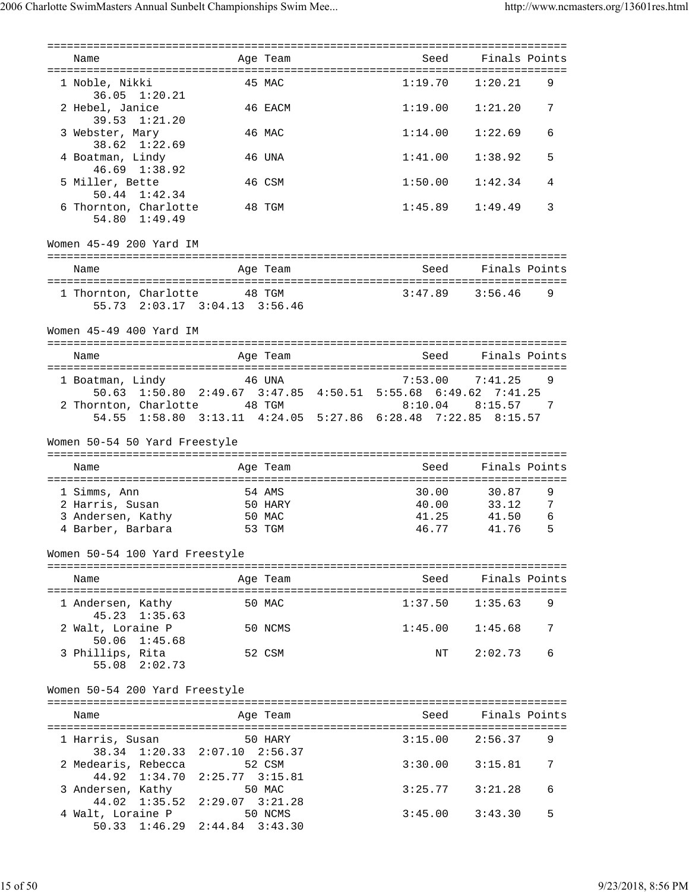| Name | Age | Team | Seed | Finals | Points |
|---|---|---|---|---|---|
| 1 Noble, Nikki | 45 | MAC | 1:19.70 | 1:20.21 | 9 |
| 36.05 1:20.21 | | | | | |
| 2 Hebel, Janice | 46 | EACM | 1:19.00 | 1:21.20 | 7 |
| 39.53 1:21.20 | | | | | |
| 3 Webster, Mary | 46 | MAC | 1:14.00 | 1:22.69 | 6 |
| 38.62 1:22.69 | | | | | |
| 4 Boatman, Lindy | 46 | UNA | 1:41.00 | 1:38.92 | 5 |
| 46.69 1:38.92 | | | | | |
| 5 Miller, Bette | 46 | CSM | 1:50.00 | 1:42.34 | 4 |
| 50.44 1:42.34 | | | | | |
| 6 Thornton, Charlotte | 48 | TGM | 1:45.89 | 1:49.49 | 3 |
| 54.80 1:49.49 | | | | | |

Women 45-49 200 Yard IM

| Name | Age | Team | Seed | Finals | Points |
|---|---|---|---|---|---|
| 1 Thornton, Charlotte | 48 | TGM | 3:47.89 | 3:56.46 | 9 |
| 55.73 2:03.17 3:04.13 3:56.46 | | | | | |

Women 45-49 400 Yard IM

| Name | Age | Team | Seed | Finals | Points |
|---|---|---|---|---|---|
| 1 Boatman, Lindy | 46 | UNA | 7:53.00 | 7:41.25 | 9 |
| 50.63 1:50.80 2:49.67 3:47.85 4:50.51 5:55.68 6:49.62 7:41.25 | | | | | |
| 2 Thornton, Charlotte | 48 | TGM | 8:10.04 | 8:15.57 | 7 |
| 54.55 1:58.80 3:13.11 4:24.05 5:27.86 6:28.48 7:22.85 8:15.57 | | | | | |

Women 50-54 50 Yard Freestyle

| Name | Age | Team | Seed | Finals | Points |
|---|---|---|---|---|---|
| 1 Simms, Ann | 54 | AMS | 30.00 | 30.87 | 9 |
| 2 Harris, Susan | 50 | HARY | 40.00 | 33.12 | 7 |
| 3 Andersen, Kathy | 50 | MAC | 41.25 | 41.50 | 6 |
| 4 Barber, Barbara | 53 | TGM | 46.77 | 41.76 | 5 |

Women 50-54 100 Yard Freestyle

| Name | Age | Team | Seed | Finals | Points |
|---|---|---|---|---|---|
| 1 Andersen, Kathy | 50 | MAC | 1:37.50 | 1:35.63 | 9 |
| 45.23 1:35.63 | | | | | |
| 2 Walt, Loraine P | 50 | NCMS | 1:45.00 | 1:45.68 | 7 |
| 50.06 1:45.68 | | | | | |
| 3 Phillips, Rita | 52 | CSM | NT | 2:02.73 | 6 |
| 55.08 2:02.73 | | | | | |

Women 50-54 200 Yard Freestyle

| Name | Age | Team | Seed | Finals | Points |
|---|---|---|---|---|---|
| 1 Harris, Susan | 50 | HARY | 3:15.00 | 2:56.37 | 9 |
| 38.34 1:20.33 2:07.10 2:56.37 | | | | | |
| 2 Medearis, Rebecca | 52 | CSM | 3:30.00 | 3:15.81 | 7 |
| 44.92 1:34.70 2:25.77 3:15.81 | | | | | |
| 3 Andersen, Kathy | 50 | MAC | 3:25.77 | 3:21.28 | 6 |
| 44.02 1:35.52 2:29.07 3:21.28 | | | | | |
| 4 Walt, Loraine P | 50 | NCMS | 3:45.00 | 3:43.30 | 5 |
| 50.33 1:46.29 2:44.84 3:43.30 | | | | | |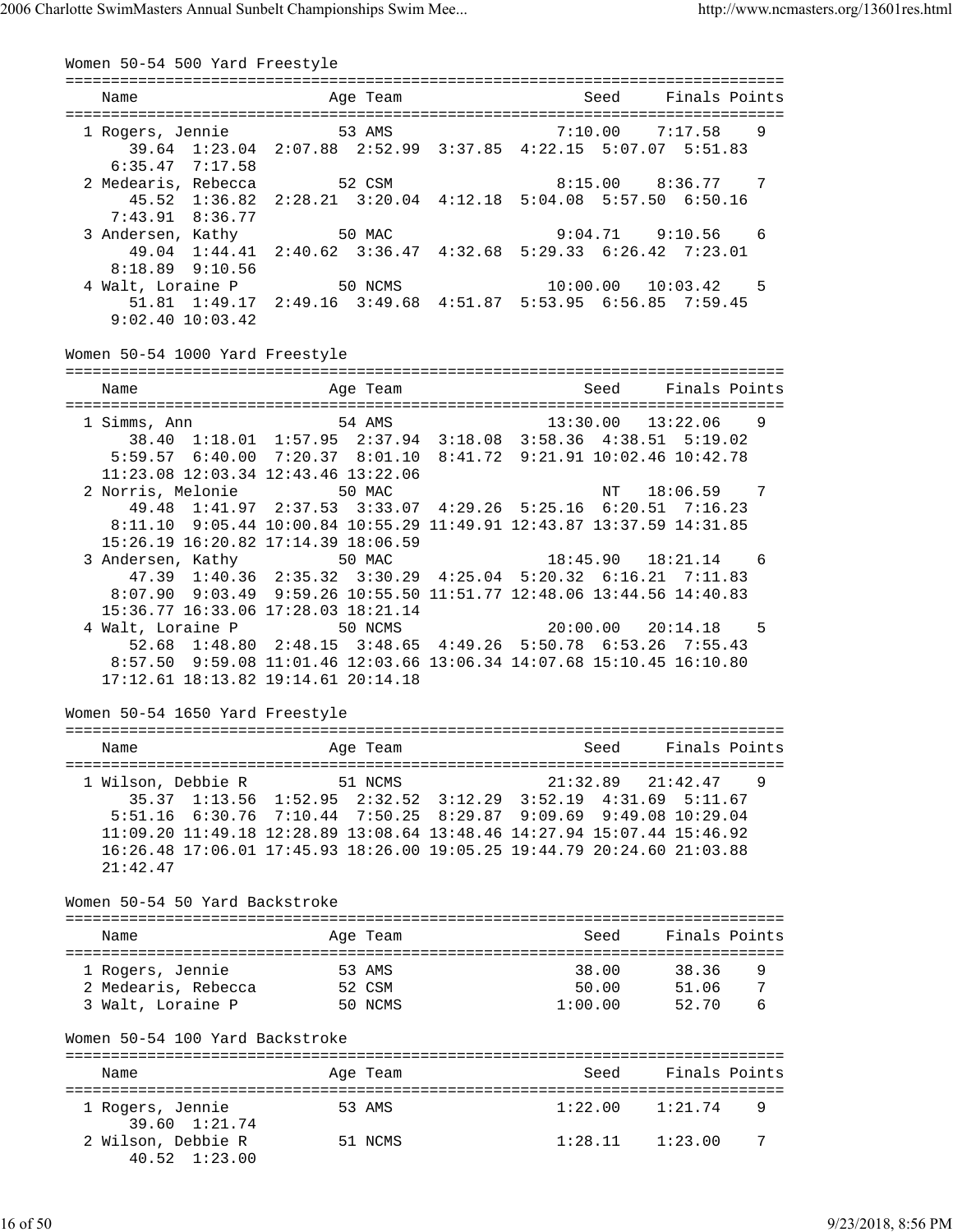## Women 50-54 500 Yard Freestyle

| Name | Age | Team | Seed | Finals | Points |
|---|---|---|---|---|---|
| 1 Rogers, Jennie | 53 | AMS | 7:10.00 | 7:17.58 | 9 |
| 39.64 1:23.04 2:07.88 2:52.99 3:37.85 4:22.15 5:07.07 5:51.83 6:35.47 7:17.58 | | | | | |
| 2 Medearis, Rebecca | 52 | CSM | 8:15.00 | 8:36.77 | 7 |
| 45.52 1:36.82 2:28.21 3:20.04 4:12.18 5:04.08 5:57.50 6:50.16 7:43.91 8:36.77 | | | | | |
| 3 Andersen, Kathy | 50 | MAC | 9:04.71 | 9:10.56 | 6 |
| 49.04 1:44.41 2:40.62 3:36.47 4:32.68 5:29.33 6:26.42 7:23.01 8:18.89 9:10.56 | | | | | |
| 4 Walt, Loraine P | 50 | NCMS | 10:00.00 | 10:03.42 | 5 |
| 51.81 1:49.17 2:49.16 3:49.68 4:51.87 5:53.95 6:56.85 7:59.45 9:02.40 10:03.42 | | | | | |

## Women 50-54 1000 Yard Freestyle

| Name | Age | Team | Seed | Finals | Points |
|---|---|---|---|---|---|
| 1 Simms, Ann | 54 | AMS | 13:30.00 | 13:22.06 | 9 |
| 38.40 1:18.01 1:57.95 2:37.94 3:18.08 3:58.36 4:38.51 5:19.02 5:59.57 6:40.00 7:20.37 8:01.10 8:41.72 9:21.91 10:02.46 10:42.78 11:23.08 12:03.34 12:43.46 13:22.06 | | | | | |
| 2 Norris, Melonie | 50 | MAC | NT | 18:06.59 | 7 |
| 49.48 1:41.97 2:37.53 3:33.07 4:29.26 5:25.16 6:20.51 7:16.23 8:11.10 9:05.44 10:00.84 10:55.29 11:49.91 12:43.87 13:37.59 14:31.85 15:26.19 16:20.82 17:14.39 18:06.59 | | | | | |
| 3 Andersen, Kathy | 50 | MAC | 18:45.90 | 18:21.14 | 6 |
| 47.39 1:40.36 2:35.32 3:30.29 4:25.04 5:20.32 6:16.21 7:11.83 8:07.90 9:03.49 9:59.26 10:55.50 11:51.77 12:48.06 13:44.56 14:40.83 15:36.77 16:33.06 17:28.03 18:21.14 | | | | | |
| 4 Walt, Loraine P | 50 | NCMS | 20:00.00 | 20:14.18 | 5 |
| 52.68 1:48.80 2:48.15 3:48.65 4:49.26 5:50.78 6:53.26 7:55.43 8:57.50 9:59.08 11:01.46 12:03.66 13:06.34 14:07.68 15:10.45 16:10.80 17:12.61 18:13.82 19:14.61 20:14.18 | | | | | |

## Women 50-54 1650 Yard Freestyle

| Name | Age | Team | Seed | Finals | Points |
|---|---|---|---|---|---|
| 1 Wilson, Debbie R | 51 | NCMS | 21:32.89 | 21:42.47 | 9 |
| 35.37 1:13.56 1:52.95 2:32.52 3:12.29 3:52.19 4:31.69 5:11.67 5:51.16 6:30.76 7:10.44 7:50.25 8:29.87 9:09.69 9:49.08 10:29.04 11:09.20 11:49.18 12:28.89 13:08.64 13:48.46 14:27.94 15:07.44 15:46.92 16:26.48 17:06.01 17:45.93 18:26.00 19:05.25 19:44.79 20:24.60 21:03.88 21:42.47 | | | | | |

## Women 50-54 50 Yard Backstroke

| Name | Age | Team | Seed | Finals | Points |
|---|---|---|---|---|---|
| 1 Rogers, Jennie | 53 | AMS | 38.00 | 38.36 | 9 |
| 2 Medearis, Rebecca | 52 | CSM | 50.00 | 51.06 | 7 |
| 3 Walt, Loraine P | 50 | NCMS | 1:00.00 | 52.70 | 6 |

## Women 50-54 100 Yard Backstroke

| Name | Age | Team | Seed | Finals | Points |
|---|---|---|---|---|---|
| 1 Rogers, Jennie | 53 | AMS | 1:22.00 | 1:21.74 | 9 |
| 39.60 1:21.74 | | | | | |
| 2 Wilson, Debbie R | 51 | NCMS | 1:28.11 | 1:23.00 | 7 |
| 40.52 1:23.00 | | | | | |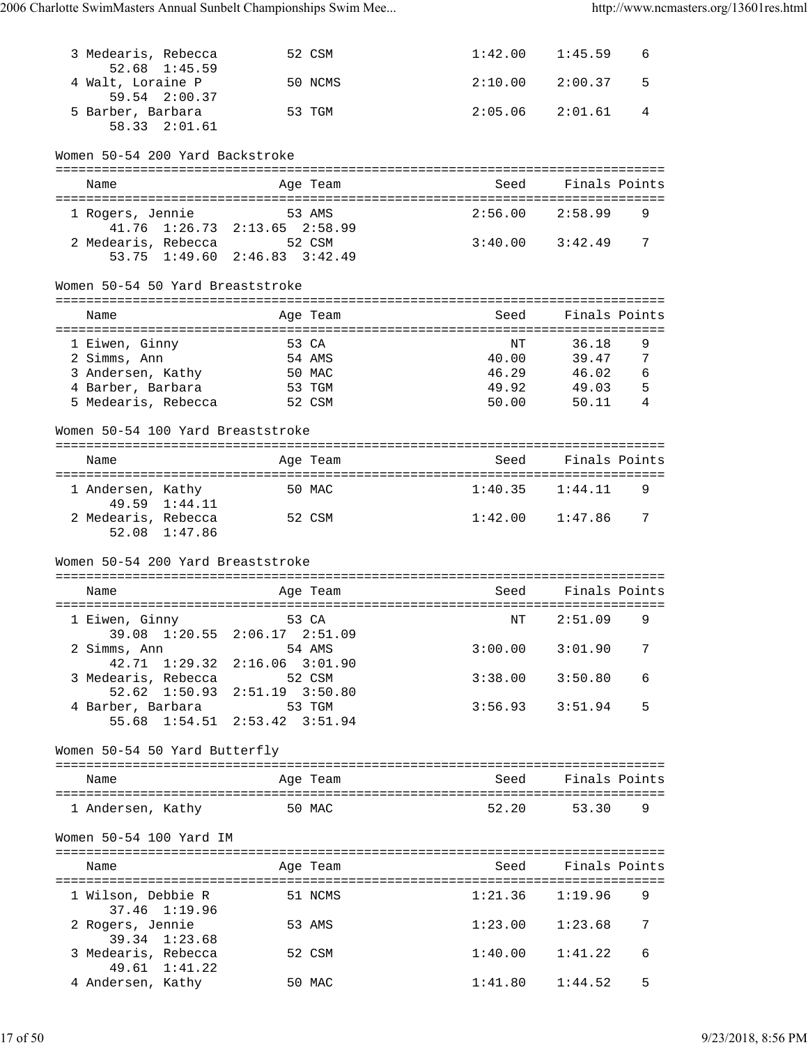| Name | Age | Team | Seed | Finals | Points |
|---|---|---|---|---|---|
| 3 Medearis, Rebecca | 52 | CSM | 1:42.00 | 1:45.59 | 6 |
| 52.68 1:45.59 | | | | | |
| 4 Walt, Loraine P | 50 | NCMS | 2:10.00 | 2:00.37 | 5 |
| 59.54 2:00.37 | | | | | |
| 5 Barber, Barbara | 53 | TGM | 2:05.06 | 2:01.61 | 4 |
| 58.33 2:01.61 | | | | | |

Women 50-54 200 Yard Backstroke

| Name | Age | Team | Seed | Finals | Points |
|---|---|---|---|---|---|
| 1 Rogers, Jennie | 53 | AMS | 2:56.00 | 2:58.99 | 9 |
| 41.76 1:26.73 2:13.65 2:58.99 | | | | | |
| 2 Medearis, Rebecca | 52 | CSM | 3:40.00 | 3:42.49 | 7 |
| 53.75 1:49.60 2:46.83 3:42.49 | | | | | |

Women 50-54 50 Yard Breaststroke

| Name | Age | Team | Seed | Finals | Points |
|---|---|---|---|---|---|
| 1 Eiwen, Ginny | 53 | CA | NT | 36.18 | 9 |
| 2 Simms, Ann | 54 | AMS | 40.00 | 39.47 | 7 |
| 3 Andersen, Kathy | 50 | MAC | 46.29 | 46.02 | 6 |
| 4 Barber, Barbara | 53 | TGM | 49.92 | 49.03 | 5 |
| 5 Medearis, Rebecca | 52 | CSM | 50.00 | 50.11 | 4 |

Women 50-54 100 Yard Breaststroke

| Name | Age | Team | Seed | Finals | Points |
|---|---|---|---|---|---|
| 1 Andersen, Kathy | 50 | MAC | 1:40.35 | 1:44.11 | 9 |
| 49.59 1:44.11 | | | | | |
| 2 Medearis, Rebecca | 52 | CSM | 1:42.00 | 1:47.86 | 7 |
| 52.08 1:47.86 | | | | | |

Women 50-54 200 Yard Breaststroke

| Name | Age | Team | Seed | Finals | Points |
|---|---|---|---|---|---|
| 1 Eiwen, Ginny | 53 | CA | NT | 2:51.09 | 9 |
| 39.08 1:20.55 2:06.17 2:51.09 | | | | | |
| 2 Simms, Ann | 54 | AMS | 3:00.00 | 3:01.90 | 7 |
| 42.71 1:29.32 2:16.06 3:01.90 | | | | | |
| 3 Medearis, Rebecca | 52 | CSM | 3:38.00 | 3:50.80 | 6 |
| 52.62 1:50.93 2:51.19 3:50.80 | | | | | |
| 4 Barber, Barbara | 53 | TGM | 3:56.93 | 3:51.94 | 5 |
| 55.68 1:54.51 2:53.42 3:51.94 | | | | | |

Women 50-54 50 Yard Butterfly

| Name | Age | Team | Seed | Finals | Points |
|---|---|---|---|---|---|
| 1 Andersen, Kathy | 50 | MAC | 52.20 | 53.30 | 9 |

Women 50-54 100 Yard IM

| Name | Age | Team | Seed | Finals | Points |
|---|---|---|---|---|---|
| 1 Wilson, Debbie R | 51 | NCMS | 1:21.36 | 1:19.96 | 9 |
| 37.46 1:19.96 | | | | | |
| 2 Rogers, Jennie | 53 | AMS | 1:23.00 | 1:23.68 | 7 |
| 39.34 1:23.68 | | | | | |
| 3 Medearis, Rebecca | 52 | CSM | 1:40.00 | 1:41.22 | 6 |
| 49.61 1:41.22 | | | | | |
| 4 Andersen, Kathy | 50 | MAC | 1:41.80 | 1:44.52 | 5 |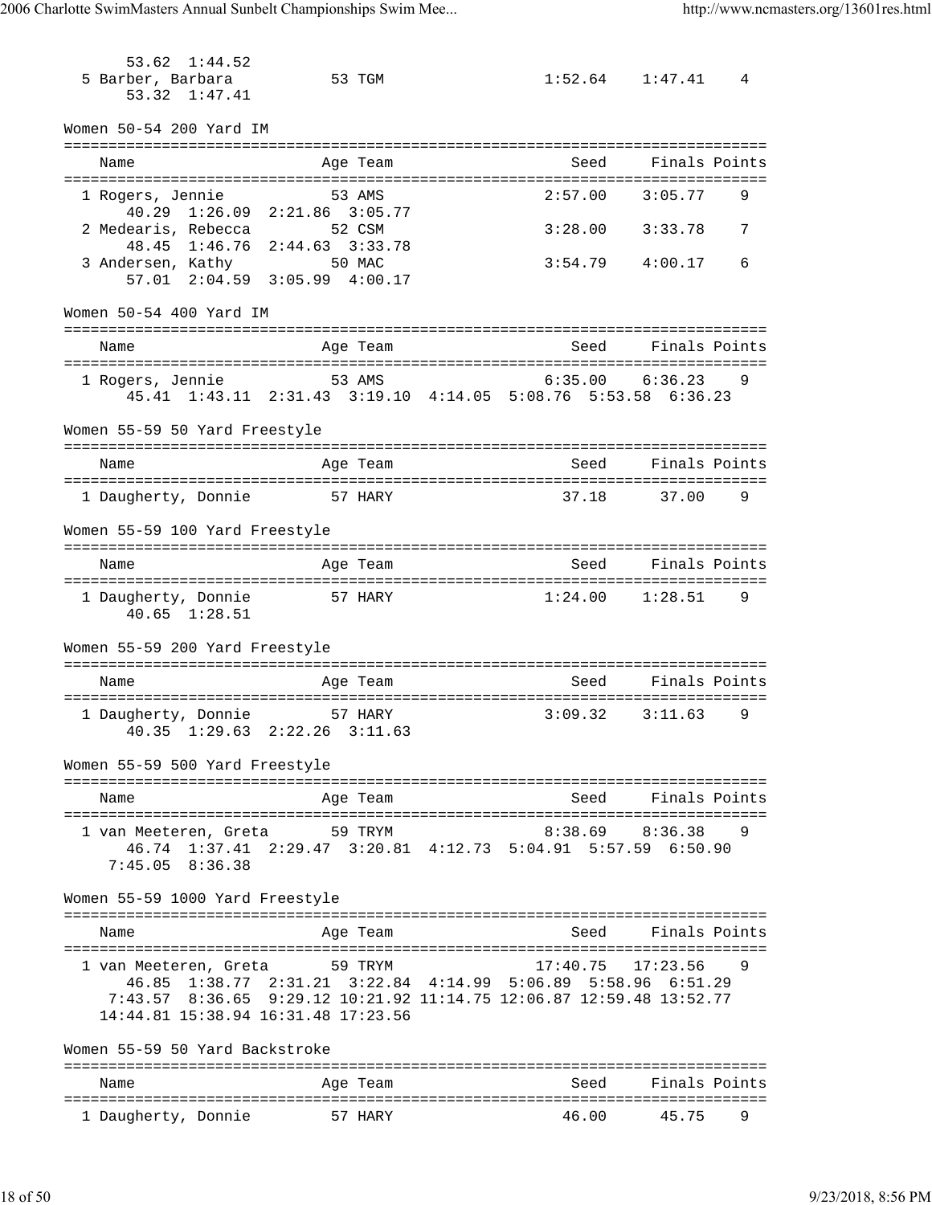53.62 1:44.52

| Name | Age Team | Seed | Finals | Points |
|---|---|---|---|---|
| 5 Barber, Barbara | 53 TGM | 1:52.64 | 1:47.41 | 4 |

53.32 1:47.41

### Women 50-54 200 Yard IM

| Name | Age Team | Seed | Finals | Points |
|---|---|---|---|---|
| 1 Rogers, Jennie | 53 AMS | 2:57.00 | 3:05.77 | 9 |
| 40.29 1:26.09 2:21.86 3:05.77 | | | | |
| 2 Medearis, Rebecca | 52 CSM | 3:28.00 | 3:33.78 | 7 |
| 48.45 1:46.76 2:44.63 3:33.78 | | | | |
| 3 Andersen, Kathy | 50 MAC | 3:54.79 | 4:00.17 | 6 |
| 57.01 2:04.59 3:05.99 4:00.17 | | | | |

### Women 50-54 400 Yard IM

| Name | Age Team | Seed | Finals | Points |
|---|---|---|---|---|
| 1 Rogers, Jennie | 53 AMS | 6:35.00 | 6:36.23 | 9 |
| 45.41 1:43.11 2:31.43 3:19.10 4:14.05 5:08.76 5:53.58 6:36.23 | | | | |

### Women 55-59 50 Yard Freestyle

| Name | Age Team | Seed | Finals | Points |
|---|---|---|---|---|
| 1 Daugherty, Donnie | 57 HARY | 37.18 | 37.00 | 9 |

### Women 55-59 100 Yard Freestyle

| Name | Age Team | Seed | Finals | Points |
|---|---|---|---|---|
| 1 Daugherty, Donnie | 57 HARY | 1:24.00 | 1:28.51 | 9 |
| 40.65 1:28.51 | | | | |

### Women 55-59 200 Yard Freestyle

| Name | Age Team | Seed | Finals | Points |
|---|---|---|---|---|
| 1 Daugherty, Donnie | 57 HARY | 3:09.32 | 3:11.63 | 9 |
| 40.35 1:29.63 2:22.26 3:11.63 | | | | |

### Women 55-59 500 Yard Freestyle

| Name | Age Team | Seed | Finals | Points |
|---|---|---|---|---|
| 1 van Meeteren, Greta | 59 TRYM | 8:38.69 | 8:36.38 | 9 |
| 46.74 1:37.41 2:29.47 3:20.81 4:12.73 5:04.91 5:57.59 6:50.90 7:45.05 8:36.38 | | | | |

### Women 55-59 1000 Yard Freestyle

| Name | Age Team | Seed | Finals | Points |
|---|---|---|---|---|
| 1 van Meeteren, Greta | 59 TRYM | 17:40.75 | 17:23.56 | 9 |
| 46.85 1:38.77 2:31.21 3:22.84 4:14.99 5:06.89 5:58.96 6:51.29 7:43.57 8:36.65 9:29.12 10:21.92 11:14.75 12:06.87 12:59.48 13:52.77 14:44.81 15:38.94 16:31.48 17:23.56 | | | | |

### Women 55-59 50 Yard Backstroke

| Name | Age Team | Seed | Finals | Points |
|---|---|---|---|---|
| 1 Daugherty, Donnie | 57 HARY | 46.00 | 45.75 | 9 |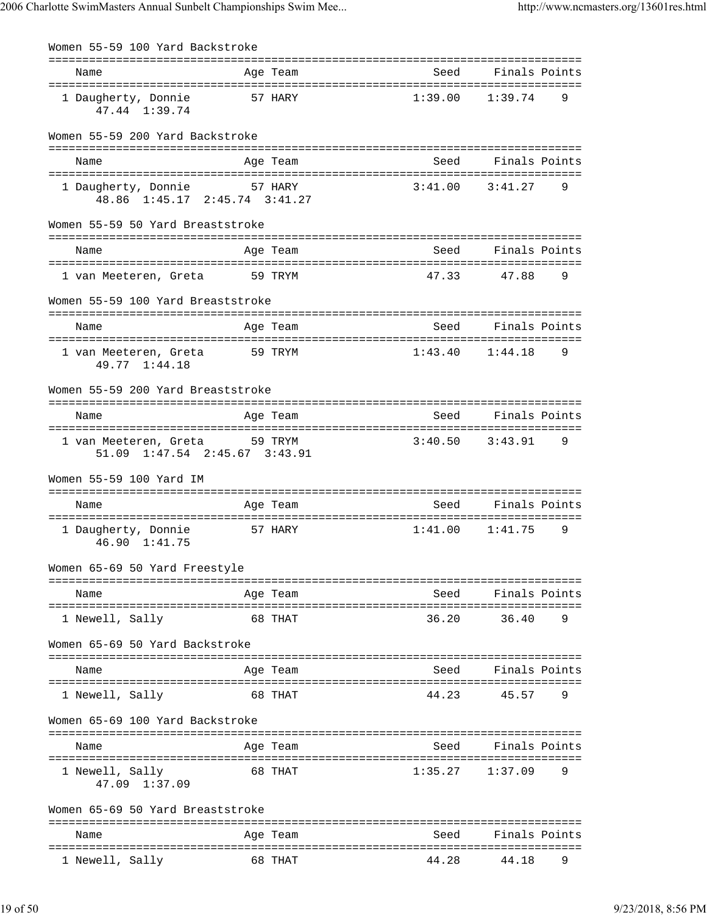## Women 55-59 100 Yard Backstroke

| Name | Age | Team | Seed | Finals | Points |
|---|---|---|---|---|---|
| 1 Daugherty, Donnie | 57 | HARY | 1:39.00 | 1:39.74 | 9 |
| 47.44 1:39.74 | | | | | |

## Women 55-59 200 Yard Backstroke

| Name | Age | Team | Seed | Finals | Points |
|---|---|---|---|---|---|
| 1 Daugherty, Donnie | 57 | HARY | 3:41.00 | 3:41.27 | 9 |
| 48.86 1:45.17 2:45.74 3:41.27 | | | | | |

## Women 55-59 50 Yard Breaststroke

| Name | Age | Team | Seed | Finals | Points |
|---|---|---|---|---|---|
| 1 van Meeteren, Greta | 59 | TRYM | 47.33 | 47.88 | 9 |

## Women 55-59 100 Yard Breaststroke

| Name | Age | Team | Seed | Finals | Points |
|---|---|---|---|---|---|
| 1 van Meeteren, Greta | 59 | TRYM | 1:43.40 | 1:44.18 | 9 |
| 49.77 1:44.18 | | | | | |

## Women 55-59 200 Yard Breaststroke

| Name | Age | Team | Seed | Finals | Points |
|---|---|---|---|---|---|
| 1 van Meeteren, Greta | 59 | TRYM | 3:40.50 | 3:43.91 | 9 |
| 51.09 1:47.54 2:45.67 3:43.91 | | | | | |

## Women 55-59 100 Yard IM

| Name | Age | Team | Seed | Finals | Points |
|---|---|---|---|---|---|
| 1 Daugherty, Donnie | 57 | HARY | 1:41.00 | 1:41.75 | 9 |
| 46.90 1:41.75 | | | | | |

## Women 65-69 50 Yard Freestyle

| Name | Age | Team | Seed | Finals | Points |
|---|---|---|---|---|---|
| 1 Newell, Sally | 68 | THAT | 36.20 | 36.40 | 9 |

## Women 65-69 50 Yard Backstroke

| Name | Age | Team | Seed | Finals | Points |
|---|---|---|---|---|---|
| 1 Newell, Sally | 68 | THAT | 44.23 | 45.57 | 9 |

## Women 65-69 100 Yard Backstroke

| Name | Age | Team | Seed | Finals | Points |
|---|---|---|---|---|---|
| 1 Newell, Sally | 68 | THAT | 1:35.27 | 1:37.09 | 9 |
| 47.09 1:37.09 | | | | | |

## Women 65-69 50 Yard Breaststroke

| Name | Age | Team | Seed | Finals | Points |
|---|---|---|---|---|---|
| 1 Newell, Sally | 68 | THAT | 44.28 | 44.18 | 9 |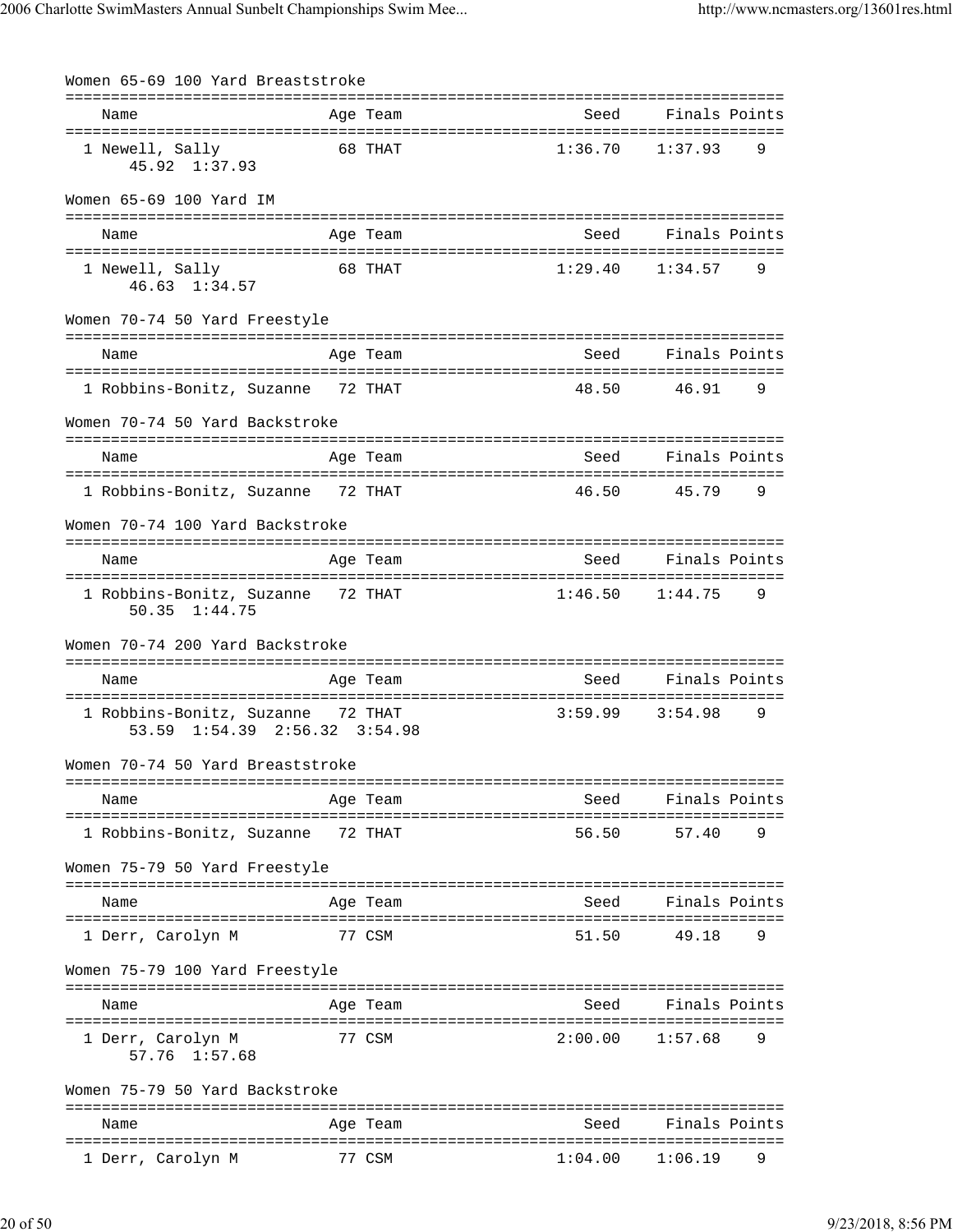## Women 65-69 100 Yard Breaststroke

| Name | Age | Team | Seed | Finals | Points |
|---|---|---|---|---|---|
| 1 Newell, Sally | 68 | THAT | 1:36.70 | 1:37.93 | 9 |
| 45.92 1:37.93 | | | | | |

## Women 65-69 100 Yard IM

| Name | Age | Team | Seed | Finals | Points |
|---|---|---|---|---|---|
| 1 Newell, Sally | 68 | THAT | 1:29.40 | 1:34.57 | 9 |
| 46.63 1:34.57 | | | | | |

## Women 70-74 50 Yard Freestyle

| Name | Age | Team | Seed | Finals | Points |
|---|---|---|---|---|---|
| 1 Robbins-Bonitz, Suzanne | 72 | THAT | 48.50 | 46.91 | 9 |

## Women 70-74 50 Yard Backstroke

| Name | Age | Team | Seed | Finals | Points |
|---|---|---|---|---|---|
| 1 Robbins-Bonitz, Suzanne | 72 | THAT | 46.50 | 45.79 | 9 |

## Women 70-74 100 Yard Backstroke

| Name | Age | Team | Seed | Finals | Points |
|---|---|---|---|---|---|
| 1 Robbins-Bonitz, Suzanne | 72 | THAT | 1:46.50 | 1:44.75 | 9 |
| 50.35 1:44.75 | | | | | |

## Women 70-74 200 Yard Backstroke

| Name | Age | Team | Seed | Finals | Points |
|---|---|---|---|---|---|
| 1 Robbins-Bonitz, Suzanne | 72 | THAT | 3:59.99 | 3:54.98 | 9 |
| 53.59 1:54.39 2:56.32 3:54.98 | | | | | |

## Women 70-74 50 Yard Breaststroke

| Name | Age | Team | Seed | Finals | Points |
|---|---|---|---|---|---|
| 1 Robbins-Bonitz, Suzanne | 72 | THAT | 56.50 | 57.40 | 9 |

## Women 75-79 50 Yard Freestyle

| Name | Age | Team | Seed | Finals | Points |
|---|---|---|---|---|---|
| 1 Derr, Carolyn M | 77 | CSM | 51.50 | 49.18 | 9 |

## Women 75-79 100 Yard Freestyle

| Name | Age | Team | Seed | Finals | Points |
|---|---|---|---|---|---|
| 1 Derr, Carolyn M | 77 | CSM | 2:00.00 | 1:57.68 | 9 |
| 57.76 1:57.68 | | | | | |

## Women 75-79 50 Yard Backstroke

| Name | Age | Team | Seed | Finals | Points |
|---|---|---|---|---|---|
| 1 Derr, Carolyn M | 77 | CSM | 1:04.00 | 1:06.19 | 9 |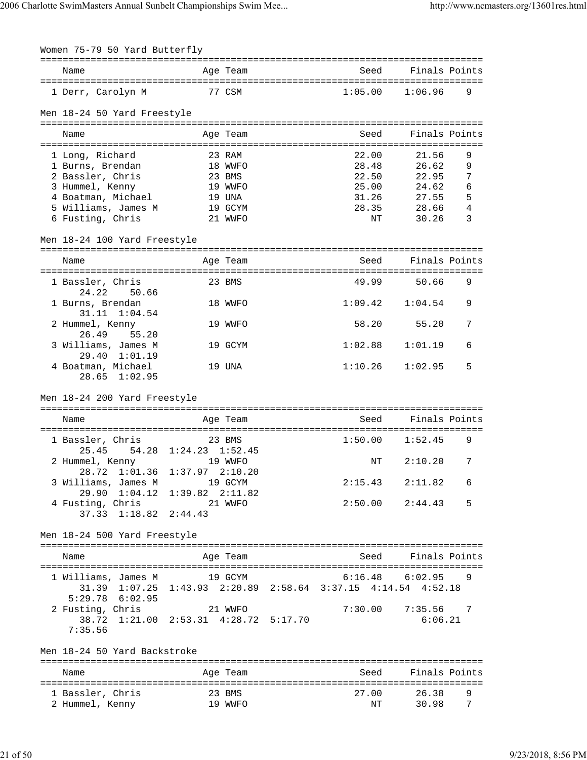## Women 75-79 50 Yard Butterfly

| Name | Age | Team | Seed | Finals | Points |
|---|---|---|---|---|---|
| 1 Derr, Carolyn M | 77 | CSM | 1:05.00 | 1:06.96 | 9 |

## Men 18-24 50 Yard Freestyle

| Name | Age | Team | Seed | Finals | Points |
|---|---|---|---|---|---|
| 1 Long, Richard | 23 | RAM | 22.00 | 21.56 | 9 |
| 1 Burns, Brendan | 18 | WWFO | 28.48 | 26.62 | 9 |
| 2 Bassler, Chris | 23 | BMS | 22.50 | 22.95 | 7 |
| 3 Hummel, Kenny | 19 | WWFO | 25.00 | 24.62 | 6 |
| 4 Boatman, Michael | 19 | UNA | 31.26 | 27.55 | 5 |
| 5 Williams, James M | 19 | GCYM | 28.35 | 28.66 | 4 |
| 6 Fusting, Chris | 21 | WWFO | NT | 30.26 | 3 |

## Men 18-24 100 Yard Freestyle

| Name | Age | Team | Seed | Finals | Points |
|---|---|---|---|---|---|
| 1 Bassler, Chris | 23 | BMS | 49.99 | 50.66 | 9 |
| 24.22  50.66 | | | | | |
| 1 Burns, Brendan | 18 | WWFO | 1:09.42 | 1:04.54 | 9 |
| 31.11  1:04.54 | | | | | |
| 2 Hummel, Kenny | 19 | WWFO | 58.20 | 55.20 | 7 |
| 26.49  55.20 | | | | | |
| 3 Williams, James M | 19 | GCYM | 1:02.88 | 1:01.19 | 6 |
| 29.40  1:01.19 | | | | | |
| 4 Boatman, Michael | 19 | UNA | 1:10.26 | 1:02.95 | 5 |
| 28.65  1:02.95 | | | | | |

## Men 18-24 200 Yard Freestyle

| Name | Age | Team | Seed | Finals | Points |
|---|---|---|---|---|---|
| 1 Bassler, Chris | 23 | BMS | 1:50.00 | 1:52.45 | 9 |
| 25.45  54.28  1:24.23  1:52.45 | | | | | |
| 2 Hummel, Kenny | 19 | WWFO | NT | 2:10.20 | 7 |
| 28.72  1:01.36  1:37.97  2:10.20 | | | | | |
| 3 Williams, James M | 19 | GCYM | 2:15.43 | 2:11.82 | 6 |
| 29.90  1:04.12  1:39.82  2:11.82 | | | | | |
| 4 Fusting, Chris | 21 | WWFO | 2:50.00 | 2:44.43 | 5 |
| 37.33  1:18.82  2:44.43 | | | | | |

## Men 18-24 500 Yard Freestyle

| Name | Age | Team | Seed | Finals | Points |
|---|---|---|---|---|---|
| 1 Williams, James M | 19 | GCYM | 6:16.48 | 6:02.95 | 9 |
| 31.39  1:07.25  1:43.93  2:20.89  2:58.64  3:37.15  4:14.54  4:52.18  5:29.78  6:02.95 | | | | | |
| 2 Fusting, Chris | 21 | WWFO | 7:30.00 | 7:35.56 | 7 |
| 38.72  1:21.00  2:53.31  4:28.72  5:17.70  6:06.21  7:35.56 | | | | | |

## Men 18-24 50 Yard Backstroke

| Name | Age | Team | Seed | Finals | Points |
|---|---|---|---|---|---|
| 1 Bassler, Chris | 23 | BMS | 27.00 | 26.38 | 9 |
| 2 Hummel, Kenny | 19 | WWFO | NT | 30.98 | 7 |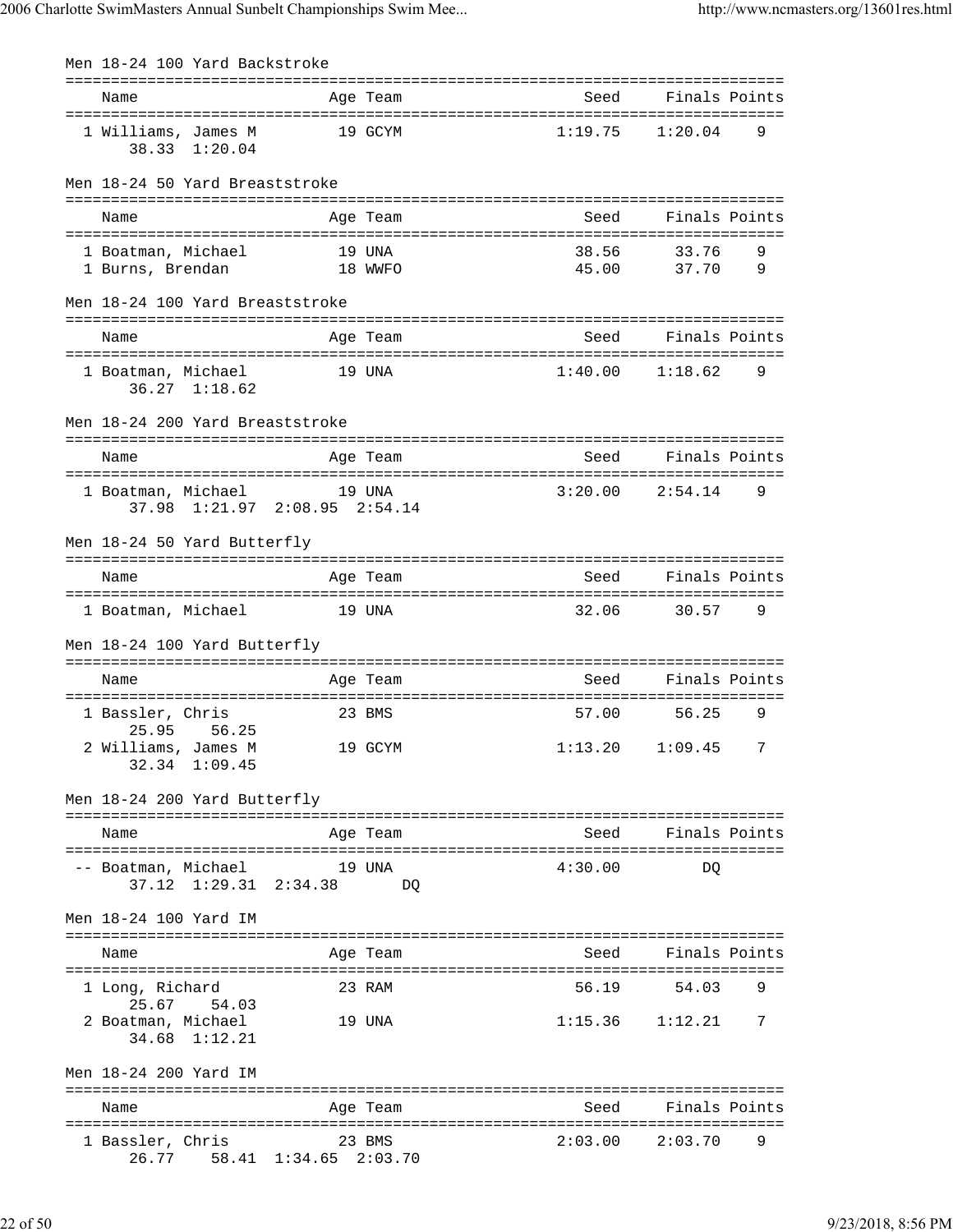### Men 18-24 100 Yard Backstroke

| Name | Age | Team | Seed | Finals | Points |
|---|---|---|---|---|---|
| 1 Williams, James M | 19 | GCYM | 1:19.75 | 1:20.04 | 9 |
| 38.33 1:20.04 | | | | | |

### Men 18-24 50 Yard Breaststroke

| Name | Age | Team | Seed | Finals | Points |
|---|---|---|---|---|---|
| 1 Boatman, Michael | 19 | UNA | 38.56 | 33.76 | 9 |
| 1 Burns, Brendan | 18 | WWFO | 45.00 | 37.70 | 9 |

### Men 18-24 100 Yard Breaststroke

| Name | Age | Team | Seed | Finals | Points |
|---|---|---|---|---|---|
| 1 Boatman, Michael | 19 | UNA | 1:40.00 | 1:18.62 | 9 |
| 36.27 1:18.62 | | | | | |

### Men 18-24 200 Yard Breaststroke

| Name | Age | Team | Seed | Finals | Points |
|---|---|---|---|---|---|
| 1 Boatman, Michael | 19 | UNA | 3:20.00 | 2:54.14 | 9 |
| 37.98 1:21.97 2:08.95 2:54.14 | | | | | |

### Men 18-24 50 Yard Butterfly

| Name | Age | Team | Seed | Finals | Points |
|---|---|---|---|---|---|
| 1 Boatman, Michael | 19 | UNA | 32.06 | 30.57 | 9 |

### Men 18-24 100 Yard Butterfly

| Name | Age | Team | Seed | Finals | Points |
|---|---|---|---|---|---|
| 1 Bassler, Chris | 23 | BMS | 57.00 | 56.25 | 9 |
| 25.95 56.25 | | | | | |
| 2 Williams, James M | 19 | GCYM | 1:13.20 | 1:09.45 | 7 |
| 32.34 1:09.45 | | | | | |

### Men 18-24 200 Yard Butterfly

| Name | Age | Team | Seed | Finals | Points |
|---|---|---|---|---|---|
| -- Boatman, Michael | 19 | UNA | 4:30.00 | DQ | |
| 37.12 1:29.31 2:34.38 DQ | | | | | |

### Men 18-24 100 Yard IM

| Name | Age | Team | Seed | Finals | Points |
|---|---|---|---|---|---|
| 1 Long, Richard | 23 | RAM | 56.19 | 54.03 | 9 |
| 25.67 54.03 | | | | | |
| 2 Boatman, Michael | 19 | UNA | 1:15.36 | 1:12.21 | 7 |
| 34.68 1:12.21 | | | | | |

### Men 18-24 200 Yard IM

| Name | Age | Team | Seed | Finals | Points |
|---|---|---|---|---|---|
| 1 Bassler, Chris | 23 | BMS | 2:03.00 | 2:03.70 | 9 |
| 26.77 58.41 1:34.65 2:03.70 | | | | | |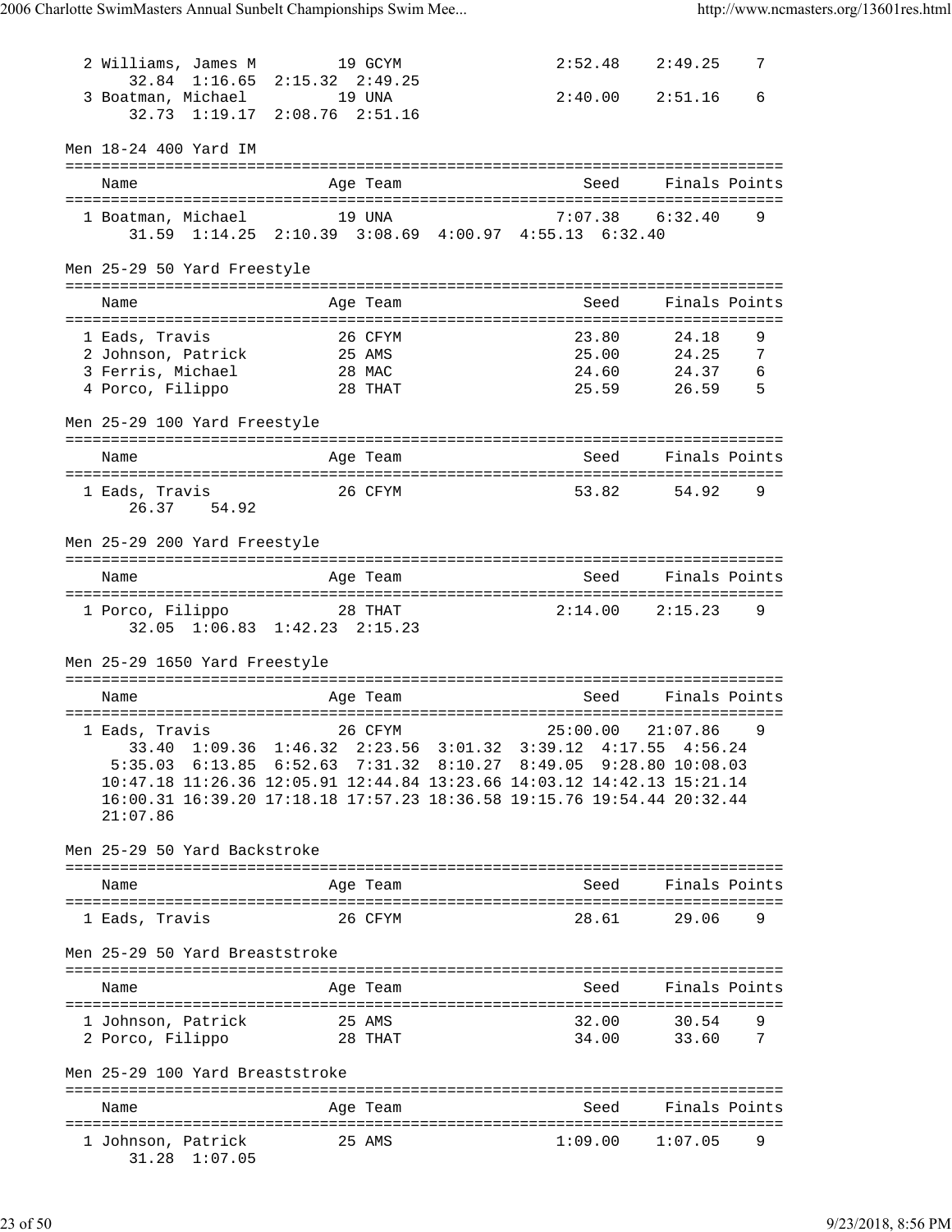```
  2 Williams, James M         19 GCYM                2:52.48    2:49.25    7
      32.84  1:16.65  2:15.32  2:49.25
  3 Boatman, Michael          19 UNA                 2:40.00    2:51.16    6
      32.73  1:19.17  2:08.76  2:51.16
```

Men 18-24 400 Yard IM

```
===============================================================================
    Name                    Age Team                    Seed    Finals Points
===============================================================================
  1 Boatman, Michael          19 UNA                 7:07.38    6:32.40    9
      31.59  1:14.25  2:10.39  3:08.69  4:00.97  4:55.13  6:32.40
```

Men 25-29 50 Yard Freestyle

```
===============================================================================
    Name                    Age Team                    Seed    Finals Points
===============================================================================
  1 Eads, Travis              26 CFYM                  23.80      24.18    9
  2 Johnson, Patrick          25 AMS                   25.00      24.25    7
  3 Ferris, Michael           28 MAC                   24.60      24.37    6
  4 Porco, Filippo            28 THAT                  25.59      26.59    5
```

Men 25-29 100 Yard Freestyle

```
===============================================================================
    Name                    Age Team                    Seed    Finals Points
===============================================================================
  1 Eads, Travis              26 CFYM                  53.82      54.92    9
      26.37    54.92
```

Men 25-29 200 Yard Freestyle

```
===============================================================================
    Name                    Age Team                    Seed    Finals Points
===============================================================================
  1 Porco, Filippo            28 THAT                2:14.00    2:15.23    9
      32.05  1:06.83  1:42.23  2:15.23
```

Men 25-29 1650 Yard Freestyle

```
===============================================================================
    Name                    Age Team                    Seed    Finals Points
===============================================================================
  1 Eads, Travis              26 CFYM               25:00.00   21:07.86    9
      33.40  1:09.36  1:46.32  2:23.56  3:01.32  3:39.12  4:17.55  4:56.24
     5:35.03  6:13.85  6:52.63  7:31.32  8:10.27  8:49.05  9:28.80 10:08.03
    10:47.18 11:26.36 12:05.91 12:44.84 13:23.66 14:03.12 14:42.13 15:21.14
    16:00.31 16:39.20 17:18.18 17:57.23 18:36.58 19:15.76 19:54.44 20:32.44
    21:07.86
```

Men 25-29 50 Yard Backstroke

```
===============================================================================
    Name                    Age Team                    Seed    Finals Points
===============================================================================
  1 Eads, Travis              26 CFYM                  28.61      29.06    9
```

Men 25-29 50 Yard Breaststroke

```
===============================================================================
    Name                    Age Team                    Seed    Finals Points
===============================================================================
  1 Johnson, Patrick          25 AMS                   32.00      30.54    9
  2 Porco, Filippo            28 THAT                  34.00      33.60    7
```

Men 25-29 100 Yard Breaststroke

```
===============================================================================
    Name                    Age Team                    Seed    Finals Points
===============================================================================
  1 Johnson, Patrick          25 AMS                 1:09.00    1:07.05    9
      31.28  1:07.05
```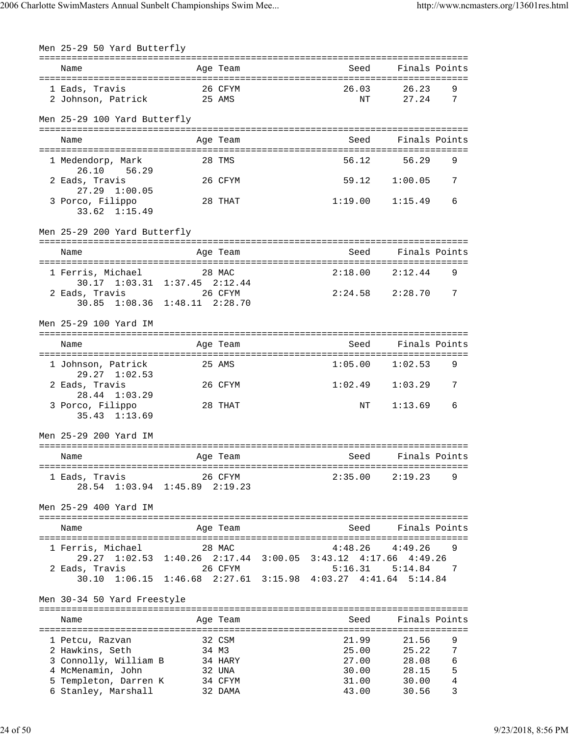## Men 25-29 50 Yard Butterfly

| Place | Name | Age | Team | Seed | Finals | Points |
|---|---|---|---|---|---|---|
| 1 | Eads, Travis | 26 | CFYM | 26.03 | 26.23 | 9 |
| 2 | Johnson, Patrick | 25 | AMS | NT | 27.24 | 7 |

## Men 25-29 100 Yard Butterfly

| Place | Name | Age | Team | Seed | Finals | Points |
|---|---|---|---|---|---|---|
| 1 | Medendorp, Mark | 28 | TMS | 56.12 | 56.29 | 9 |
| | 26.10 56.29 | | | | | |
| 2 | Eads, Travis | 26 | CFYM | 59.12 | 1:00.05 | 7 |
| | 27.29 1:00.05 | | | | | |
| 3 | Porco, Filippo | 28 | THAT | 1:19.00 | 1:15.49 | 6 |
| | 33.62 1:15.49 | | | | | |

## Men 25-29 200 Yard Butterfly

| Place | Name | Age | Team | Seed | Finals | Points |
|---|---|---|---|---|---|---|
| 1 | Ferris, Michael | 28 | MAC | 2:18.00 | 2:12.44 | 9 |
| | 30.17 1:03.31 1:37.45 2:12.44 | | | | | |
| 2 | Eads, Travis | 26 | CFYM | 2:24.58 | 2:28.70 | 7 |
| | 30.85 1:08.36 1:48.11 2:28.70 | | | | | |

## Men 25-29 100 Yard IM

| Place | Name | Age | Team | Seed | Finals | Points |
|---|---|---|---|---|---|---|
| 1 | Johnson, Patrick | 25 | AMS | 1:05.00 | 1:02.53 | 9 |
| | 29.27 1:02.53 | | | | | |
| 2 | Eads, Travis | 26 | CFYM | 1:02.49 | 1:03.29 | 7 |
| | 28.44 1:03.29 | | | | | |
| 3 | Porco, Filippo | 28 | THAT | NT | 1:13.69 | 6 |
| | 35.43 1:13.69 | | | | | |

## Men 25-29 200 Yard IM

| Place | Name | Age | Team | Seed | Finals | Points |
|---|---|---|---|---|---|---|
| 1 | Eads, Travis | 26 | CFYM | 2:35.00 | 2:19.23 | 9 |
| | 28.54 1:03.94 1:45.89 2:19.23 | | | | | |

## Men 25-29 400 Yard IM

| Place | Name | Age | Team | Seed | Finals | Points |
|---|---|---|---|---|---|---|
| 1 | Ferris, Michael | 28 | MAC | 4:48.26 | 4:49.26 | 9 |
| | 29.27 1:02.53 1:40.26 2:17.44 3:00.05 3:43.12 4:17.66 4:49.26 | | | | | |
| 2 | Eads, Travis | 26 | CFYM | 5:16.31 | 5:14.84 | 7 |
| | 30.10 1:06.15 1:46.68 2:27.61 3:15.98 4:03.27 4:41.64 5:14.84 | | | | | |

## Men 30-34 50 Yard Freestyle

| Place | Name | Age | Team | Seed | Finals | Points |
|---|---|---|---|---|---|---|
| 1 | Petcu, Razvan | 32 | CSM | 21.99 | 21.56 | 9 |
| 2 | Hawkins, Seth | 34 | M3 | 25.00 | 25.22 | 7 |
| 3 | Connolly, William B | 34 | HARY | 27.00 | 28.08 | 6 |
| 4 | McMenamin, John | 32 | UNA | 30.00 | 28.15 | 5 |
| 5 | Templeton, Darren K | 34 | CFYM | 31.00 | 30.00 | 4 |
| 6 | Stanley, Marshall | 32 | DAMA | 43.00 | 30.56 | 3 |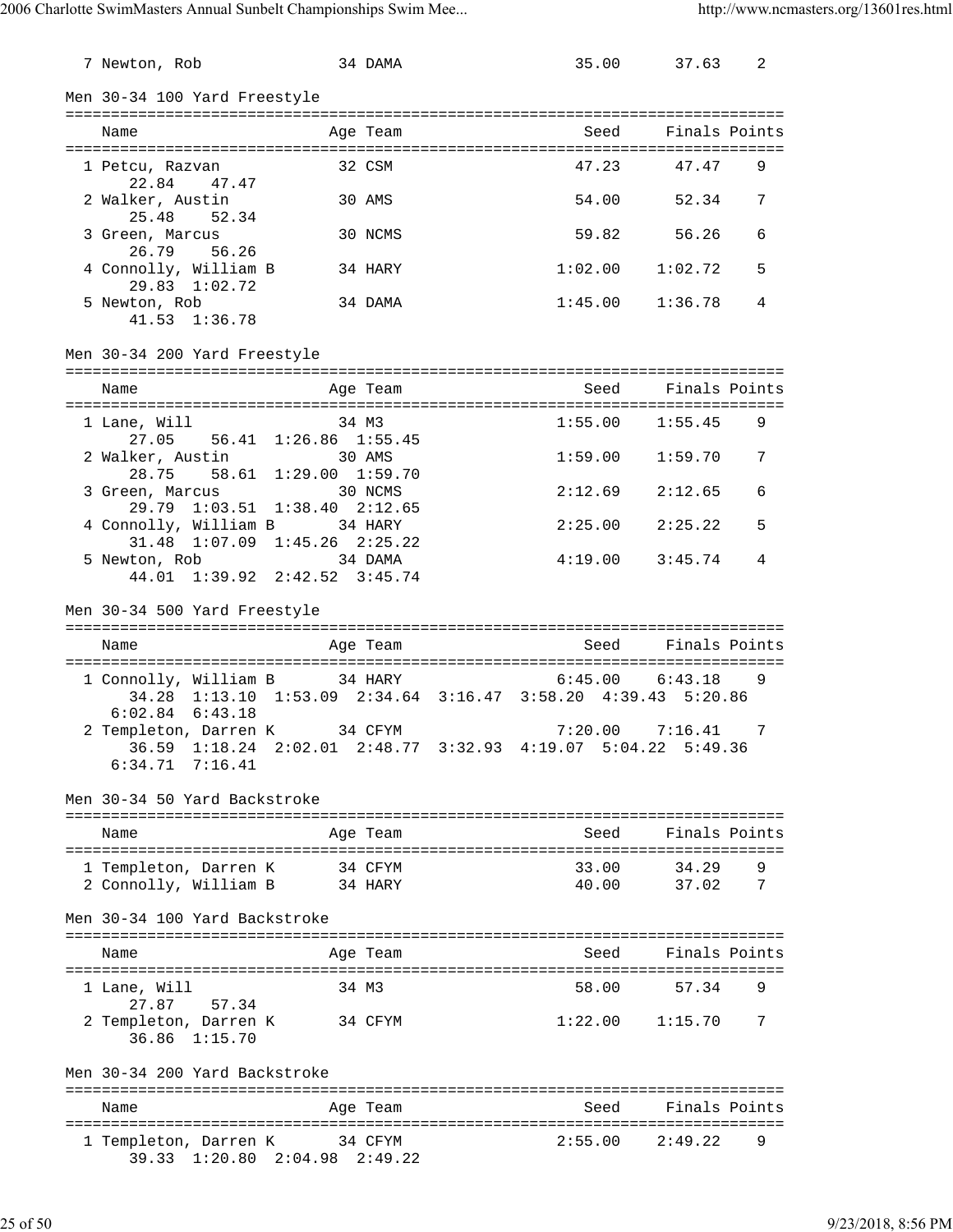| Name | Age | Team | Seed | Finals | Points |
|---|---|---|---|---|---|
| 7 Newton, Rob | 34 | DAMA | 35.00 | 37.63 | 2 |

## Men 30-34 100 Yard Freestyle

| Name | Age | Team | Seed | Finals | Points |
|---|---|---|---|---|---|
| 1 Petcu, Razvan | 32 | CSM | 47.23 | 47.47 | 9 |
| 22.84 47.47 | | | | | |
| 2 Walker, Austin | 30 | AMS | 54.00 | 52.34 | 7 |
| 25.48 52.34 | | | | | |
| 3 Green, Marcus | 30 | NCMS | 59.82 | 56.26 | 6 |
| 26.79 56.26 | | | | | |
| 4 Connolly, William B | 34 | HARY | 1:02.00 | 1:02.72 | 5 |
| 29.83 1:02.72 | | | | | |
| 5 Newton, Rob | 34 | DAMA | 1:45.00 | 1:36.78 | 4 |
| 41.53 1:36.78 | | | | | |

## Men 30-34 200 Yard Freestyle

| Name | Age | Team | Seed | Finals | Points |
|---|---|---|---|---|---|
| 1 Lane, Will | 34 | M3 | 1:55.00 | 1:55.45 | 9 |
| 27.05 56.41 1:26.86 1:55.45 | | | | | |
| 2 Walker, Austin | 30 | AMS | 1:59.00 | 1:59.70 | 7 |
| 28.75 58.61 1:29.00 1:59.70 | | | | | |
| 3 Green, Marcus | 30 | NCMS | 2:12.69 | 2:12.65 | 6 |
| 29.79 1:03.51 1:38.40 2:12.65 | | | | | |
| 4 Connolly, William B | 34 | HARY | 2:25.00 | 2:25.22 | 5 |
| 31.48 1:07.09 1:45.26 2:25.22 | | | | | |
| 5 Newton, Rob | 34 | DAMA | 4:19.00 | 3:45.74 | 4 |
| 44.01 1:39.92 2:42.52 3:45.74 | | | | | |

## Men 30-34 500 Yard Freestyle

| Name | Age | Team | Seed | Finals | Points |
|---|---|---|---|---|---|
| 1 Connolly, William B | 34 | HARY | 6:45.00 | 6:43.18 | 9 |
| 34.28 1:13.10 1:53.09 2:34.64 3:16.47 3:58.20 4:39.43 5:20.86 6:02.84 6:43.18 | | | | | |
| 2 Templeton, Darren K | 34 | CFYM | 7:20.00 | 7:16.41 | 7 |
| 36.59 1:18.24 2:02.01 2:48.77 3:32.93 4:19.07 5:04.22 5:49.36 6:34.71 7:16.41 | | | | | |

## Men 30-34 50 Yard Backstroke

| Name | Age | Team | Seed | Finals | Points |
|---|---|---|---|---|---|
| 1 Templeton, Darren K | 34 | CFYM | 33.00 | 34.29 | 9 |
| 2 Connolly, William B | 34 | HARY | 40.00 | 37.02 | 7 |

## Men 30-34 100 Yard Backstroke

| Name | Age | Team | Seed | Finals | Points |
|---|---|---|---|---|---|
| 1 Lane, Will | 34 | M3 | 58.00 | 57.34 | 9 |
| 27.87 57.34 | | | | | |
| 2 Templeton, Darren K | 34 | CFYM | 1:22.00 | 1:15.70 | 7 |
| 36.86 1:15.70 | | | | | |

## Men 30-34 200 Yard Backstroke

| Name | Age | Team | Seed | Finals | Points |
|---|---|---|---|---|---|
| 1 Templeton, Darren K | 34 | CFYM | 2:55.00 | 2:49.22 | 9 |
| 39.33 1:20.80 2:04.98 2:49.22 | | | | | |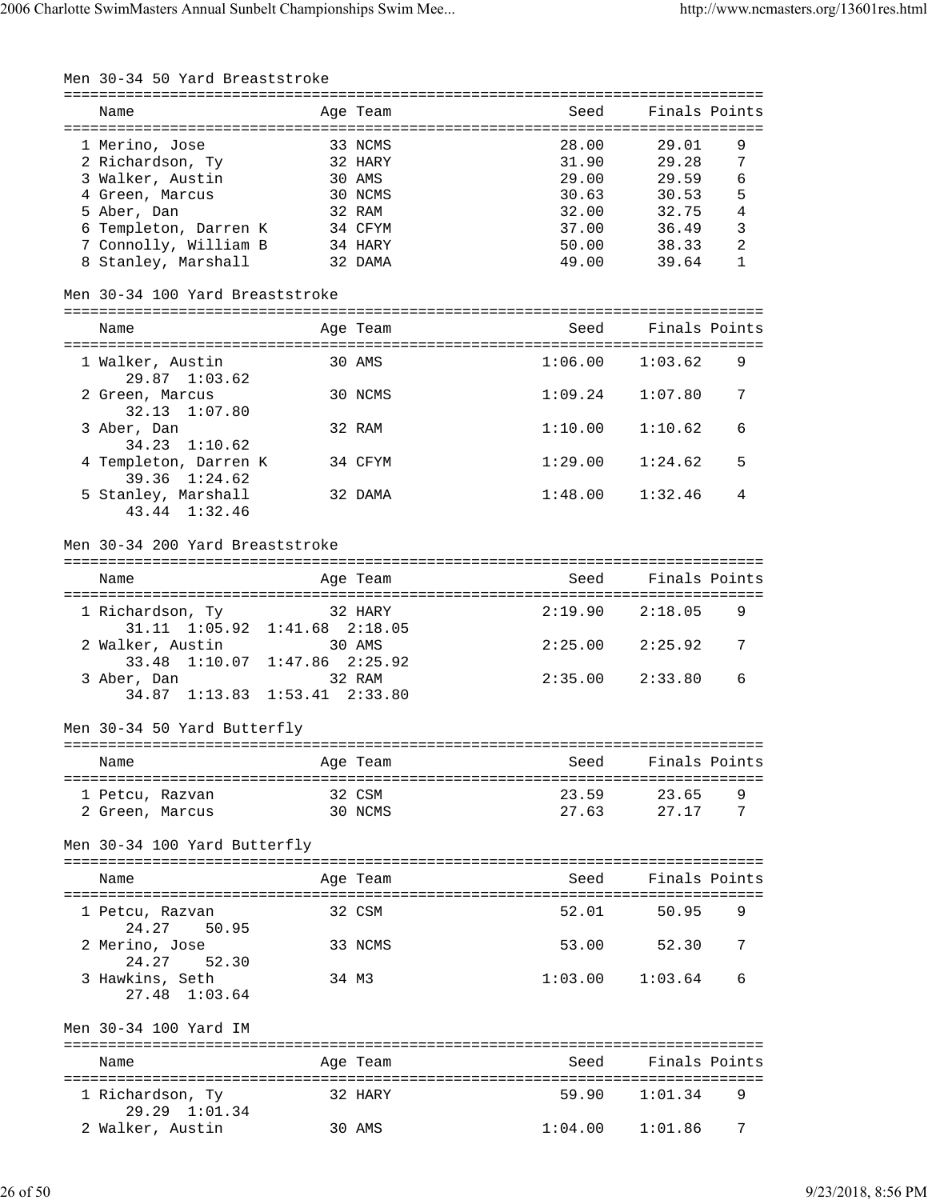## Men 30-34 50 Yard Breaststroke

| Name | Age | Team | Seed | Finals | Points |
|---|---|---|---|---|---|
| 1 Merino, Jose | 33 | NCMS | 28.00 | 29.01 | 9 |
| 2 Richardson, Ty | 32 | HARY | 31.90 | 29.28 | 7 |
| 3 Walker, Austin | 30 | AMS | 29.00 | 29.59 | 6 |
| 4 Green, Marcus | 30 | NCMS | 30.63 | 30.53 | 5 |
| 5 Aber, Dan | 32 | RAM | 32.00 | 32.75 | 4 |
| 6 Templeton, Darren K | 34 | CFYM | 37.00 | 36.49 | 3 |
| 7 Connolly, William B | 34 | HARY | 50.00 | 38.33 | 2 |
| 8 Stanley, Marshall | 32 | DAMA | 49.00 | 39.64 | 1 |

## Men 30-34 100 Yard Breaststroke

| Name | Age | Team | Seed | Finals | Points |
|---|---|---|---|---|---|
| 1 Walker, Austin | 30 | AMS | 1:06.00 | 1:03.62 | 9 |
| 29.87 1:03.62 | | | | | |
| 2 Green, Marcus | 30 | NCMS | 1:09.24 | 1:07.80 | 7 |
| 32.13 1:07.80 | | | | | |
| 3 Aber, Dan | 32 | RAM | 1:10.00 | 1:10.62 | 6 |
| 34.23 1:10.62 | | | | | |
| 4 Templeton, Darren K | 34 | CFYM | 1:29.00 | 1:24.62 | 5 |
| 39.36 1:24.62 | | | | | |
| 5 Stanley, Marshall | 32 | DAMA | 1:48.00 | 1:32.46 | 4 |
| 43.44 1:32.46 | | | | | |

## Men 30-34 200 Yard Breaststroke

| Name | Age | Team | Seed | Finals | Points |
|---|---|---|---|---|---|
| 1 Richardson, Ty | 32 | HARY | 2:19.90 | 2:18.05 | 9 |
| 31.11 1:05.92 1:41.68 2:18.05 | | | | | |
| 2 Walker, Austin | 30 | AMS | 2:25.00 | 2:25.92 | 7 |
| 33.48 1:10.07 1:47.86 2:25.92 | | | | | |
| 3 Aber, Dan | 32 | RAM | 2:35.00 | 2:33.80 | 6 |
| 34.87 1:13.83 1:53.41 2:33.80 | | | | | |

## Men 30-34 50 Yard Butterfly

| Name | Age | Team | Seed | Finals | Points |
|---|---|---|---|---|---|
| 1 Petcu, Razvan | 32 | CSM | 23.59 | 23.65 | 9 |
| 2 Green, Marcus | 30 | NCMS | 27.63 | 27.17 | 7 |

## Men 30-34 100 Yard Butterfly

| Name | Age | Team | Seed | Finals | Points |
|---|---|---|---|---|---|
| 1 Petcu, Razvan | 32 | CSM | 52.01 | 50.95 | 9 |
| 24.27 50.95 | | | | | |
| 2 Merino, Jose | 33 | NCMS | 53.00 | 52.30 | 7 |
| 24.27 52.30 | | | | | |
| 3 Hawkins, Seth | 34 | M3 | 1:03.00 | 1:03.64 | 6 |
| 27.48 1:03.64 | | | | | |

## Men 30-34 100 Yard IM

| Name | Age | Team | Seed | Finals | Points |
|---|---|---|---|---|---|
| 1 Richardson, Ty | 32 | HARY | 59.90 | 1:01.34 | 9 |
| 29.29 1:01.34 | | | | | |
| 2 Walker, Austin | 30 | AMS | 1:04.00 | 1:01.86 | 7 |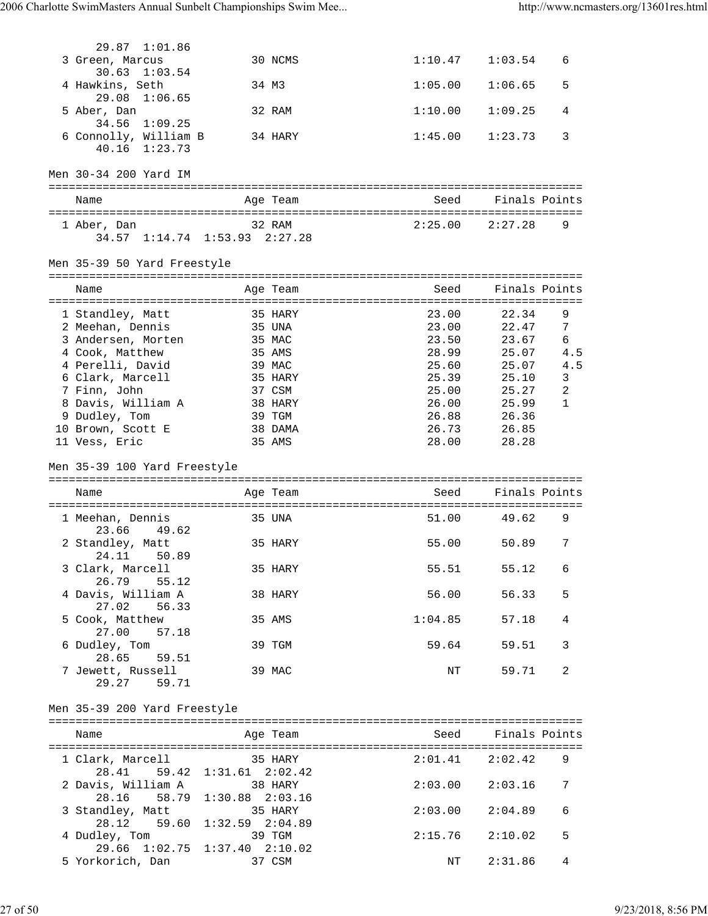29.87 1:01.86

| Name | Age | Team | Seed | Finals | Points |
|---|---|---|---|---|---|
| 3 Green, Marcus | 30 | NCMS | 1:10.47 | 1:03.54 | 6 |
| 30.63 1:03.54 | | | | | |
| 4 Hawkins, Seth | 34 | M3 | 1:05.00 | 1:06.65 | 5 |
| 29.08 1:06.65 | | | | | |
| 5 Aber, Dan | 32 | RAM | 1:10.00 | 1:09.25 | 4 |
| 34.56 1:09.25 | | | | | |
| 6 Connolly, William B | 34 | HARY | 1:45.00 | 1:23.73 | 3 |
| 40.16 1:23.73 | | | | | |

Men 30-34 200 Yard IM

| Name | Age | Team | Seed | Finals | Points |
|---|---|---|---|---|---|
| 1 Aber, Dan | 32 | RAM | 2:25.00 | 2:27.28 | 9 |
| 34.57 1:14.74 1:53.93 2:27.28 | | | | | |

Men 35-39 50 Yard Freestyle

| Name | Age | Team | Seed | Finals | Points |
|---|---|---|---|---|---|
| 1 Standley, Matt | 35 | HARY | 23.00 | 22.34 | 9 |
| 2 Meehan, Dennis | 35 | UNA | 23.00 | 22.47 | 7 |
| 3 Andersen, Morten | 35 | MAC | 23.50 | 23.67 | 6 |
| 4 Cook, Matthew | 35 | AMS | 28.99 | 25.07 | 4.5 |
| 4 Perelli, David | 39 | MAC | 25.60 | 25.07 | 4.5 |
| 6 Clark, Marcell | 35 | HARY | 25.39 | 25.10 | 3 |
| 7 Finn, John | 37 | CSM | 25.00 | 25.27 | 2 |
| 8 Davis, William A | 38 | HARY | 26.00 | 25.99 | 1 |
| 9 Dudley, Tom | 39 | TGM | 26.88 | 26.36 | |
| 10 Brown, Scott E | 38 | DAMA | 26.73 | 26.85 | |
| 11 Vess, Eric | 35 | AMS | 28.00 | 28.28 | |

Men 35-39 100 Yard Freestyle

| Name | Age | Team | Seed | Finals | Points |
|---|---|---|---|---|---|
| 1 Meehan, Dennis | 35 | UNA | 51.00 | 49.62 | 9 |
| 23.66 49.62 | | | | | |
| 2 Standley, Matt | 35 | HARY | 55.00 | 50.89 | 7 |
| 24.11 50.89 | | | | | |
| 3 Clark, Marcell | 35 | HARY | 55.51 | 55.12 | 6 |
| 26.79 55.12 | | | | | |
| 4 Davis, William A | 38 | HARY | 56.00 | 56.33 | 5 |
| 27.02 56.33 | | | | | |
| 5 Cook, Matthew | 35 | AMS | 1:04.85 | 57.18 | 4 |
| 27.00 57.18 | | | | | |
| 6 Dudley, Tom | 39 | TGM | 59.64 | 59.51 | 3 |
| 28.65 59.51 | | | | | |
| 7 Jewett, Russell | 39 | MAC | NT | 59.71 | 2 |
| 29.27 59.71 | | | | | |

Men 35-39 200 Yard Freestyle

| Name | Age | Team | Seed | Finals | Points |
|---|---|---|---|---|---|
| 1 Clark, Marcell | 35 | HARY | 2:01.41 | 2:02.42 | 9 |
| 28.41 59.42 1:31.61 2:02.42 | | | | | |
| 2 Davis, William A | 38 | HARY | 2:03.00 | 2:03.16 | 7 |
| 28.16 58.79 1:30.88 2:03.16 | | | | | |
| 3 Standley, Matt | 35 | HARY | 2:03.00 | 2:04.89 | 6 |
| 28.12 59.60 1:32.59 2:04.89 | | | | | |
| 4 Dudley, Tom | 39 | TGM | 2:15.76 | 2:10.02 | 5 |
| 29.66 1:02.75 1:37.40 2:10.02 | | | | | |
| 5 Yorkorich, Dan | 37 | CSM | NT | 2:31.86 | 4 |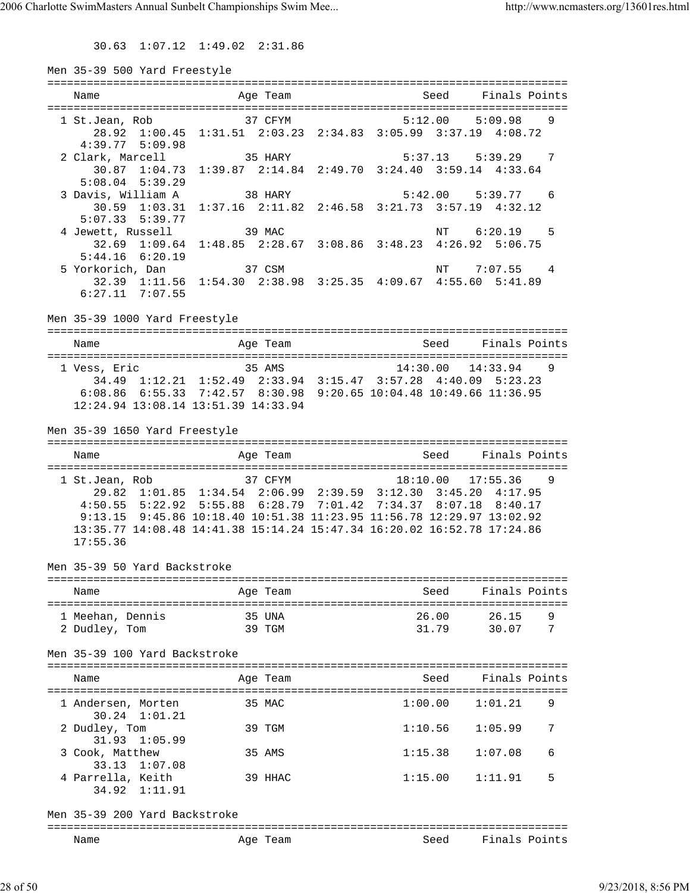30.63 1:07.12 1:49.02 2:31.86

### Men 35-39 500 Yard Freestyle

| | Name | Age | Team | Seed | Finals | Points |
|---|---|---|---|---|---|---|
| 1 | St.Jean, Rob | 37 | CFYM | 5:12.00 | 5:09.98 | 9 |
| | 28.92 1:00.45 1:31.51 2:03.23 2:34.83 3:05.99 3:37.19 4:08.72 4:39.77 5:09.98 | | | | | |
| 2 | Clark, Marcell | 35 | HARY | 5:37.13 | 5:39.29 | 7 |
| | 30.87 1:04.73 1:39.87 2:14.84 2:49.70 3:24.40 3:59.14 4:33.64 5:08.04 5:39.29 | | | | | |
| 3 | Davis, William A | 38 | HARY | 5:42.00 | 5:39.77 | 6 |
| | 30.59 1:03.31 1:37.16 2:11.82 2:46.58 3:21.73 3:57.19 4:32.12 5:07.33 5:39.77 | | | | | |
| 4 | Jewett, Russell | 39 | MAC | NT | 6:20.19 | 5 |
| | 32.69 1:09.64 1:48.85 2:28.67 3:08.86 3:48.23 4:26.92 5:06.75 5:44.16 6:20.19 | | | | | |
| 5 | Yorkorich, Dan | 37 | CSM | NT | 7:07.55 | 4 |
| | 32.39 1:11.56 1:54.30 2:38.98 3:25.35 4:09.67 4:55.60 5:41.89 6:27.11 7:07.55 | | | | | |

### Men 35-39 1000 Yard Freestyle

| | Name | Age | Team | Seed | Finals | Points |
|---|---|---|---|---|---|---|
| 1 | Vess, Eric | 35 | AMS | 14:30.00 | 14:33.94 | 9 |
| | 34.49 1:12.21 1:52.49 2:33.94 3:15.47 3:57.28 4:40.09 5:23.23 6:08.86 6:55.33 7:42.57 8:30.98 9:20.65 10:04.48 10:49.66 11:36.95 12:24.94 13:08.14 13:51.39 14:33.94 | | | | | |

### Men 35-39 1650 Yard Freestyle

| | Name | Age | Team | Seed | Finals | Points |
|---|---|---|---|---|---|---|
| 1 | St.Jean, Rob | 37 | CFYM | 18:10.00 | 17:55.36 | 9 |
| | 29.82 1:01.85 1:34.54 2:06.99 2:39.59 3:12.30 3:45.20 4:17.95 4:50.55 5:22.92 5:55.88 6:28.79 7:01.42 7:34.37 8:07.18 8:40.17 9:13.15 9:45.86 10:18.40 10:51.38 11:23.95 11:56.78 12:29.97 13:02.92 13:35.77 14:08.48 14:41.38 15:14.24 15:47.34 16:20.02 16:52.78 17:24.86 17:55.36 | | | | | |

### Men 35-39 50 Yard Backstroke

| | Name | Age | Team | Seed | Finals | Points |
|---|---|---|---|---|---|---|
| 1 | Meehan, Dennis | 35 | UNA | 26.00 | 26.15 | 9 |
| 2 | Dudley, Tom | 39 | TGM | 31.79 | 30.07 | 7 |

### Men 35-39 100 Yard Backstroke

| | Name | Age | Team | Seed | Finals | Points |
|---|---|---|---|---|---|---|
| 1 | Andersen, Morten | 35 | MAC | 1:00.00 | 1:01.21 | 9 |
| | 30.24 1:01.21 | | | | | |
| 2 | Dudley, Tom | 39 | TGM | 1:10.56 | 1:05.99 | 7 |
| | 31.93 1:05.99 | | | | | |
| 3 | Cook, Matthew | 35 | AMS | 1:15.38 | 1:07.08 | 6 |
| | 33.13 1:07.08 | | | | | |
| 4 | Parrella, Keith | 39 | HHAC | 1:15.00 | 1:11.91 | 5 |
| | 34.92 1:11.91 | | | | | |

### Men 35-39 200 Yard Backstroke

| | Name | Age | Team | Seed | Finals | Points |
|---|---|---|---|---|---|---|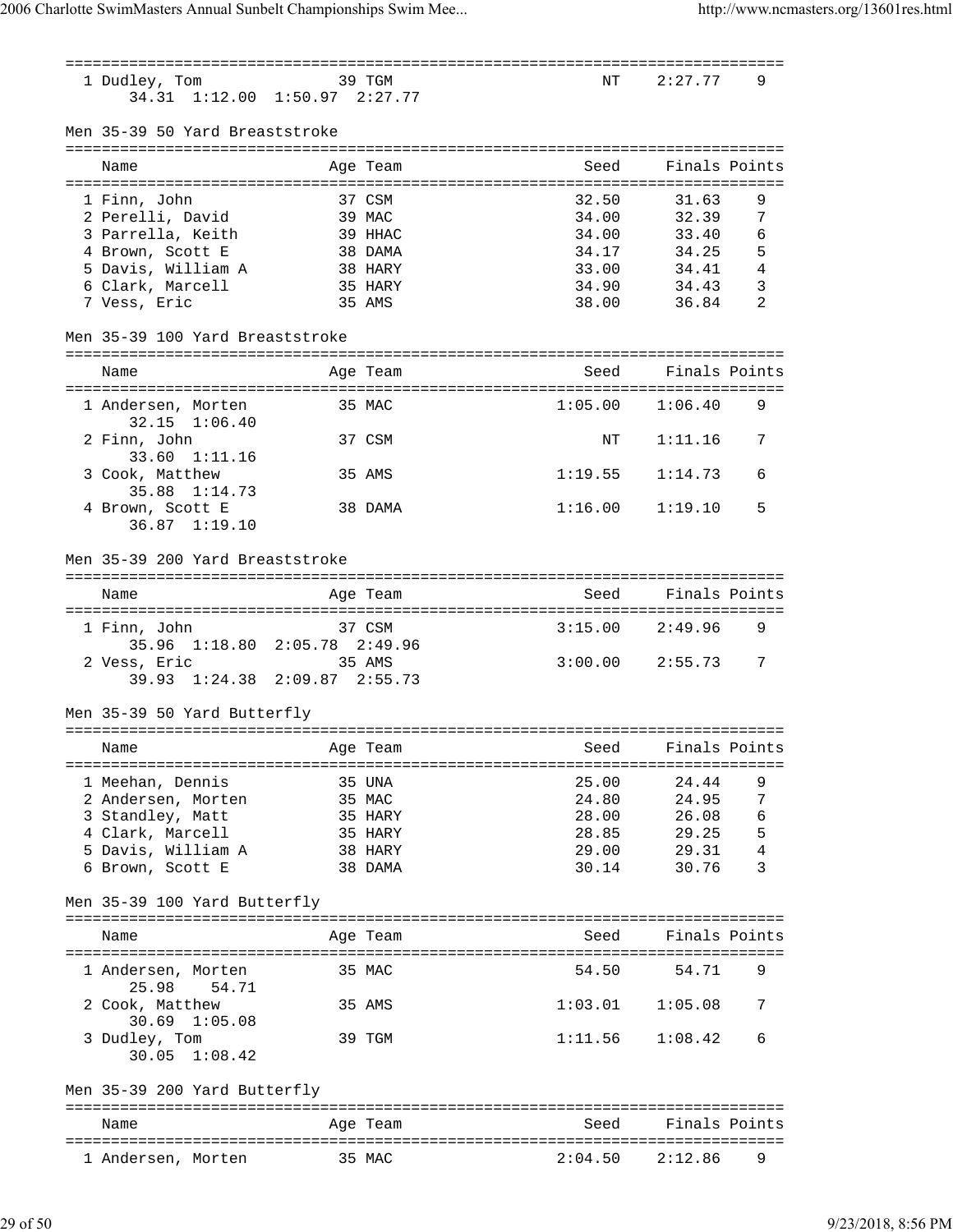| Name | Age | Team | Seed | Finals | Points |
|---|---|---|---|---|---|
| 1 Dudley, Tom | 39 | TGM | NT | 2:27.77 | 9 |
| 34.31 1:12.00 1:50.97 2:27.77 | | | | | |

### Men 35-39 50 Yard Breaststroke

| Name | Age | Team | Seed | Finals | Points |
|---|---|---|---|---|---|
| 1 Finn, John | 37 | CSM | 32.50 | 31.63 | 9 |
| 2 Perelli, David | 39 | MAC | 34.00 | 32.39 | 7 |
| 3 Parrella, Keith | 39 | HHAC | 34.00 | 33.40 | 6 |
| 4 Brown, Scott E | 38 | DAMA | 34.17 | 34.25 | 5 |
| 5 Davis, William A | 38 | HARY | 33.00 | 34.41 | 4 |
| 6 Clark, Marcell | 35 | HARY | 34.90 | 34.43 | 3 |
| 7 Vess, Eric | 35 | AMS | 38.00 | 36.84 | 2 |

### Men 35-39 100 Yard Breaststroke

| Name | Age | Team | Seed | Finals | Points |
|---|---|---|---|---|---|
| 1 Andersen, Morten | 35 | MAC | 1:05.00 | 1:06.40 | 9 |
| 32.15 1:06.40 | | | | | |
| 2 Finn, John | 37 | CSM | NT | 1:11.16 | 7 |
| 33.60 1:11.16 | | | | | |
| 3 Cook, Matthew | 35 | AMS | 1:19.55 | 1:14.73 | 6 |
| 35.88 1:14.73 | | | | | |
| 4 Brown, Scott E | 38 | DAMA | 1:16.00 | 1:19.10 | 5 |
| 36.87 1:19.10 | | | | | |

### Men 35-39 200 Yard Breaststroke

| Name | Age | Team | Seed | Finals | Points |
|---|---|---|---|---|---|
| 1 Finn, John | 37 | CSM | 3:15.00 | 2:49.96 | 9 |
| 35.96 1:18.80 2:05.78 2:49.96 | | | | | |
| 2 Vess, Eric | 35 | AMS | 3:00.00 | 2:55.73 | 7 |
| 39.93 1:24.38 2:09.87 2:55.73 | | | | | |

### Men 35-39 50 Yard Butterfly

| Name | Age | Team | Seed | Finals | Points |
|---|---|---|---|---|---|
| 1 Meehan, Dennis | 35 | UNA | 25.00 | 24.44 | 9 |
| 2 Andersen, Morten | 35 | MAC | 24.80 | 24.95 | 7 |
| 3 Standley, Matt | 35 | HARY | 28.00 | 26.08 | 6 |
| 4 Clark, Marcell | 35 | HARY | 28.85 | 29.25 | 5 |
| 5 Davis, William A | 38 | HARY | 29.00 | 29.31 | 4 |
| 6 Brown, Scott E | 38 | DAMA | 30.14 | 30.76 | 3 |

### Men 35-39 100 Yard Butterfly

| Name | Age | Team | Seed | Finals | Points |
|---|---|---|---|---|---|
| 1 Andersen, Morten | 35 | MAC | 54.50 | 54.71 | 9 |
| 25.98 54.71 | | | | | |
| 2 Cook, Matthew | 35 | AMS | 1:03.01 | 1:05.08 | 7 |
| 30.69 1:05.08 | | | | | |
| 3 Dudley, Tom | 39 | TGM | 1:11.56 | 1:08.42 | 6 |
| 30.05 1:08.42 | | | | | |

### Men 35-39 200 Yard Butterfly

| Name | Age | Team | Seed | Finals | Points |
|---|---|---|---|---|---|
| 1 Andersen, Morten | 35 | MAC | 2:04.50 | 2:12.86 | 9 |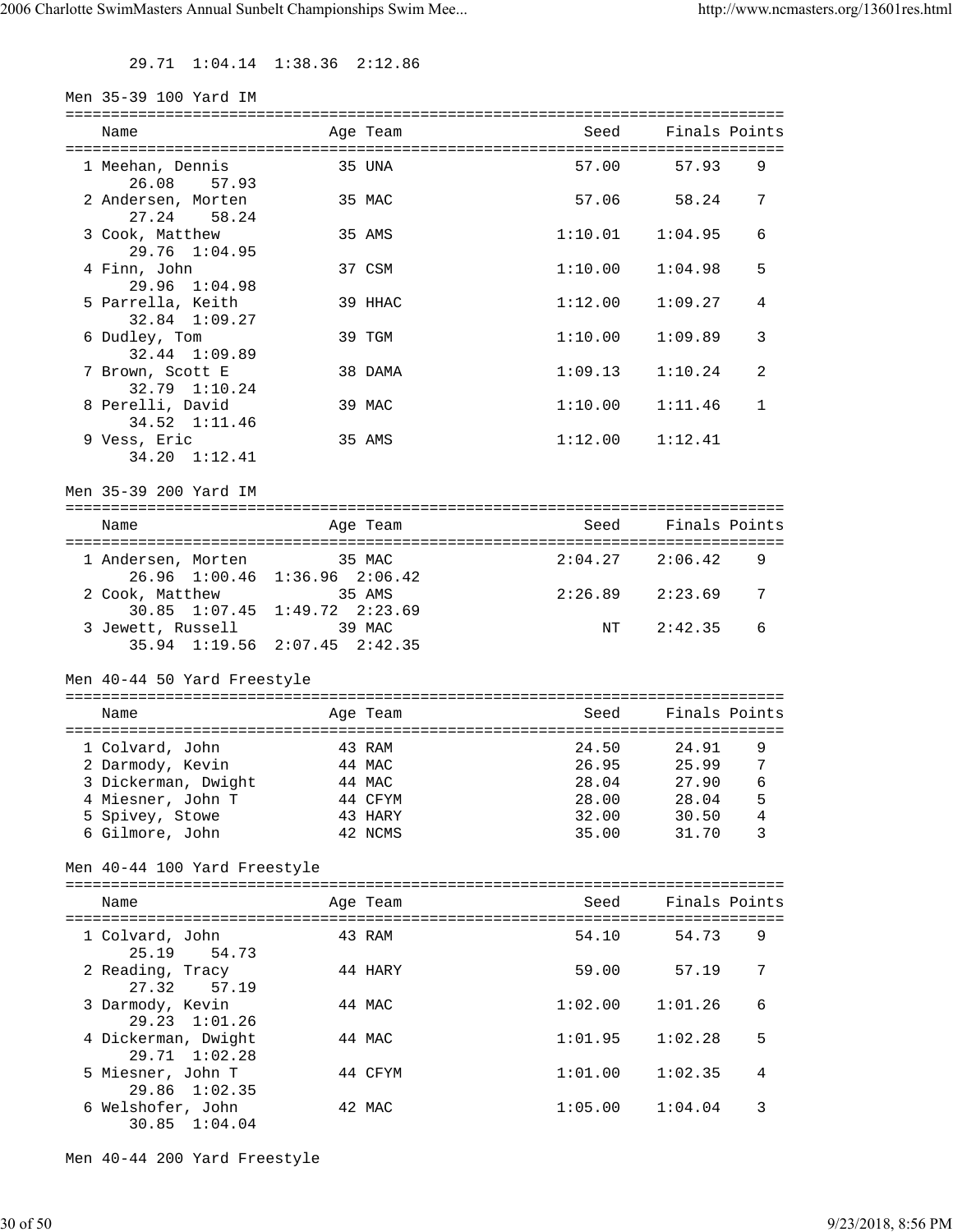29.71 1:04.14 1:38.36 2:12.86

## Men 35-39 100 Yard IM

| Place | Name | Age | Team | Seed | Finals | Points |
|---|---|---|---|---|---|---|
| 1 | Meehan, Dennis | 35 | UNA | 57.00 | 57.93 | 9 |
| | 26.08 57.93 | | | | | |
| 2 | Andersen, Morten | 35 | MAC | 57.06 | 58.24 | 7 |
| | 27.24 58.24 | | | | | |
| 3 | Cook, Matthew | 35 | AMS | 1:10.01 | 1:04.95 | 6 |
| | 29.76 1:04.95 | | | | | |
| 4 | Finn, John | 37 | CSM | 1:10.00 | 1:04.98 | 5 |
| | 29.96 1:04.98 | | | | | |
| 5 | Parrella, Keith | 39 | HHAC | 1:12.00 | 1:09.27 | 4 |
| | 32.84 1:09.27 | | | | | |
| 6 | Dudley, Tom | 39 | TGM | 1:10.00 | 1:09.89 | 3 |
| | 32.44 1:09.89 | | | | | |
| 7 | Brown, Scott E | 38 | DAMA | 1:09.13 | 1:10.24 | 2 |
| | 32.79 1:10.24 | | | | | |
| 8 | Perelli, David | 39 | MAC | 1:10.00 | 1:11.46 | 1 |
| | 34.52 1:11.46 | | | | | |
| 9 | Vess, Eric | 35 | AMS | 1:12.00 | 1:12.41 | |
| | 34.20 1:12.41 | | | | | |

## Men 35-39 200 Yard IM

| Place | Name | Age | Team | Seed | Finals | Points |
|---|---|---|---|---|---|---|
| 1 | Andersen, Morten | 35 | MAC | 2:04.27 | 2:06.42 | 9 |
| | 26.96 1:00.46 1:36.96 2:06.42 | | | | | |
| 2 | Cook, Matthew | 35 | AMS | 2:26.89 | 2:23.69 | 7 |
| | 30.85 1:07.45 1:49.72 2:23.69 | | | | | |
| 3 | Jewett, Russell | 39 | MAC | NT | 2:42.35 | 6 |
| | 35.94 1:19.56 2:07.45 2:42.35 | | | | | |

## Men 40-44 50 Yard Freestyle

| Place | Name | Age | Team | Seed | Finals | Points |
|---|---|---|---|---|---|---|
| 1 | Colvard, John | 43 | RAM | 24.50 | 24.91 | 9 |
| 2 | Darmody, Kevin | 44 | MAC | 26.95 | 25.99 | 7 |
| 3 | Dickerman, Dwight | 44 | MAC | 28.04 | 27.90 | 6 |
| 4 | Miesner, John T | 44 | CFYM | 28.00 | 28.04 | 5 |
| 5 | Spivey, Stowe | 43 | HARY | 32.00 | 30.50 | 4 |
| 6 | Gilmore, John | 42 | NCMS | 35.00 | 31.70 | 3 |

## Men 40-44 100 Yard Freestyle

| Place | Name | Age | Team | Seed | Finals | Points |
|---|---|---|---|---|---|---|
| 1 | Colvard, John | 43 | RAM | 54.10 | 54.73 | 9 |
| | 25.19 54.73 | | | | | |
| 2 | Reading, Tracy | 44 | HARY | 59.00 | 57.19 | 7 |
| | 27.32 57.19 | | | | | |
| 3 | Darmody, Kevin | 44 | MAC | 1:02.00 | 1:01.26 | 6 |
| | 29.23 1:01.26 | | | | | |
| 4 | Dickerman, Dwight | 44 | MAC | 1:01.95 | 1:02.28 | 5 |
| | 29.71 1:02.28 | | | | | |
| 5 | Miesner, John T | 44 | CFYM | 1:01.00 | 1:02.35 | 4 |
| | 29.86 1:02.35 | | | | | |
| 6 | Welshofer, John | 42 | MAC | 1:05.00 | 1:04.04 | 3 |
| | 30.85 1:04.04 | | | | | |

## Men 40-44 200 Yard Freestyle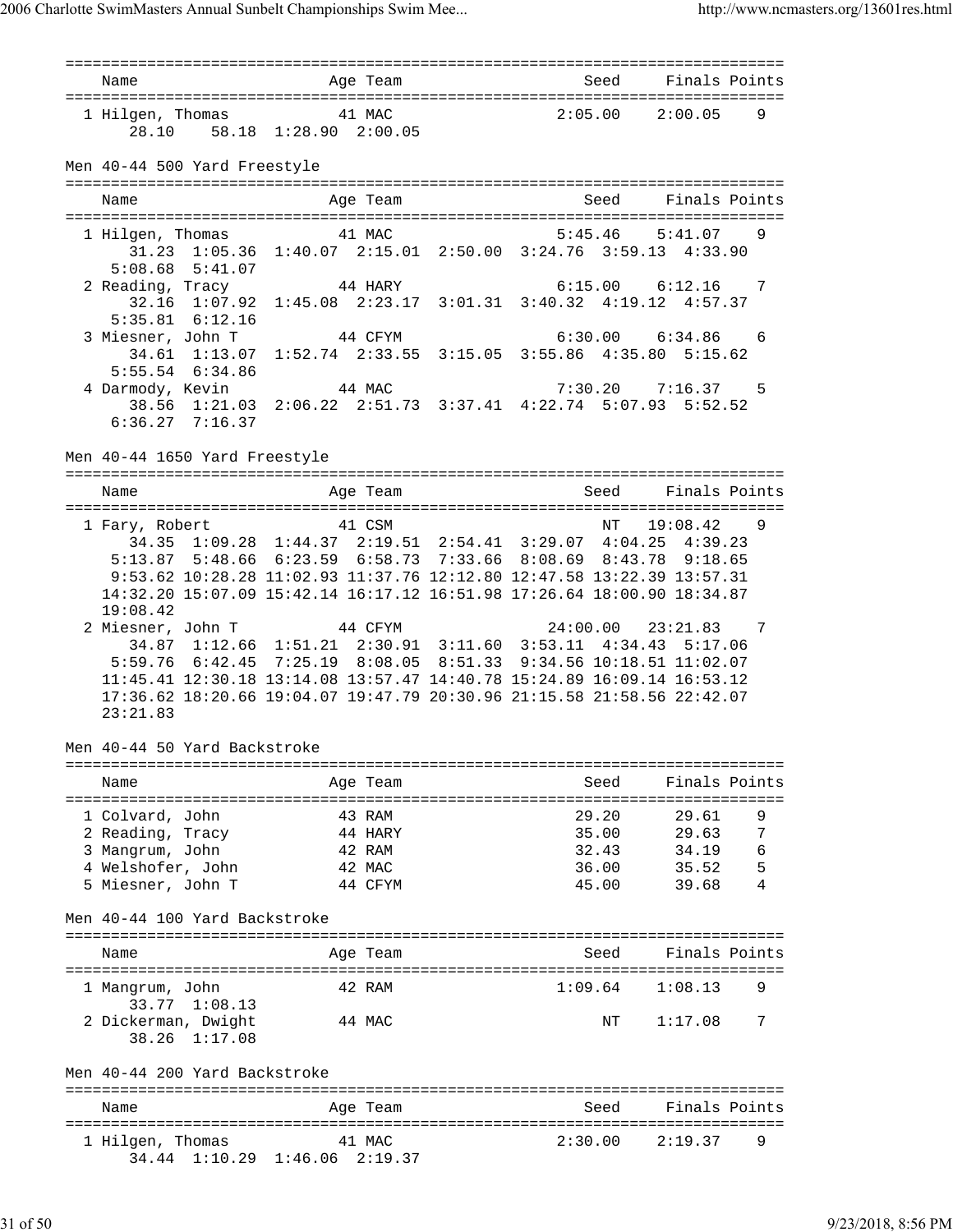| Name | Age | Team | Seed | Finals | Points |
|---|---|---|---|---|---|
| 1 Hilgen, Thomas | 41 | MAC | 2:05.00 | 2:00.05 | 9 |

28.10 58.18 1:28.90 2:00.05

Men 40-44 500 Yard Freestyle

| Name | Age | Team | Seed | Finals | Points |
|---|---|---|---|---|---|
| 1 Hilgen, Thomas | 41 | MAC | 5:45.46 | 5:41.07 | 9 |
| 2 Reading, Tracy | 44 | HARY | 6:15.00 | 6:12.16 | 7 |
| 3 Miesner, John T | 44 | CFYM | 6:30.00 | 6:34.86 | 6 |
| 4 Darmody, Kevin | 44 | MAC | 7:30.20 | 7:16.37 | 5 |

Splits:

1 Hilgen, Thomas: 31.23 1:05.36 1:40.07 2:15.01 2:50.00 3:24.76 3:59.13 4:33.90 5:08.68 5:41.07

2 Reading, Tracy: 32.16 1:07.92 1:45.08 2:23.17 3:01.31 3:40.32 4:19.12 4:57.37 5:35.81 6:12.16

3 Miesner, John T: 34.61 1:13.07 1:52.74 2:33.55 3:15.05 3:55.86 4:35.80 5:15.62 5:55.54 6:34.86

4 Darmody, Kevin: 38.56 1:21.03 2:06.22 2:51.73 3:37.41 4:22.74 5:07.93 5:52.52 6:36.27 7:16.37

Men 40-44 1650 Yard Freestyle

| Name | Age | Team | Seed | Finals | Points |
|---|---|---|---|---|---|
| 1 Fary, Robert | 41 | CSM | NT | 19:08.42 | 9 |
| 2 Miesner, John T | 44 | CFYM | 24:00.00 | 23:21.83 | 7 |

Splits:

1 Fary, Robert: 34.35 1:09.28 1:44.37 2:19.51 2:54.41 3:29.07 4:04.25 4:39.23 5:13.87 5:48.66 6:23.59 6:58.73 7:33.66 8:08.69 8:43.78 9:18.65 9:53.62 10:28.28 11:02.93 11:37.76 12:12.80 12:47.58 13:22.39 13:57.31 14:32.20 15:07.09 15:42.14 16:17.12 16:51.98 17:26.64 18:00.90 18:34.87 19:08.42

2 Miesner, John T: 34.87 1:12.66 1:51.21 2:30.91 3:11.60 3:53.11 4:34.43 5:17.06 5:59.76 6:42.45 7:25.19 8:08.05 8:51.33 9:34.56 10:18.51 11:02.07 11:45.41 12:30.18 13:14.08 13:57.47 14:40.78 15:24.89 16:09.14 16:53.12 17:36.62 18:20.66 19:04.07 19:47.79 20:30.96 21:15.58 21:58.56 22:42.07 23:21.83

Men 40-44 50 Yard Backstroke

| Name | Age | Team | Seed | Finals | Points |
|---|---|---|---|---|---|
| 1 Colvard, John | 43 | RAM | 29.20 | 29.61 | 9 |
| 2 Reading, Tracy | 44 | HARY | 35.00 | 29.63 | 7 |
| 3 Mangrum, John | 42 | RAM | 32.43 | 34.19 | 6 |
| 4 Welshofer, John | 42 | MAC | 36.00 | 35.52 | 5 |
| 5 Miesner, John T | 44 | CFYM | 45.00 | 39.68 | 4 |

Men 40-44 100 Yard Backstroke

| Name | Age | Team | Seed | Finals | Points |
|---|---|---|---|---|---|
| 1 Mangrum, John | 42 | RAM | 1:09.64 | 1:08.13 | 9 |
| 2 Dickerman, Dwight | 44 | MAC | NT | 1:17.08 | 7 |

Splits:

1 Mangrum, John: 33.77 1:08.13

2 Dickerman, Dwight: 38.26 1:17.08

Men 40-44 200 Yard Backstroke

| Name | Age | Team | Seed | Finals | Points |
|---|---|---|---|---|---|
| 1 Hilgen, Thomas | 41 | MAC | 2:30.00 | 2:19.37 | 9 |

34.44 1:10.29 1:46.06 2:19.37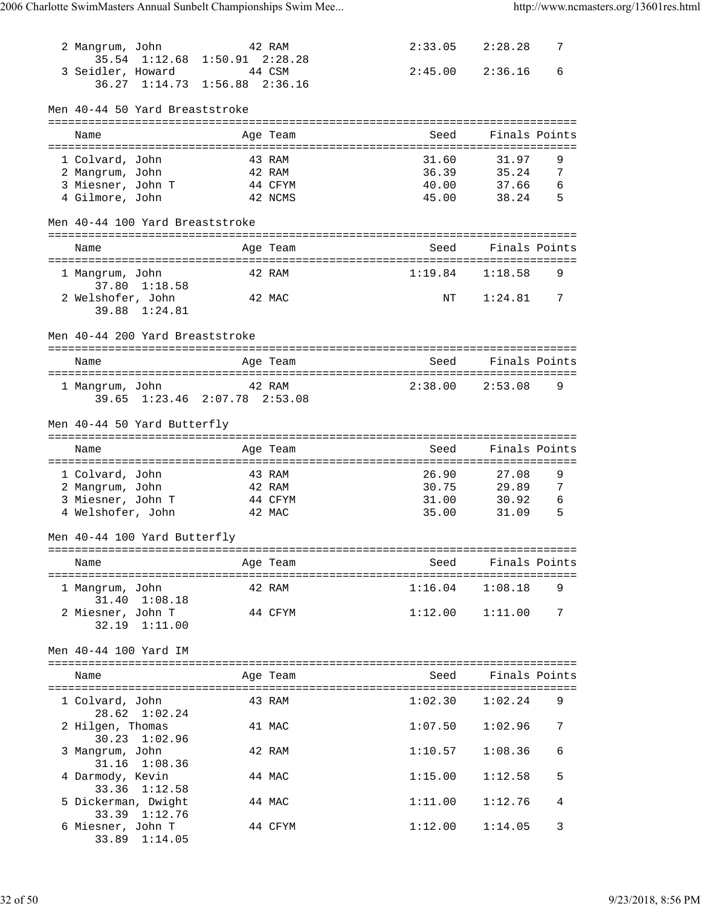| Place | Name | Age | Team | Seed | Finals | Points |
|---|---|---|---|---|---|---|
| 2 | Mangrum, John | 42 | RAM | 2:33.05 | 2:28.28 | 7 |
| | 35.54 1:12.68 1:50.91 2:28.28 | | | | | |
| 3 | Seidler, Howard | 44 | CSM | 2:45.00 | 2:36.16 | 6 |
| | 36.27 1:14.73 1:56.88 2:36.16 | | | | | |

Men 40-44 50 Yard Breaststroke

| Place | Name | Age | Team | Seed | Finals | Points |
|---|---|---|---|---|---|---|
| 1 | Colvard, John | 43 | RAM | 31.60 | 31.97 | 9 |
| 2 | Mangrum, John | 42 | RAM | 36.39 | 35.24 | 7 |
| 3 | Miesner, John T | 44 | CFYM | 40.00 | 37.66 | 6 |
| 4 | Gilmore, John | 42 | NCMS | 45.00 | 38.24 | 5 |

Men 40-44 100 Yard Breaststroke

| Place | Name | Age | Team | Seed | Finals | Points |
|---|---|---|---|---|---|---|
| 1 | Mangrum, John | 42 | RAM | 1:19.84 | 1:18.58 | 9 |
| | 37.80 1:18.58 | | | | | |
| 2 | Welshofer, John | 42 | MAC | NT | 1:24.81 | 7 |
| | 39.88 1:24.81 | | | | | |

Men 40-44 200 Yard Breaststroke

| Place | Name | Age | Team | Seed | Finals | Points |
|---|---|---|---|---|---|---|
| 1 | Mangrum, John | 42 | RAM | 2:38.00 | 2:53.08 | 9 |
| | 39.65 1:23.46 2:07.78 2:53.08 | | | | | |

Men 40-44 50 Yard Butterfly

| Place | Name | Age | Team | Seed | Finals | Points |
|---|---|---|---|---|---|---|
| 1 | Colvard, John | 43 | RAM | 26.90 | 27.08 | 9 |
| 2 | Mangrum, John | 42 | RAM | 30.75 | 29.89 | 7 |
| 3 | Miesner, John T | 44 | CFYM | 31.00 | 30.92 | 6 |
| 4 | Welshofer, John | 42 | MAC | 35.00 | 31.09 | 5 |

Men 40-44 100 Yard Butterfly

| Place | Name | Age | Team | Seed | Finals | Points |
|---|---|---|---|---|---|---|
| 1 | Mangrum, John | 42 | RAM | 1:16.04 | 1:08.18 | 9 |
| | 31.40 1:08.18 | | | | | |
| 2 | Miesner, John T | 44 | CFYM | 1:12.00 | 1:11.00 | 7 |
| | 32.19 1:11.00 | | | | | |

Men 40-44 100 Yard IM

| Place | Name | Age | Team | Seed | Finals | Points |
|---|---|---|---|---|---|---|
| 1 | Colvard, John | 43 | RAM | 1:02.30 | 1:02.24 | 9 |
| | 28.62 1:02.24 | | | | | |
| 2 | Hilgen, Thomas | 41 | MAC | 1:07.50 | 1:02.96 | 7 |
| | 30.23 1:02.96 | | | | | |
| 3 | Mangrum, John | 42 | RAM | 1:10.57 | 1:08.36 | 6 |
| | 31.16 1:08.36 | | | | | |
| 4 | Darmody, Kevin | 44 | MAC | 1:15.00 | 1:12.58 | 5 |
| | 33.36 1:12.58 | | | | | |
| 5 | Dickerman, Dwight | 44 | MAC | 1:11.00 | 1:12.76 | 4 |
| | 33.39 1:12.76 | | | | | |
| 6 | Miesner, John T | 44 | CFYM | 1:12.00 | 1:14.05 | 3 |
| | 33.89 1:14.05 | | | | | |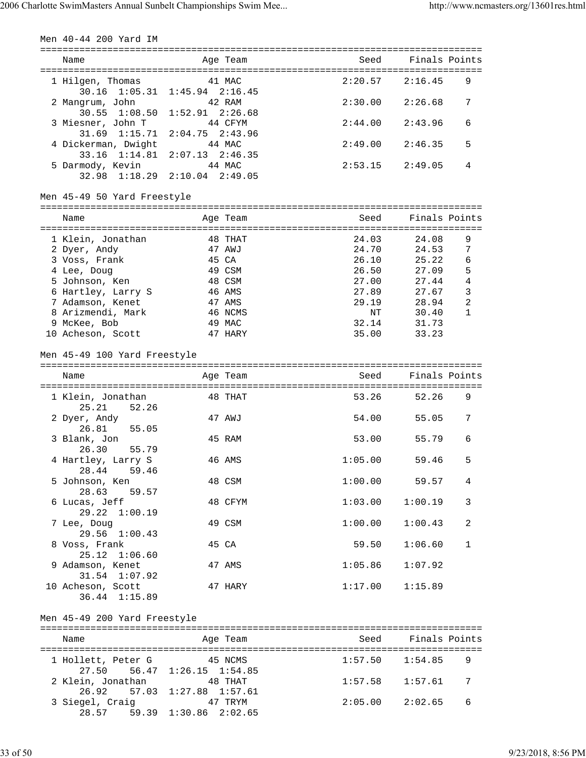## Men 40-44 200 Yard IM

| Place | Name | Age | Team | Seed | Finals | Points |
|---|---|---|---|---|---|---|
| 1 | Hilgen, Thomas | 41 | MAC | 2:20.57 | 2:16.45 | 9 |
| | 30.16 1:05.31 1:45.94 2:16.45 | | | | | |
| 2 | Mangrum, John | 42 | RAM | 2:30.00 | 2:26.68 | 7 |
| | 30.55 1:08.50 1:52.91 2:26.68 | | | | | |
| 3 | Miesner, John T | 44 | CFYM | 2:44.00 | 2:43.96 | 6 |
| | 31.69 1:15.71 2:04.75 2:43.96 | | | | | |
| 4 | Dickerman, Dwight | 44 | MAC | 2:49.00 | 2:46.35 | 5 |
| | 33.16 1:14.81 2:07.13 2:46.35 | | | | | |
| 5 | Darmody, Kevin | 44 | MAC | 2:53.15 | 2:49.05 | 4 |
| | 32.98 1:18.29 2:10.04 2:49.05 | | | | | |

## Men 45-49 50 Yard Freestyle

| Place | Name | Age | Team | Seed | Finals | Points |
|---|---|---|---|---|---|---|
| 1 | Klein, Jonathan | 48 | THAT | 24.03 | 24.08 | 9 |
| 2 | Dyer, Andy | 47 | AWJ | 24.70 | 24.53 | 7 |
| 3 | Voss, Frank | 45 | CA | 26.10 | 25.22 | 6 |
| 4 | Lee, Doug | 49 | CSM | 26.50 | 27.09 | 5 |
| 5 | Johnson, Ken | 48 | CSM | 27.00 | 27.44 | 4 |
| 6 | Hartley, Larry S | 46 | AMS | 27.89 | 27.67 | 3 |
| 7 | Adamson, Kenet | 47 | AMS | 29.19 | 28.94 | 2 |
| 8 | Arizmendi, Mark | 46 | NCMS | NT | 30.40 | 1 |
| 9 | McKee, Bob | 49 | MAC | 32.14 | 31.73 | |
| 10 | Acheson, Scott | 47 | HARY | 35.00 | 33.23 | |

## Men 45-49 100 Yard Freestyle

| Place | Name | Age | Team | Seed | Finals | Points |
|---|---|---|---|---|---|---|
| 1 | Klein, Jonathan | 48 | THAT | 53.26 | 52.26 | 9 |
| | 25.21 52.26 | | | | | |
| 2 | Dyer, Andy | 47 | AWJ | 54.00 | 55.05 | 7 |
| | 26.81 55.05 | | | | | |
| 3 | Blank, Jon | 45 | RAM | 53.00 | 55.79 | 6 |
| | 26.30 55.79 | | | | | |
| 4 | Hartley, Larry S | 46 | AMS | 1:05.00 | 59.46 | 5 |
| | 28.44 59.46 | | | | | |
| 5 | Johnson, Ken | 48 | CSM | 1:00.00 | 59.57 | 4 |
| | 28.63 59.57 | | | | | |
| 6 | Lucas, Jeff | 48 | CFYM | 1:03.00 | 1:00.19 | 3 |
| | 29.22 1:00.19 | | | | | |
| 7 | Lee, Doug | 49 | CSM | 1:00.00 | 1:00.43 | 2 |
| | 29.56 1:00.43 | | | | | |
| 8 | Voss, Frank | 45 | CA | 59.50 | 1:06.60 | 1 |
| | 25.12 1:06.60 | | | | | |
| 9 | Adamson, Kenet | 47 | AMS | 1:05.86 | 1:07.92 | |
| | 31.54 1:07.92 | | | | | |
| 10 | Acheson, Scott | 47 | HARY | 1:17.00 | 1:15.89 | |
| | 36.44 1:15.89 | | | | | |

## Men 45-49 200 Yard Freestyle

| Place | Name | Age | Team | Seed | Finals | Points |
|---|---|---|---|---|---|---|
| 1 | Hollett, Peter G | 45 | NCMS | 1:57.50 | 1:54.85 | 9 |
| | 27.50 56.47 1:26.15 1:54.85 | | | | | |
| 2 | Klein, Jonathan | 48 | THAT | 1:57.58 | 1:57.61 | 7 |
| | 26.92 57.03 1:27.88 1:57.61 | | | | | |
| 3 | Siegel, Craig | 47 | TRYM | 2:05.00 | 2:02.65 | 6 |
| | 28.57 59.39 1:30.86 2:02.65 | | | | | |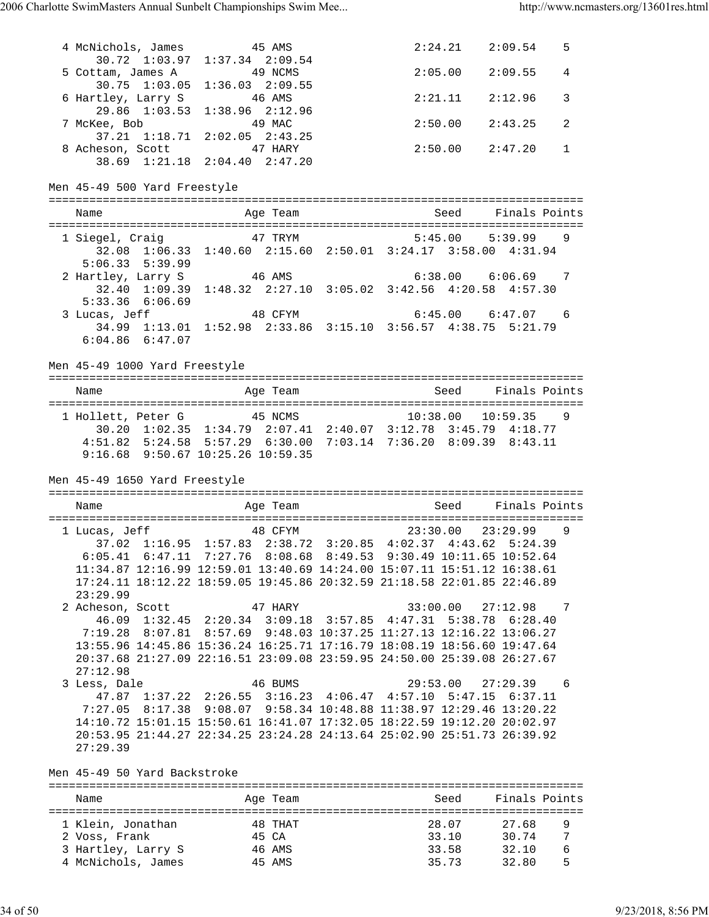```
  4 McNichols, James          45 AMS                2:24.21    2:09.54    5
      30.72  1:03.97  1:37.34  2:09.54
  5 Cottam, James A           49 NCMS               2:05.00    2:09.55    4
      30.75  1:03.05  1:36.03  2:09.55
  6 Hartley, Larry S          46 AMS                2:21.11    2:12.96    3
      29.86  1:03.53  1:38.96  2:12.96
  7 McKee, Bob                49 MAC                2:50.00    2:43.25    2
      37.21  1:18.71  2:02.05  2:43.25
  8 Acheson, Scott            47 HARY               2:50.00    2:47.20    1
      38.69  1:21.18  2:04.40  2:47.20
```

Men 45-49 500 Yard Freestyle

```
===============================================================================
    Name                    Age Team                    Seed     Finals Points
===============================================================================
  1 Siegel, Craig           47 TRYM                  5:45.00    5:39.99    9
      32.08  1:06.33  1:40.60  2:15.60  2:50.01  3:24.17  3:58.00  4:31.94
    5:06.33  5:39.99
  2 Hartley, Larry S        46 AMS                   6:38.00    6:06.69    7
      32.40  1:09.39  1:48.32  2:27.10  3:05.02  3:42.56  4:20.58  4:57.30
    5:33.36  6:06.69
  3 Lucas, Jeff             48 CFYM                  6:45.00    6:47.07    6
      34.99  1:13.01  1:52.98  2:33.86  3:15.10  3:56.57  4:38.75  5:21.79
    6:04.86  6:47.07
```

Men 45-49 1000 Yard Freestyle

```
===============================================================================
    Name                    Age Team                    Seed     Finals Points
===============================================================================
  1 Hollett, Peter G        45 NCMS                 10:38.00   10:59.35    9
      30.20  1:02.35  1:34.79  2:07.41  2:40.07  3:12.78  3:45.79  4:18.77
    4:51.82  5:24.58  5:57.29  6:30.00  7:03.14  7:36.20  8:09.39  8:43.11
    9:16.68  9:50.67 10:25.26 10:59.35
```

Men 45-49 1650 Yard Freestyle

```
===============================================================================
    Name                    Age Team                    Seed     Finals Points
===============================================================================
  1 Lucas, Jeff             48 CFYM                 23:30.00   23:29.99    9
      37.02  1:16.95  1:57.83  2:38.72  3:20.85  4:02.37  4:43.62  5:24.39
    6:05.41  6:47.11  7:27.76  8:08.68  8:49.53  9:30.49 10:11.65 10:52.64
   11:34.87 12:16.99 12:59.01 13:40.69 14:24.00 15:07.11 15:51.12 16:38.61
   17:24.11 18:12.22 18:59.05 19:45.86 20:32.59 21:18.58 22:01.85 22:46.89
   23:29.99
  2 Acheson, Scott          47 HARY                 33:00.00   27:12.98    7
      46.09  1:32.45  2:20.34  3:09.18  3:57.85  4:47.31  5:38.78  6:28.40
    7:19.28  8:07.81  8:57.69  9:48.03 10:37.25 11:27.13 12:16.22 13:06.27
   13:55.96 14:45.86 15:36.24 16:25.71 17:16.79 18:08.19 18:56.60 19:47.64
   20:37.68 21:27.09 22:16.51 23:09.08 23:59.95 24:50.00 25:39.08 26:27.67
   27:12.98
  3 Less, Dale              46 BUMS                 29:53.00   27:29.39    6
      47.87  1:37.22  2:26.55  3:16.23  4:06.47  4:57.10  5:47.15  6:37.11
    7:27.05  8:17.38  9:08.07  9:58.34 10:48.88 11:38.97 12:29.46 13:20.22
   14:10.72 15:01.15 15:50.61 16:41.07 17:32.05 18:22.59 19:12.20 20:02.97
   20:53.95 21:44.27 22:34.25 23:24.28 24:13.64 25:02.90 25:51.73 26:39.92
   27:29.39
```

Men 45-49 50 Yard Backstroke

```
===============================================================================
    Name                    Age Team                    Seed     Finals Points
===============================================================================
  1 Klein, Jonathan         48 THAT                    28.07      27.68    9
  2 Voss, Frank             45 CA                      33.10      30.74    7
  3 Hartley, Larry S        46 AMS                     33.58      32.10    6
  4 McNichols, James        45 AMS                     35.73      32.80    5
```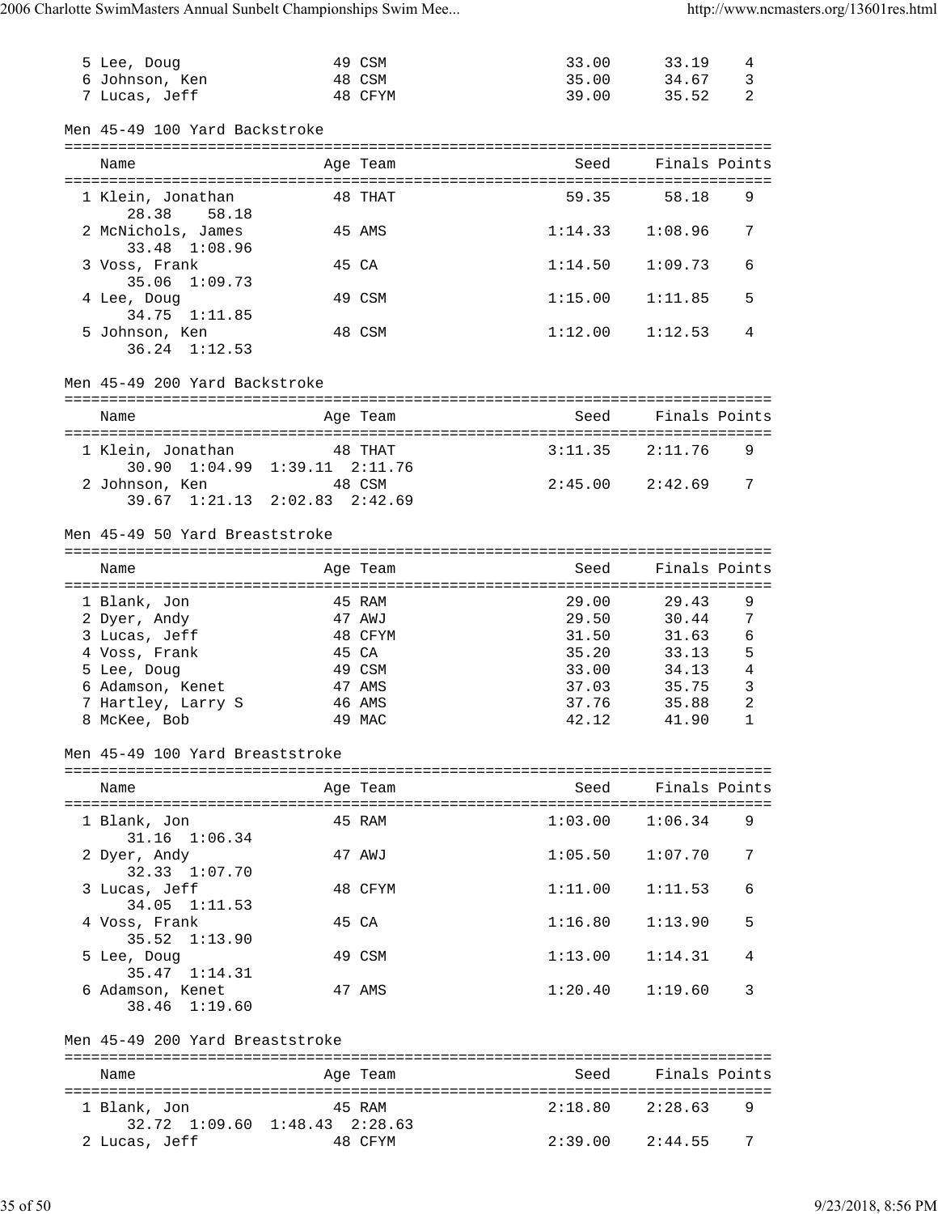| | Name | Age | Team | Seed | Finals | Points |
|---|---|---|---|---|---|---|
| 5 | Lee, Doug | 49 | CSM | 33.00 | 33.19 | 4 |
| 6 | Johnson, Ken | 48 | CSM | 35.00 | 34.67 | 3 |
| 7 | Lucas, Jeff | 48 | CFYM | 39.00 | 35.52 | 2 |

Men 45-49 100 Yard Backstroke

| | Name | Age | Team | Seed | Finals | Points |
|---|---|---|---|---|---|---|
| 1 | Klein, Jonathan | 48 | THAT | 59.35 | 58.18 | 9 |
| | 28.38 58.18 | | | | | |
| 2 | McNichols, James | 45 | AMS | 1:14.33 | 1:08.96 | 7 |
| | 33.48 1:08.96 | | | | | |
| 3 | Voss, Frank | 45 | CA | 1:14.50 | 1:09.73 | 6 |
| | 35.06 1:09.73 | | | | | |
| 4 | Lee, Doug | 49 | CSM | 1:15.00 | 1:11.85 | 5 |
| | 34.75 1:11.85 | | | | | |
| 5 | Johnson, Ken | 48 | CSM | 1:12.00 | 1:12.53 | 4 |
| | 36.24 1:12.53 | | | | | |

Men 45-49 200 Yard Backstroke

| | Name | Age | Team | Seed | Finals | Points |
|---|---|---|---|---|---|---|
| 1 | Klein, Jonathan | 48 | THAT | 3:11.35 | 2:11.76 | 9 |
| | 30.90 1:04.99 1:39.11 2:11.76 | | | | | |
| 2 | Johnson, Ken | 48 | CSM | 2:45.00 | 2:42.69 | 7 |
| | 39.67 1:21.13 2:02.83 2:42.69 | | | | | |

Men 45-49 50 Yard Breaststroke

| | Name | Age | Team | Seed | Finals | Points |
|---|---|---|---|---|---|---|
| 1 | Blank, Jon | 45 | RAM | 29.00 | 29.43 | 9 |
| 2 | Dyer, Andy | 47 | AWJ | 29.50 | 30.44 | 7 |
| 3 | Lucas, Jeff | 48 | CFYM | 31.50 | 31.63 | 6 |
| 4 | Voss, Frank | 45 | CA | 35.20 | 33.13 | 5 |
| 5 | Lee, Doug | 49 | CSM | 33.00 | 34.13 | 4 |
| 6 | Adamson, Kenet | 47 | AMS | 37.03 | 35.75 | 3 |
| 7 | Hartley, Larry S | 46 | AMS | 37.76 | 35.88 | 2 |
| 8 | McKee, Bob | 49 | MAC | 42.12 | 41.90 | 1 |

Men 45-49 100 Yard Breaststroke

| | Name | Age | Team | Seed | Finals | Points |
|---|---|---|---|---|---|---|
| 1 | Blank, Jon | 45 | RAM | 1:03.00 | 1:06.34 | 9 |
| | 31.16 1:06.34 | | | | | |
| 2 | Dyer, Andy | 47 | AWJ | 1:05.50 | 1:07.70 | 7 |
| | 32.33 1:07.70 | | | | | |
| 3 | Lucas, Jeff | 48 | CFYM | 1:11.00 | 1:11.53 | 6 |
| | 34.05 1:11.53 | | | | | |
| 4 | Voss, Frank | 45 | CA | 1:16.80 | 1:13.90 | 5 |
| | 35.52 1:13.90 | | | | | |
| 5 | Lee, Doug | 49 | CSM | 1:13.00 | 1:14.31 | 4 |
| | 35.47 1:14.31 | | | | | |
| 6 | Adamson, Kenet | 47 | AMS | 1:20.40 | 1:19.60 | 3 |
| | 38.46 1:19.60 | | | | | |

Men 45-49 200 Yard Breaststroke

| | Name | Age | Team | Seed | Finals | Points |
|---|---|---|---|---|---|---|
| 1 | Blank, Jon | 45 | RAM | 2:18.80 | 2:28.63 | 9 |
| | 32.72 1:09.60 1:48.43 2:28.63 | | | | | |
| 2 | Lucas, Jeff | 48 | CFYM | 2:39.00 | 2:44.55 | 7 |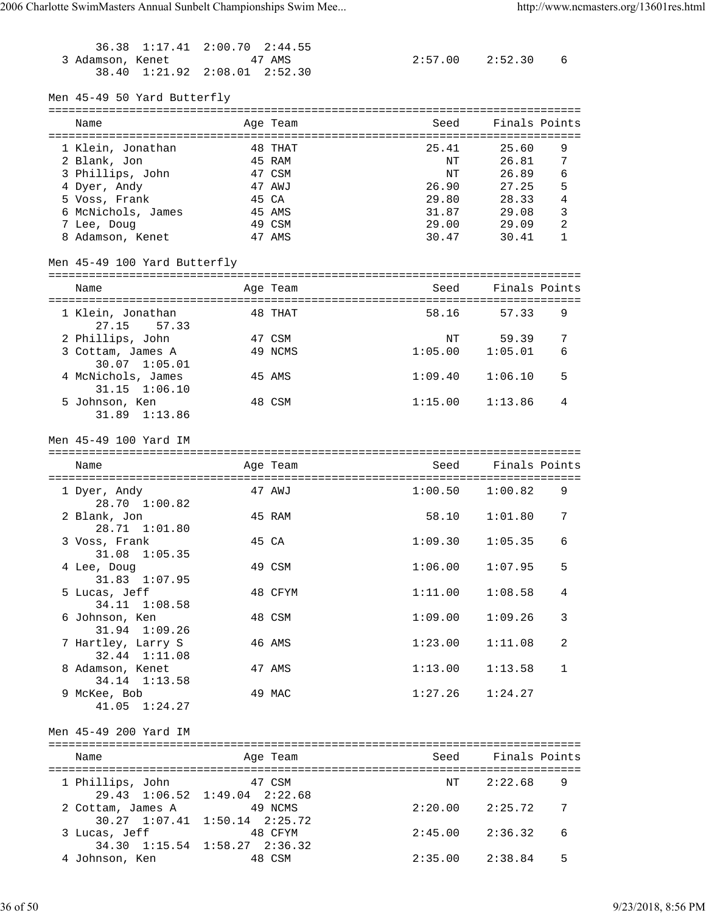36.38 1:17.41 2:00.70 2:44.55

| Name | Age | Team | Seed | Finals | Points |
|---|---|---|---|---|---|
| 3 Adamson, Kenet | 47 | AMS | 2:57.00 | 2:52.30 | 6 |
| 38.40 1:21.92 2:08.01 2:52.30 | | | | | |

## Men 45-49 50 Yard Butterfly

| Name | Age | Team | Seed | Finals | Points |
|---|---|---|---|---|---|
| 1 Klein, Jonathan | 48 | THAT | 25.41 | 25.60 | 9 |
| 2 Blank, Jon | 45 | RAM | NT | 26.81 | 7 |
| 3 Phillips, John | 47 | CSM | NT | 26.89 | 6 |
| 4 Dyer, Andy | 47 | AWJ | 26.90 | 27.25 | 5 |
| 5 Voss, Frank | 45 | CA | 29.80 | 28.33 | 4 |
| 6 McNichols, James | 45 | AMS | 31.87 | 29.08 | 3 |
| 7 Lee, Doug | 49 | CSM | 29.00 | 29.09 | 2 |
| 8 Adamson, Kenet | 47 | AMS | 30.47 | 30.41 | 1 |

## Men 45-49 100 Yard Butterfly

| Name | Age | Team | Seed | Finals | Points |
|---|---|---|---|---|---|
| 1 Klein, Jonathan | 48 | THAT | 58.16 | 57.33 | 9 |
| 27.15 57.33 | | | | | |
| 2 Phillips, John | 47 | CSM | NT | 59.39 | 7 |
| 3 Cottam, James A | 49 | NCMS | 1:05.00 | 1:05.01 | 6 |
| 30.07 1:05.01 | | | | | |
| 4 McNichols, James | 45 | AMS | 1:09.40 | 1:06.10 | 5 |
| 31.15 1:06.10 | | | | | |
| 5 Johnson, Ken | 48 | CSM | 1:15.00 | 1:13.86 | 4 |
| 31.89 1:13.86 | | | | | |

## Men 45-49 100 Yard IM

| Name | Age | Team | Seed | Finals | Points |
|---|---|---|---|---|---|
| 1 Dyer, Andy | 47 | AWJ | 1:00.50 | 1:00.82 | 9 |
| 28.70 1:00.82 | | | | | |
| 2 Blank, Jon | 45 | RAM | 58.10 | 1:01.80 | 7 |
| 28.71 1:01.80 | | | | | |
| 3 Voss, Frank | 45 | CA | 1:09.30 | 1:05.35 | 6 |
| 31.08 1:05.35 | | | | | |
| 4 Lee, Doug | 49 | CSM | 1:06.00 | 1:07.95 | 5 |
| 31.83 1:07.95 | | | | | |
| 5 Lucas, Jeff | 48 | CFYM | 1:11.00 | 1:08.58 | 4 |
| 34.11 1:08.58 | | | | | |
| 6 Johnson, Ken | 48 | CSM | 1:09.00 | 1:09.26 | 3 |
| 31.94 1:09.26 | | | | | |
| 7 Hartley, Larry S | 46 | AMS | 1:23.00 | 1:11.08 | 2 |
| 32.44 1:11.08 | | | | | |
| 8 Adamson, Kenet | 47 | AMS | 1:13.00 | 1:13.58 | 1 |
| 34.14 1:13.58 | | | | | |
| 9 McKee, Bob | 49 | MAC | 1:27.26 | 1:24.27 | |
| 41.05 1:24.27 | | | | | |

## Men 45-49 200 Yard IM

| Name | Age | Team | Seed | Finals | Points |
|---|---|---|---|---|---|
| 1 Phillips, John | 47 | CSM | NT | 2:22.68 | 9 |
| 29.43 1:06.52 1:49.04 2:22.68 | | | | | |
| 2 Cottam, James A | 49 | NCMS | 2:20.00 | 2:25.72 | 7 |
| 30.27 1:07.41 1:50.14 2:25.72 | | | | | |
| 3 Lucas, Jeff | 48 | CFYM | 2:45.00 | 2:36.32 | 6 |
| 34.30 1:15.54 1:58.27 2:36.32 | | | | | |
| 4 Johnson, Ken | 48 | CSM | 2:35.00 | 2:38.84 | 5 |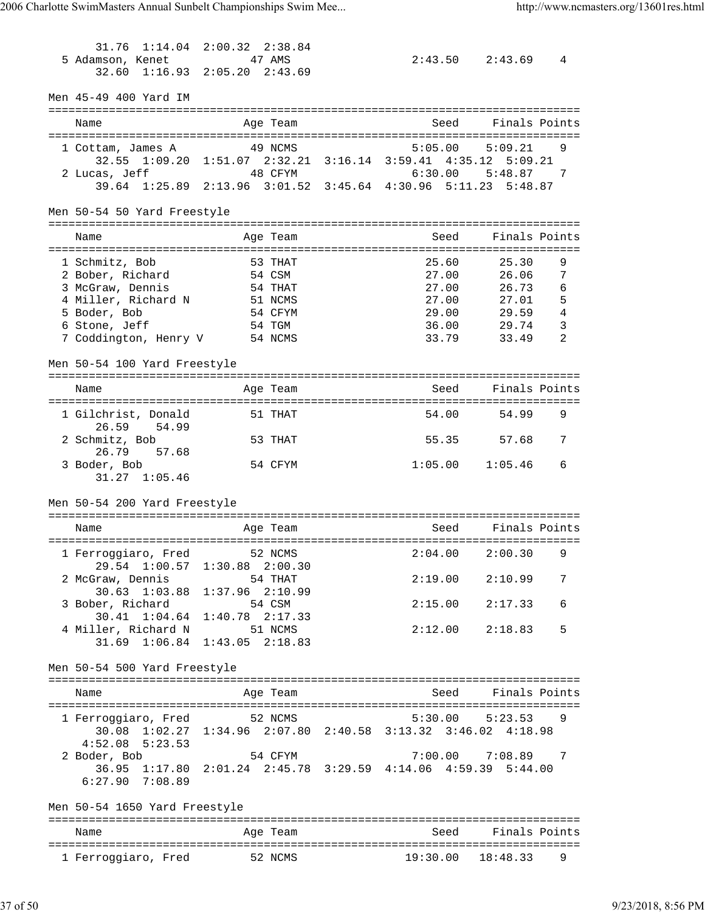31.76 1:14.04 2:00.32 2:38.84

| Name | Age | Team | Seed | Finals | Points |
|---|---|---|---|---|---|
| 5 Adamson, Kenet | 47 | AMS | 2:43.50 | 2:43.69 | 4 |
| 32.60 1:16.93 2:05.20 2:43.69 | | | | | |

### Men 45-49 400 Yard IM

| Name | Age | Team | Seed | Finals | Points |
|---|---|---|---|---|---|
| 1 Cottam, James A | 49 | NCMS | 5:05.00 | 5:09.21 | 9 |
| 32.55 1:09.20 1:51.07 2:32.21 3:16.14 3:59.41 4:35.12 5:09.21 | | | | | |
| 2 Lucas, Jeff | 48 | CFYM | 6:30.00 | 5:48.87 | 7 |
| 39.64 1:25.89 2:13.96 3:01.52 3:45.64 4:30.96 5:11.23 5:48.87 | | | | | |

### Men 50-54 50 Yard Freestyle

| Name | Age | Team | Seed | Finals | Points |
|---|---|---|---|---|---|
| 1 Schmitz, Bob | 53 | THAT | 25.60 | 25.30 | 9 |
| 2 Bober, Richard | 54 | CSM | 27.00 | 26.06 | 7 |
| 3 McGraw, Dennis | 54 | THAT | 27.00 | 26.73 | 6 |
| 4 Miller, Richard N | 51 | NCMS | 27.00 | 27.01 | 5 |
| 5 Boder, Bob | 54 | CFYM | 29.00 | 29.59 | 4 |
| 6 Stone, Jeff | 54 | TGM | 36.00 | 29.74 | 3 |
| 7 Coddington, Henry V | 54 | NCMS | 33.79 | 33.49 | 2 |

### Men 50-54 100 Yard Freestyle

| Name | Age | Team | Seed | Finals | Points |
|---|---|---|---|---|---|
| 1 Gilchrist, Donald | 51 | THAT | 54.00 | 54.99 | 9 |
| 26.59 54.99 | | | | | |
| 2 Schmitz, Bob | 53 | THAT | 55.35 | 57.68 | 7 |
| 26.79 57.68 | | | | | |
| 3 Boder, Bob | 54 | CFYM | 1:05.00 | 1:05.46 | 6 |
| 31.27 1:05.46 | | | | | |

### Men 50-54 200 Yard Freestyle

| Name | Age | Team | Seed | Finals | Points |
|---|---|---|---|---|---|
| 1 Ferroggiaro, Fred | 52 | NCMS | 2:04.00 | 2:00.30 | 9 |
| 29.54 1:00.57 1:30.88 2:00.30 | | | | | |
| 2 McGraw, Dennis | 54 | THAT | 2:19.00 | 2:10.99 | 7 |
| 30.63 1:03.88 1:37.96 2:10.99 | | | | | |
| 3 Bober, Richard | 54 | CSM | 2:15.00 | 2:17.33 | 6 |
| 30.41 1:04.64 1:40.78 2:17.33 | | | | | |
| 4 Miller, Richard N | 51 | NCMS | 2:12.00 | 2:18.83 | 5 |
| 31.69 1:06.84 1:43.05 2:18.83 | | | | | |

### Men 50-54 500 Yard Freestyle

| Name | Age | Team | Seed | Finals | Points |
|---|---|---|---|---|---|
| 1 Ferroggiaro, Fred | 52 | NCMS | 5:30.00 | 5:23.53 | 9 |
| 30.08 1:02.27 1:34.96 2:07.80 2:40.58 3:13.32 3:46.02 4:18.98 4:52.08 5:23.53 | | | | | |
| 2 Boder, Bob | 54 | CFYM | 7:00.00 | 7:08.89 | 7 |
| 36.95 1:17.80 2:01.24 2:45.78 3:29.59 4:14.06 4:59.39 5:44.00 6:27.90 7:08.89 | | | | | |

### Men 50-54 1650 Yard Freestyle

| Name | Age | Team | Seed | Finals | Points |
|---|---|---|---|---|---|
| 1 Ferroggiaro, Fred | 52 | NCMS | 19:30.00 | 18:48.33 | 9 |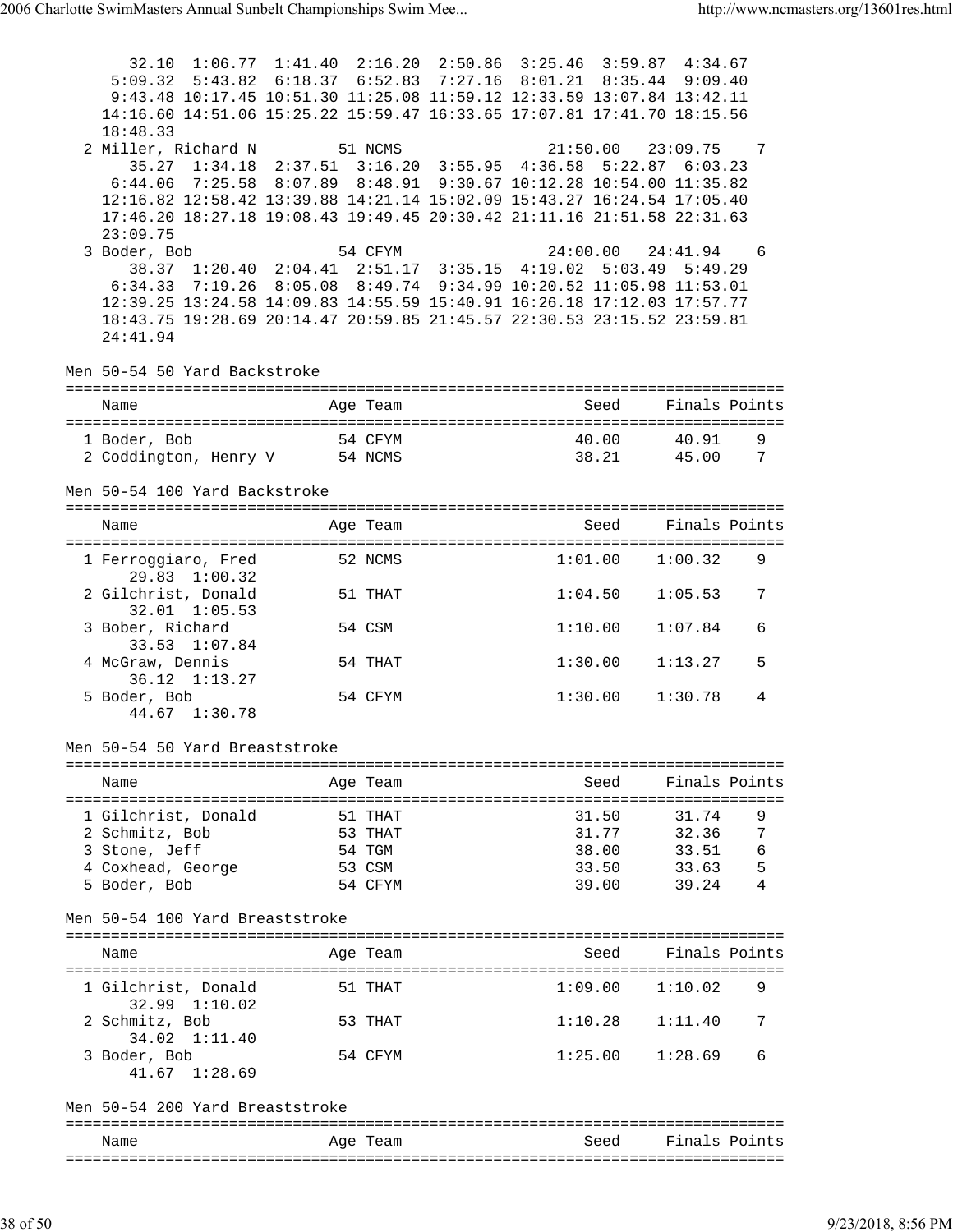```
    32.10  1:06.77  1:41.40  2:16.20  2:50.86  3:25.46  3:59.87  4:34.67
  5:09.32  5:43.82  6:18.37  6:52.83  7:27.16  8:01.21  8:35.44  9:09.40
  9:43.48 10:17.45 10:51.30 11:25.08 11:59.12 12:33.59 13:07.84 13:42.11
 14:16.60 14:51.06 15:25.22 15:59.47 16:33.65 17:07.81 17:41.70 18:15.56
 18:48.33
2 Miller, Richard N         51 NCMS              21:50.00   23:09.75    7
    35.27  1:34.18  2:37.51  3:16.20  3:55.95  4:36.58  5:22.87  6:03.23
  6:44.06  7:25.58  8:07.89  8:48.91  9:30.67 10:12.28 10:54.00 11:35.82
 12:16.82 12:58.42 13:39.88 14:21.14 15:02.09 15:43.27 16:24.54 17:05.40
 17:46.20 18:27.18 19:08.43 19:49.45 20:30.42 21:11.16 21:51.58 22:31.63
 23:09.75
3 Boder, Bob                54 CFYM              24:00.00   24:41.94    6
    38.37  1:20.40  2:04.41  2:51.17  3:35.15  4:19.02  5:03.49  5:49.29
  6:34.33  7:19.26  8:05.08  8:49.74  9:34.99 10:20.52 11:05.98 11:53.01
 12:39.25 13:24.58 14:09.83 14:55.59 15:40.91 16:26.18 17:12.03 17:57.77
 18:43.75 19:28.69 20:14.47 20:59.85 21:45.57 22:30.53 23:15.52 23:59.81
 24:41.94
```

Men 50-54 50 Yard Backstroke

| | Name | Age | Team | Seed | Finals | Points |
|---|---|---|---|---|---|---|
| 1 | Boder, Bob | 54 | CFYM | 40.00 | 40.91 | 9 |
| 2 | Coddington, Henry V | 54 | NCMS | 38.21 | 45.00 | 7 |

Men 50-54 100 Yard Backstroke

| | Name | Age | Team | Seed | Finals | Points |
|---|---|---|---|---|---|---|
| 1 | Ferroggiaro, Fred | 52 | NCMS | 1:01.00 | 1:00.32 | 9 |
| | 29.83 1:00.32 | | | | | |
| 2 | Gilchrist, Donald | 51 | THAT | 1:04.50 | 1:05.53 | 7 |
| | 32.01 1:05.53 | | | | | |
| 3 | Bober, Richard | 54 | CSM | 1:10.00 | 1:07.84 | 6 |
| | 33.53 1:07.84 | | | | | |
| 4 | McGraw, Dennis | 54 | THAT | 1:30.00 | 1:13.27 | 5 |
| | 36.12 1:13.27 | | | | | |
| 5 | Boder, Bob | 54 | CFYM | 1:30.00 | 1:30.78 | 4 |
| | 44.67 1:30.78 | | | | | |

Men 50-54 50 Yard Breaststroke

| | Name | Age | Team | Seed | Finals | Points |
|---|---|---|---|---|---|---|
| 1 | Gilchrist, Donald | 51 | THAT | 31.50 | 31.74 | 9 |
| 2 | Schmitz, Bob | 53 | THAT | 31.77 | 32.36 | 7 |
| 3 | Stone, Jeff | 54 | TGM | 38.00 | 33.51 | 6 |
| 4 | Coxhead, George | 53 | CSM | 33.50 | 33.63 | 5 |
| 5 | Boder, Bob | 54 | CFYM | 39.00 | 39.24 | 4 |

Men 50-54 100 Yard Breaststroke

| | Name | Age | Team | Seed | Finals | Points |
|---|---|---|---|---|---|---|
| 1 | Gilchrist, Donald | 51 | THAT | 1:09.00 | 1:10.02 | 9 |
| | 32.99 1:10.02 | | | | | |
| 2 | Schmitz, Bob | 53 | THAT | 1:10.28 | 1:11.40 | 7 |
| | 34.02 1:11.40 | | | | | |
| 3 | Boder, Bob | 54 | CFYM | 1:25.00 | 1:28.69 | 6 |
| | 41.67 1:28.69 | | | | | |

Men 50-54 200 Yard Breaststroke

| Name | Age | Team | Seed | Finals | Points |
|---|---|---|---|---|---|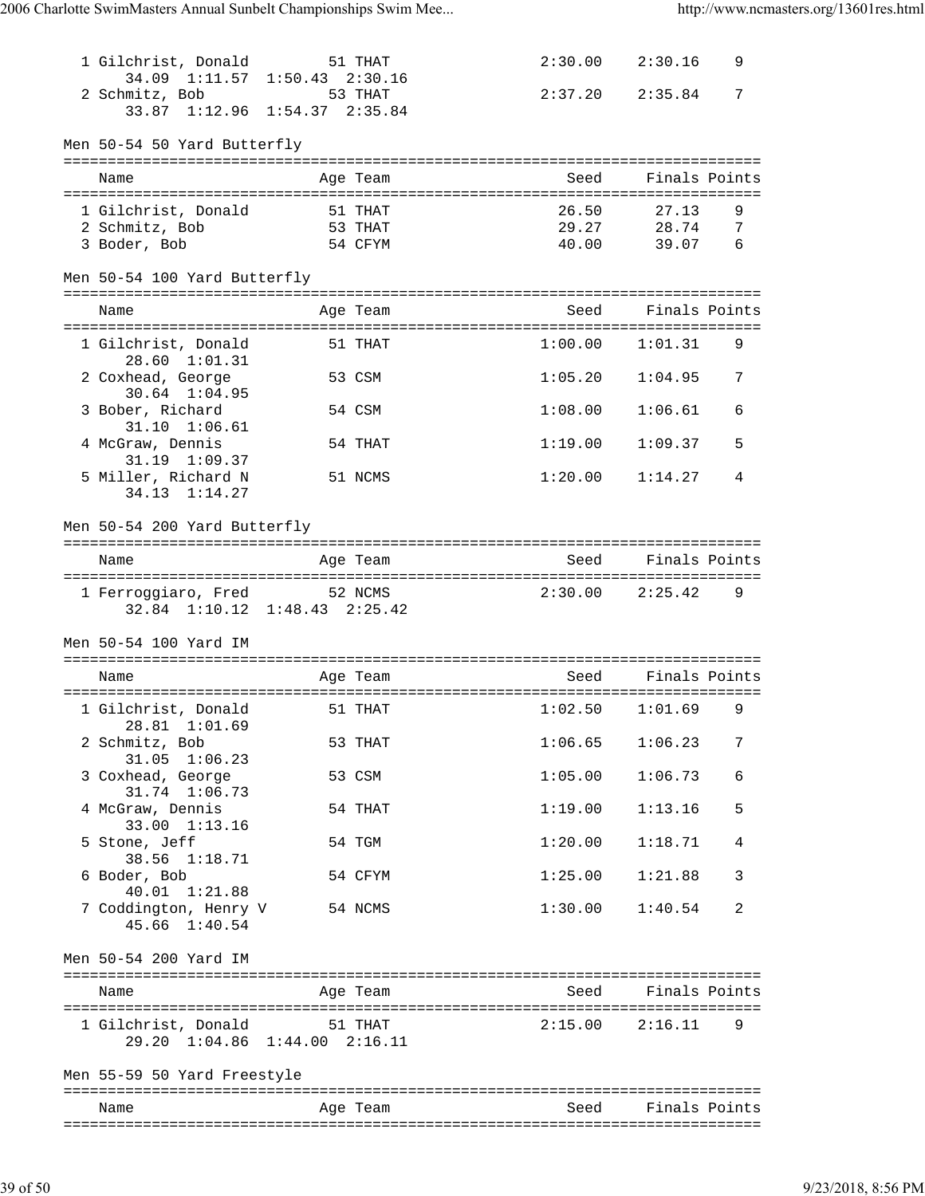| Name | Age | Team | Seed | Finals | Points |
|---|---|---|---|---|---|
| 1 Gilchrist, Donald | 51 | THAT | 2:30.00 | 2:30.16 | 9 |
| 34.09 1:11.57 1:50.43 2:30.16 | | | | | |
| 2 Schmitz, Bob | 53 | THAT | 2:37.20 | 2:35.84 | 7 |
| 33.87 1:12.96 1:54.37 2:35.84 | | | | | |

Men 50-54 50 Yard Butterfly

| Name | Age | Team | Seed | Finals | Points |
|---|---|---|---|---|---|
| 1 Gilchrist, Donald | 51 | THAT | 26.50 | 27.13 | 9 |
| 2 Schmitz, Bob | 53 | THAT | 29.27 | 28.74 | 7 |
| 3 Boder, Bob | 54 | CFYM | 40.00 | 39.07 | 6 |

Men 50-54 100 Yard Butterfly

| Name | Age | Team | Seed | Finals | Points |
|---|---|---|---|---|---|
| 1 Gilchrist, Donald | 51 | THAT | 1:00.00 | 1:01.31 | 9 |
| 28.60 1:01.31 | | | | | |
| 2 Coxhead, George | 53 | CSM | 1:05.20 | 1:04.95 | 7 |
| 30.64 1:04.95 | | | | | |
| 3 Bober, Richard | 54 | CSM | 1:08.00 | 1:06.61 | 6 |
| 31.10 1:06.61 | | | | | |
| 4 McGraw, Dennis | 54 | THAT | 1:19.00 | 1:09.37 | 5 |
| 31.19 1:09.37 | | | | | |
| 5 Miller, Richard N | 51 | NCMS | 1:20.00 | 1:14.27 | 4 |
| 34.13 1:14.27 | | | | | |

Men 50-54 200 Yard Butterfly

| Name | Age | Team | Seed | Finals | Points |
|---|---|---|---|---|---|
| 1 Ferroggiaro, Fred | 52 | NCMS | 2:30.00 | 2:25.42 | 9 |
| 32.84 1:10.12 1:48.43 2:25.42 | | | | | |

Men 50-54 100 Yard IM

| Name | Age | Team | Seed | Finals | Points |
|---|---|---|---|---|---|
| 1 Gilchrist, Donald | 51 | THAT | 1:02.50 | 1:01.69 | 9 |
| 28.81 1:01.69 | | | | | |
| 2 Schmitz, Bob | 53 | THAT | 1:06.65 | 1:06.23 | 7 |
| 31.05 1:06.23 | | | | | |
| 3 Coxhead, George | 53 | CSM | 1:05.00 | 1:06.73 | 6 |
| 31.74 1:06.73 | | | | | |
| 4 McGraw, Dennis | 54 | THAT | 1:19.00 | 1:13.16 | 5 |
| 33.00 1:13.16 | | | | | |
| 5 Stone, Jeff | 54 | TGM | 1:20.00 | 1:18.71 | 4 |
| 38.56 1:18.71 | | | | | |
| 6 Boder, Bob | 54 | CFYM | 1:25.00 | 1:21.88 | 3 |
| 40.01 1:21.88 | | | | | |
| 7 Coddington, Henry V | 54 | NCMS | 1:30.00 | 1:40.54 | 2 |
| 45.66 1:40.54 | | | | | |

Men 50-54 200 Yard IM

| Name | Age | Team | Seed | Finals | Points |
|---|---|---|---|---|---|
| 1 Gilchrist, Donald | 51 | THAT | 2:15.00 | 2:16.11 | 9 |
| 29.20 1:04.86 1:44.00 2:16.11 | | | | | |

Men 55-59 50 Yard Freestyle

| Name | Age | Team | Seed | Finals | Points |
|---|---|---|---|---|---|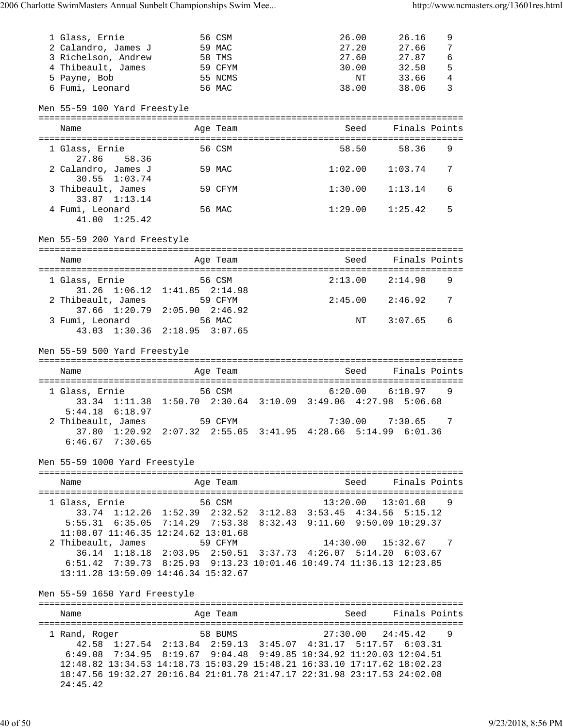| Place | Name | Age | Team | Seed | Finals | Points |
|---|---|---|---|---|---|---|
| 1 | Glass, Ernie | 56 | CSM | 26.00 | 26.16 | 9 |
| 2 | Calandro, James J | 59 | MAC | 27.20 | 27.66 | 7 |
| 3 | Richelson, Andrew | 58 | TMS | 27.60 | 27.87 | 6 |
| 4 | Thibeault, James | 59 | CFYM | 30.00 | 32.50 | 5 |
| 5 | Payne, Bob | 55 | NCMS | NT | 33.66 | 4 |
| 6 | Fumi, Leonard | 56 | MAC | 38.00 | 38.06 | 3 |

## Men 55-59 100 Yard Freestyle

| Place | Name | Age | Team | Seed | Finals | Points |
|---|---|---|---|---|---|---|
| 1 | Glass, Ernie | 56 | CSM | 58.50 | 58.36 | 9 |
| | 27.86  58.36 | | | | | |
| 2 | Calandro, James J | 59 | MAC | 1:02.00 | 1:03.74 | 7 |
| | 30.55  1:03.74 | | | | | |
| 3 | Thibeault, James | 59 | CFYM | 1:30.00 | 1:13.14 | 6 |
| | 33.87  1:13.14 | | | | | |
| 4 | Fumi, Leonard | 56 | MAC | 1:29.00 | 1:25.42 | 5 |
| | 41.00  1:25.42 | | | | | |

## Men 55-59 200 Yard Freestyle

| Place | Name | Age | Team | Seed | Finals | Points |
|---|---|---|---|---|---|---|
| 1 | Glass, Ernie | 56 | CSM | 2:13.00 | 2:14.98 | 9 |
| | 31.26  1:06.12  1:41.85  2:14.98 | | | | | |
| 2 | Thibeault, James | 59 | CFYM | 2:45.00 | 2:46.92 | 7 |
| | 37.66  1:20.79  2:05.90  2:46.92 | | | | | |
| 3 | Fumi, Leonard | 56 | MAC | NT | 3:07.65 | 6 |
| | 43.03  1:30.36  2:18.95  3:07.65 | | | | | |

## Men 55-59 500 Yard Freestyle

| Place | Name | Age | Team | Seed | Finals | Points |
|---|---|---|---|---|---|---|
| 1 | Glass, Ernie | 56 | CSM | 6:20.00 | 6:18.97 | 9 |
| | 33.34  1:11.38  1:50.70  2:30.64  3:10.09  3:49.06  4:27.98  5:06.68  5:44.18  6:18.97 | | | | | |
| 2 | Thibeault, James | 59 | CFYM | 7:30.00 | 7:30.65 | 7 |
| | 37.80  1:20.92  2:07.32  2:55.05  3:41.95  4:28.66  5:14.99  6:01.36  6:46.67  7:30.65 | | | | | |

## Men 55-59 1000 Yard Freestyle

| Place | Name | Age | Team | Seed | Finals | Points |
|---|---|---|---|---|---|---|
| 1 | Glass, Ernie | 56 | CSM | 13:20.00 | 13:01.68 | 9 |
| | 33.74  1:12.26  1:52.39  2:32.52  3:12.83  3:53.45  4:34.56  5:15.12  5:55.31  6:35.05  7:14.29  7:53.38  8:32.43  9:11.60  9:50.09  10:29.37  11:08.07  11:46.35  12:24.62  13:01.68 | | | | | |
| 2 | Thibeault, James | 59 | CFYM | 14:30.00 | 15:32.67 | 7 |
| | 36.14  1:18.18  2:03.95  2:50.51  3:37.73  4:26.07  5:14.20  6:03.67  6:51.42  7:39.73  8:25.93  9:13.23  10:01.46  10:49.74  11:36.13  12:23.85  13:11.28  13:59.09  14:46.34  15:32.67 | | | | | |

## Men 55-59 1650 Yard Freestyle

| Place | Name | Age | Team | Seed | Finals | Points |
|---|---|---|---|---|---|---|
| 1 | Rand, Roger | 58 | BUMS | 27:30.00 | 24:45.42 | 9 |
| | 42.58  1:27.54  2:13.84  2:59.13  3:45.07  4:31.17  5:17.57  6:03.31  6:49.08  7:34.95  8:19.67  9:04.48  9:49.85  10:34.92  11:20.03  12:04.51  12:48.82  13:34.53  14:18.73  15:03.29  15:48.21  16:33.10  17:17.62  18:02.23  18:47.56  19:32.27  20:16.84  21:01.78  21:47.17  22:31.98  23:17.53  24:02.08  24:45.42 | | | | | |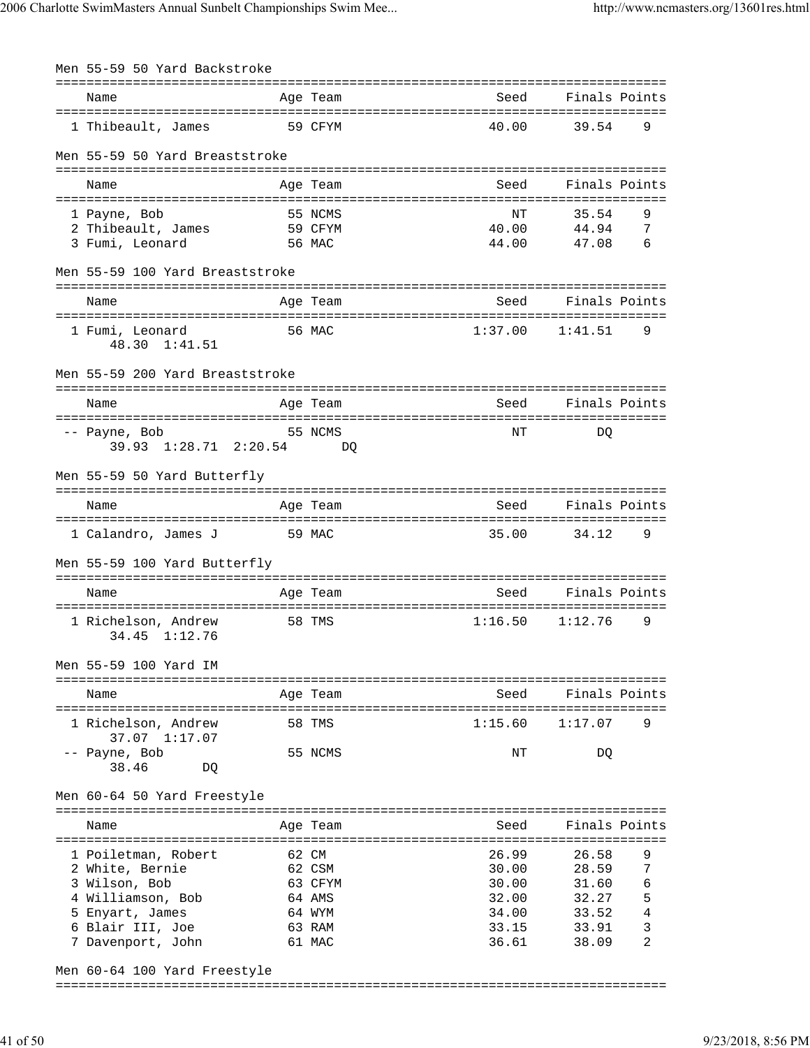### Men 55-59 50 Yard Backstroke

| | Name | Age | Team | Seed | Finals | Points |
|---|---|---|---|---|---|---|
| 1 | Thibeault, James | 59 | CFYM | 40.00 | 39.54 | 9 |

### Men 55-59 50 Yard Breaststroke

| | Name | Age | Team | Seed | Finals | Points |
|---|---|---|---|---|---|---|
| 1 | Payne, Bob | 55 | NCMS | NT | 35.54 | 9 |
| 2 | Thibeault, James | 59 | CFYM | 40.00 | 44.94 | 7 |
| 3 | Fumi, Leonard | 56 | MAC | 44.00 | 47.08 | 6 |

### Men 55-59 100 Yard Breaststroke

| | Name | Age | Team | Seed | Finals | Points |
|---|---|---|---|---|---|---|
| 1 | Fumi, Leonard | 56 | MAC | 1:37.00 | 1:41.51 | 9 |
| | 48.30 1:41.51 | | | | | |

### Men 55-59 200 Yard Breaststroke

| | Name | Age | Team | Seed | Finals | Points |
|---|---|---|---|---|---|---|
| -- | Payne, Bob | 55 | NCMS | NT | DQ | |
| | 39.93 1:28.71 2:20.54 DQ | | | | | |

### Men 55-59 50 Yard Butterfly

| | Name | Age | Team | Seed | Finals | Points |
|---|---|---|---|---|---|---|
| 1 | Calandro, James J | 59 | MAC | 35.00 | 34.12 | 9 |

### Men 55-59 100 Yard Butterfly

| | Name | Age | Team | Seed | Finals | Points |
|---|---|---|---|---|---|---|
| 1 | Richelson, Andrew | 58 | TMS | 1:16.50 | 1:12.76 | 9 |
| | 34.45 1:12.76 | | | | | |

### Men 55-59 100 Yard IM

| | Name | Age | Team | Seed | Finals | Points |
|---|---|---|---|---|---|---|
| 1 | Richelson, Andrew | 58 | TMS | 1:15.60 | 1:17.07 | 9 |
| | 37.07 1:17.07 | | | | | |
| -- | Payne, Bob | 55 | NCMS | NT | DQ | |
| | 38.46 DQ | | | | | |

### Men 60-64 50 Yard Freestyle

| | Name | Age | Team | Seed | Finals | Points |
|---|---|---|---|---|---|---|
| 1 | Poiletman, Robert | 62 | CM | 26.99 | 26.58 | 9 |
| 2 | White, Bernie | 62 | CSM | 30.00 | 28.59 | 7 |
| 3 | Wilson, Bob | 63 | CFYM | 30.00 | 31.60 | 6 |
| 4 | Williamson, Bob | 64 | AMS | 32.00 | 32.27 | 5 |
| 5 | Enyart, James | 64 | WYM | 34.00 | 33.52 | 4 |
| 6 | Blair III, Joe | 63 | RAM | 33.15 | 33.91 | 3 |
| 7 | Davenport, John | 61 | MAC | 36.61 | 38.09 | 2 |

### Men 60-64 100 Yard Freestyle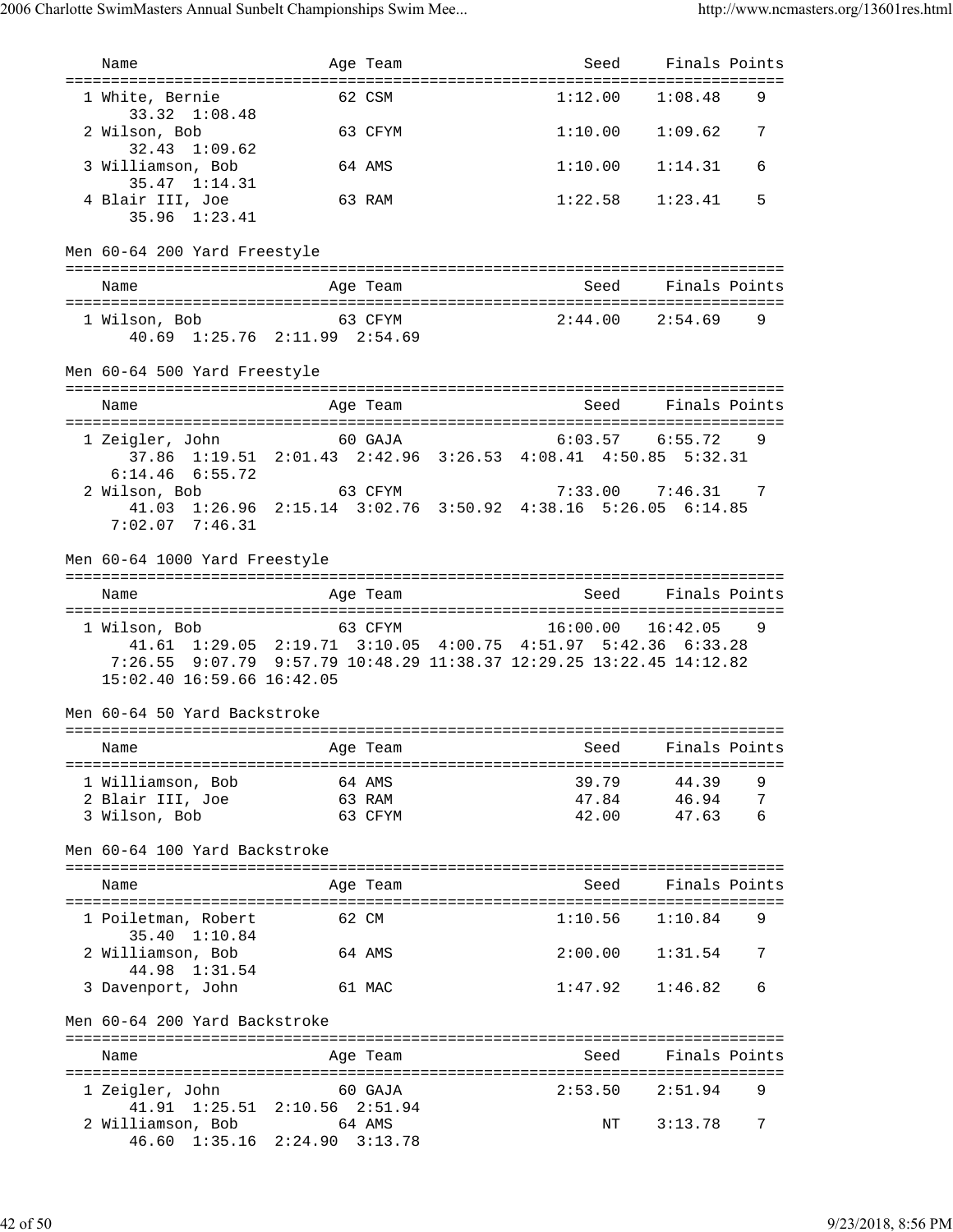| Name | Age | Team | Seed | Finals | Points |
|---|---|---|---|---|---|
| 1 White, Bernie | 62 | CSM | 1:12.00 | 1:08.48 | 9 |
| 33.32 1:08.48 | | | | | |
| 2 Wilson, Bob | 63 | CFYM | 1:10.00 | 1:09.62 | 7 |
| 32.43 1:09.62 | | | | | |
| 3 Williamson, Bob | 64 | AMS | 1:10.00 | 1:14.31 | 6 |
| 35.47 1:14.31 | | | | | |
| 4 Blair III, Joe | 63 | RAM | 1:22.58 | 1:23.41 | 5 |
| 35.96 1:23.41 | | | | | |

Men 60-64 200 Yard Freestyle

| Name | Age | Team | Seed | Finals | Points |
|---|---|---|---|---|---|
| 1 Wilson, Bob | 63 | CFYM | 2:44.00 | 2:54.69 | 9 |
| 40.69 1:25.76 2:11.99 2:54.69 | | | | | |

Men 60-64 500 Yard Freestyle

| Name | Age | Team | Seed | Finals | Points |
|---|---|---|---|---|---|
| 1 Zeigler, John | 60 | GAJA | 6:03.57 | 6:55.72 | 9 |
| 37.86 1:19.51 2:01.43 2:42.96 3:26.53 4:08.41 4:50.85 5:32.31 6:14.46 6:55.72 | | | | | |
| 2 Wilson, Bob | 63 | CFYM | 7:33.00 | 7:46.31 | 7 |
| 41.03 1:26.96 2:15.14 3:02.76 3:50.92 4:38.16 5:26.05 6:14.85 7:02.07 7:46.31 | | | | | |

Men 60-64 1000 Yard Freestyle

| Name | Age | Team | Seed | Finals | Points |
|---|---|---|---|---|---|
| 1 Wilson, Bob | 63 | CFYM | 16:00.00 | 16:42.05 | 9 |
| 41.61 1:29.05 2:19.71 3:10.05 4:00.75 4:51.97 5:42.36 6:33.28 7:26.55 9:07.79 9:57.79 10:48.29 11:38.37 12:29.25 13:22.45 14:12.82 15:02.40 16:59.66 16:42.05 | | | | | |

Men 60-64 50 Yard Backstroke

| Name | Age | Team | Seed | Finals | Points |
|---|---|---|---|---|---|
| 1 Williamson, Bob | 64 | AMS | 39.79 | 44.39 | 9 |
| 2 Blair III, Joe | 63 | RAM | 47.84 | 46.94 | 7 |
| 3 Wilson, Bob | 63 | CFYM | 42.00 | 47.63 | 6 |

Men 60-64 100 Yard Backstroke

| Name | Age | Team | Seed | Finals | Points |
|---|---|---|---|---|---|
| 1 Poiletman, Robert | 62 | CM | 1:10.56 | 1:10.84 | 9 |
| 35.40 1:10.84 | | | | | |
| 2 Williamson, Bob | 64 | AMS | 2:00.00 | 1:31.54 | 7 |
| 44.98 1:31.54 | | | | | |
| 3 Davenport, John | 61 | MAC | 1:47.92 | 1:46.82 | 6 |

Men 60-64 200 Yard Backstroke

| Name | Age | Team | Seed | Finals | Points |
|---|---|---|---|---|---|
| 1 Zeigler, John | 60 | GAJA | 2:53.50 | 2:51.94 | 9 |
| 41.91 1:25.51 2:10.56 2:51.94 | | | | | |
| 2 Williamson, Bob | 64 | AMS | NT | 3:13.78 | 7 |
| 46.60 1:35.16 2:24.90 3:13.78 | | | | | |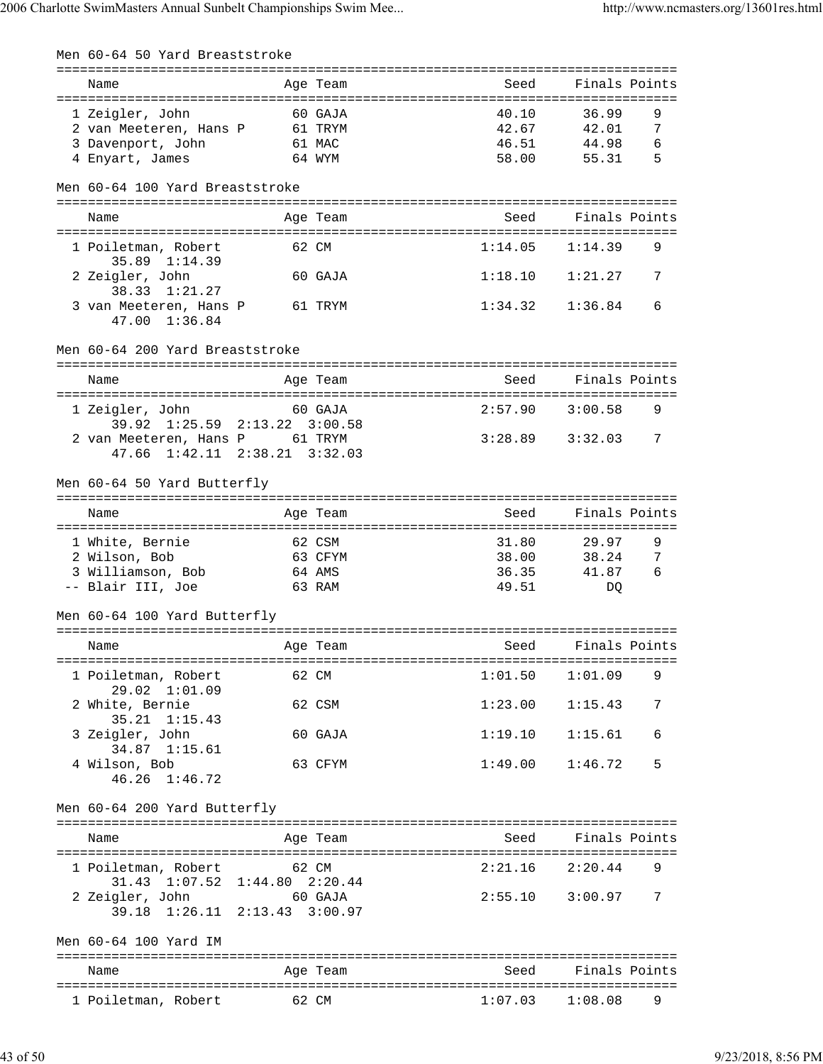## Men 60-64 50 Yard Breaststroke

| | Name | Age | Team | Seed | Finals | Points |
|---|---|---|---|---|---|---|
| 1 | Zeigler, John | 60 | GAJA | 40.10 | 36.99 | 9 |
| 2 | van Meeteren, Hans P | 61 | TRYM | 42.67 | 42.01 | 7 |
| 3 | Davenport, John | 61 | MAC | 46.51 | 44.98 | 6 |
| 4 | Enyart, James | 64 | WYM | 58.00 | 55.31 | 5 |

## Men 60-64 100 Yard Breaststroke

| | Name | Age | Team | Seed | Finals | Points |
|---|---|---|---|---|---|---|
| 1 | Poiletman, Robert | 62 | CM | 1:14.05 | 1:14.39 | 9 |
| | 35.89 1:14.39 | | | | | |
| 2 | Zeigler, John | 60 | GAJA | 1:18.10 | 1:21.27 | 7 |
| | 38.33 1:21.27 | | | | | |
| 3 | van Meeteren, Hans P | 61 | TRYM | 1:34.32 | 1:36.84 | 6 |
| | 47.00 1:36.84 | | | | | |

## Men 60-64 200 Yard Breaststroke

| | Name | Age | Team | Seed | Finals | Points |
|---|---|---|---|---|---|---|
| 1 | Zeigler, John | 60 | GAJA | 2:57.90 | 3:00.58 | 9 |
| | 39.92 1:25.59 2:13.22 3:00.58 | | | | | |
| 2 | van Meeteren, Hans P | 61 | TRYM | 3:28.89 | 3:32.03 | 7 |
| | 47.66 1:42.11 2:38.21 3:32.03 | | | | | |

## Men 60-64 50 Yard Butterfly

| | Name | Age | Team | Seed | Finals | Points |
|---|---|---|---|---|---|---|
| 1 | White, Bernie | 62 | CSM | 31.80 | 29.97 | 9 |
| 2 | Wilson, Bob | 63 | CFYM | 38.00 | 38.24 | 7 |
| 3 | Williamson, Bob | 64 | AMS | 36.35 | 41.87 | 6 |
| -- | Blair III, Joe | 63 | RAM | 49.51 | DQ | |

## Men 60-64 100 Yard Butterfly

| | Name | Age | Team | Seed | Finals | Points |
|---|---|---|---|---|---|---|
| 1 | Poiletman, Robert | 62 | CM | 1:01.50 | 1:01.09 | 9 |
| | 29.02 1:01.09 | | | | | |
| 2 | White, Bernie | 62 | CSM | 1:23.00 | 1:15.43 | 7 |
| | 35.21 1:15.43 | | | | | |
| 3 | Zeigler, John | 60 | GAJA | 1:19.10 | 1:15.61 | 6 |
| | 34.87 1:15.61 | | | | | |
| 4 | Wilson, Bob | 63 | CFYM | 1:49.00 | 1:46.72 | 5 |
| | 46.26 1:46.72 | | | | | |

## Men 60-64 200 Yard Butterfly

| | Name | Age | Team | Seed | Finals | Points |
|---|---|---|---|---|---|---|
| 1 | Poiletman, Robert | 62 | CM | 2:21.16 | 2:20.44 | 9 |
| | 31.43 1:07.52 1:44.80 2:20.44 | | | | | |
| 2 | Zeigler, John | 60 | GAJA | 2:55.10 | 3:00.97 | 7 |
| | 39.18 1:26.11 2:13.43 3:00.97 | | | | | |

## Men 60-64 100 Yard IM

| | Name | Age | Team | Seed | Finals | Points |
|---|---|---|---|---|---|---|
| 1 | Poiletman, Robert | 62 | CM | 1:07.03 | 1:08.08 | 9 |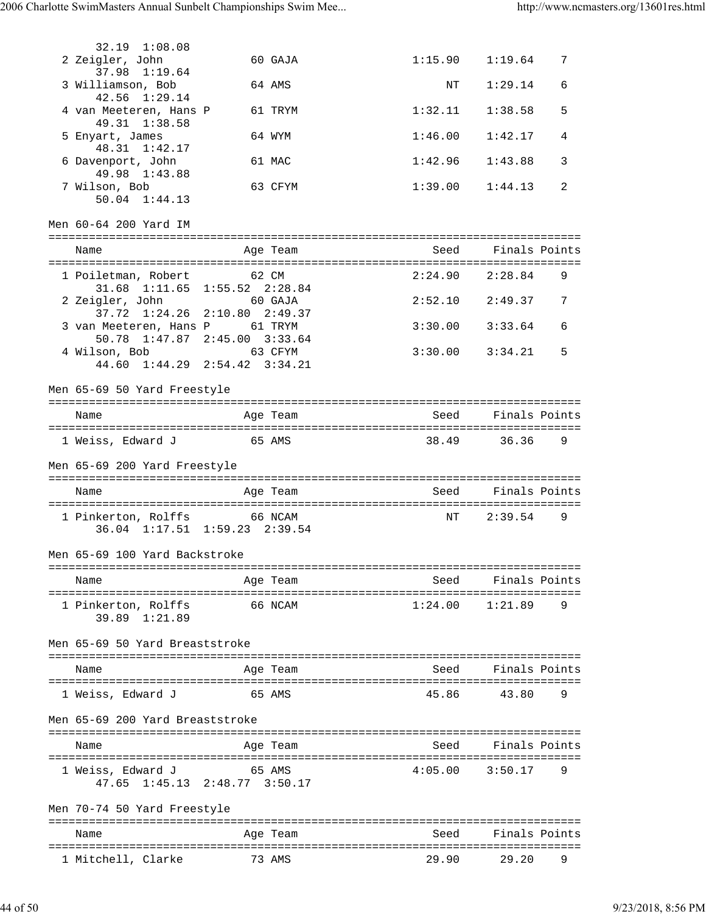32.19 1:08.08

| Name | Age | Team | Seed | Finals | Points |
|---|---|---|---|---|---|
| 2 Zeigler, John | 60 | GAJA | 1:15.90 | 1:19.64 | 7 |
| 37.98 1:19.64 | | | | | |
| 3 Williamson, Bob | 64 | AMS | NT | 1:29.14 | 6 |
| 42.56 1:29.14 | | | | | |
| 4 van Meeteren, Hans P | 61 | TRYM | 1:32.11 | 1:38.58 | 5 |
| 49.31 1:38.58 | | | | | |
| 5 Enyart, James | 64 | WYM | 1:46.00 | 1:42.17 | 4 |
| 48.31 1:42.17 | | | | | |
| 6 Davenport, John | 61 | MAC | 1:42.96 | 1:43.88 | 3 |
| 49.98 1:43.88 | | | | | |
| 7 Wilson, Bob | 63 | CFYM | 1:39.00 | 1:44.13 | 2 |
| 50.04 1:44.13 | | | | | |

## Men 60-64 200 Yard IM

| Name | Age | Team | Seed | Finals | Points |
|---|---|---|---|---|---|
| 1 Poiletman, Robert | 62 | CM | 2:24.90 | 2:28.84 | 9 |
| 31.68 1:11.65 1:55.52 2:28.84 | | | | | |
| 2 Zeigler, John | 60 | GAJA | 2:52.10 | 2:49.37 | 7 |
| 37.72 1:24.26 2:10.80 2:49.37 | | | | | |
| 3 van Meeteren, Hans P | 61 | TRYM | 3:30.00 | 3:33.64 | 6 |
| 50.78 1:47.87 2:45.00 3:33.64 | | | | | |
| 4 Wilson, Bob | 63 | CFYM | 3:30.00 | 3:34.21 | 5 |
| 44.60 1:44.29 2:54.42 3:34.21 | | | | | |

## Men 65-69 50 Yard Freestyle

| Name | Age | Team | Seed | Finals | Points |
|---|---|---|---|---|---|
| 1 Weiss, Edward J | 65 | AMS | 38.49 | 36.36 | 9 |

## Men 65-69 200 Yard Freestyle

| Name | Age | Team | Seed | Finals | Points |
|---|---|---|---|---|---|
| 1 Pinkerton, Rolffs | 66 | NCAM | NT | 2:39.54 | 9 |
| 36.04 1:17.51 1:59.23 2:39.54 | | | | | |

## Men 65-69 100 Yard Backstroke

| Name | Age | Team | Seed | Finals | Points |
|---|---|---|---|---|---|
| 1 Pinkerton, Rolffs | 66 | NCAM | 1:24.00 | 1:21.89 | 9 |
| 39.89 1:21.89 | | | | | |

## Men 65-69 50 Yard Breaststroke

| Name | Age | Team | Seed | Finals | Points |
|---|---|---|---|---|---|
| 1 Weiss, Edward J | 65 | AMS | 45.86 | 43.80 | 9 |

## Men 65-69 200 Yard Breaststroke

| Name | Age | Team | Seed | Finals | Points |
|---|---|---|---|---|---|
| 1 Weiss, Edward J | 65 | AMS | 4:05.00 | 3:50.17 | 9 |
| 47.65 1:45.13 2:48.77 3:50.17 | | | | | |

## Men 70-74 50 Yard Freestyle

| Name | Age | Team | Seed | Finals | Points |
|---|---|---|---|---|---|
| 1 Mitchell, Clarke | 73 | AMS | 29.90 | 29.20 | 9 |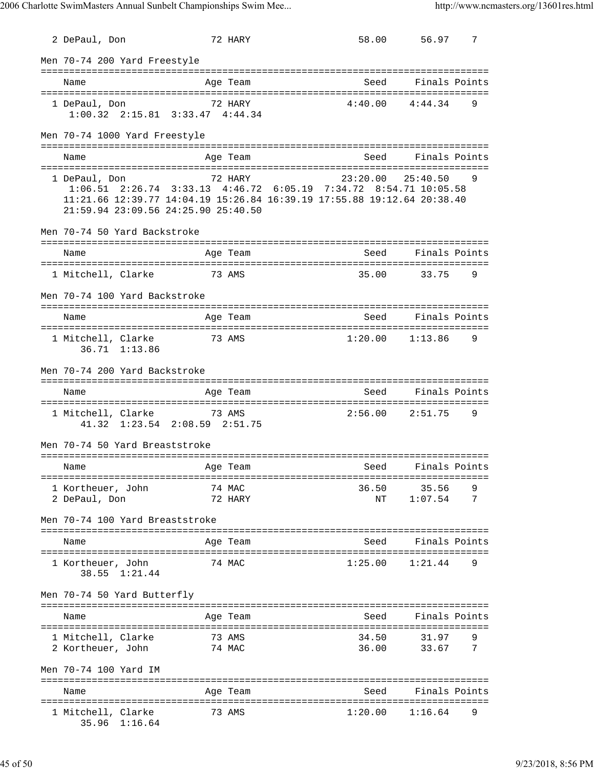| Place | Name | Age | Team | Seed | Finals | Points |
|---|---|---|---|---|---|---|
| 2 | DePaul, Don | 72 | HARY | 58.00 | 56.97 | 7 |

### Men 70-74 200 Yard Freestyle

| Place | Name | Age | Team | Seed | Finals | Points |
|---|---|---|---|---|---|---|
| 1 | DePaul, Don | 72 | HARY | 4:40.00 | 4:44.34 | 9 |

1:00.32 2:15.81 3:33.47 4:44.34

### Men 70-74 1000 Yard Freestyle

| Place | Name | Age | Team | Seed | Finals | Points |
|---|---|---|---|---|---|---|
| 1 | DePaul, Don | 72 | HARY | 23:20.00 | 25:40.50 | 9 |

1:06.51 2:26.74 3:33.13 4:46.72 6:05.19 7:34.72 8:54.71 10:05.58
11:21.66 12:39.77 14:04.19 15:26.84 16:39.19 17:55.88 19:12.64 20:38.40
21:59.94 23:09.56 24:25.90 25:40.50

### Men 70-74 50 Yard Backstroke

| Place | Name | Age | Team | Seed | Finals | Points |
|---|---|---|---|---|---|---|
| 1 | Mitchell, Clarke | 73 | AMS | 35.00 | 33.75 | 9 |

### Men 70-74 100 Yard Backstroke

| Place | Name | Age | Team | Seed | Finals | Points |
|---|---|---|---|---|---|---|
| 1 | Mitchell, Clarke | 73 | AMS | 1:20.00 | 1:13.86 | 9 |

36.71 1:13.86

### Men 70-74 200 Yard Backstroke

| Place | Name | Age | Team | Seed | Finals | Points |
|---|---|---|---|---|---|---|
| 1 | Mitchell, Clarke | 73 | AMS | 2:56.00 | 2:51.75 | 9 |

41.32 1:23.54 2:08.59 2:51.75

### Men 70-74 50 Yard Breaststroke

| Place | Name | Age | Team | Seed | Finals | Points |
|---|---|---|---|---|---|---|
| 1 | Kortheuer, John | 74 | MAC | 36.50 | 35.56 | 9 |
| 2 | DePaul, Don | 72 | HARY | NT | 1:07.54 | 7 |

### Men 70-74 100 Yard Breaststroke

| Place | Name | Age | Team | Seed | Finals | Points |
|---|---|---|---|---|---|---|
| 1 | Kortheuer, John | 74 | MAC | 1:25.00 | 1:21.44 | 9 |

38.55 1:21.44

### Men 70-74 50 Yard Butterfly

| Place | Name | Age | Team | Seed | Finals | Points |
|---|---|---|---|---|---|---|
| 1 | Mitchell, Clarke | 73 | AMS | 34.50 | 31.97 | 9 |
| 2 | Kortheuer, John | 74 | MAC | 36.00 | 33.67 | 7 |

### Men 70-74 100 Yard IM

| Place | Name | Age | Team | Seed | Finals | Points |
|---|---|---|---|---|---|---|
| 1 | Mitchell, Clarke | 73 | AMS | 1:20.00 | 1:16.64 | 9 |

35.96 1:16.64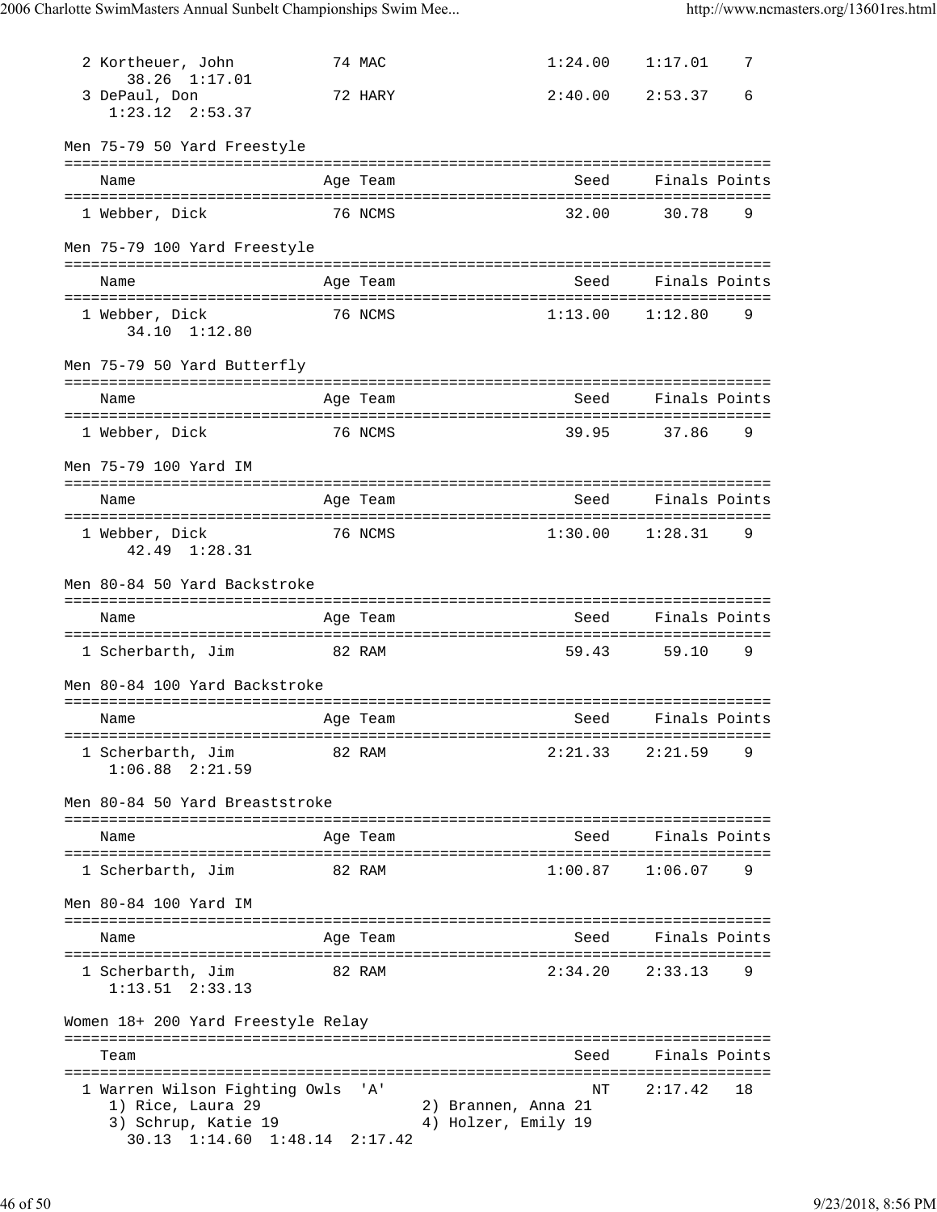| | Name | Age | Team | Seed | Finals | Points |
|---|---|---|---|---|---|---|
| 2 | Kortheuer, John | 74 | MAC | 1:24.00 | 1:17.01 | 7 |
| | 38.26 1:17.01 | | | | | |
| 3 | DePaul, Don | 72 | HARY | 2:40.00 | 2:53.37 | 6 |
| | 1:23.12 2:53.37 | | | | | |

Men 75-79 50 Yard Freestyle

| | Name | Age | Team | Seed | Finals | Points |
|---|---|---|---|---|---|---|
| 1 | Webber, Dick | 76 | NCMS | 32.00 | 30.78 | 9 |

Men 75-79 100 Yard Freestyle

| | Name | Age | Team | Seed | Finals | Points |
|---|---|---|---|---|---|---|
| 1 | Webber, Dick | 76 | NCMS | 1:13.00 | 1:12.80 | 9 |
| | 34.10 1:12.80 | | | | | |

Men 75-79 50 Yard Butterfly

| | Name | Age | Team | Seed | Finals | Points |
|---|---|---|---|---|---|---|
| 1 | Webber, Dick | 76 | NCMS | 39.95 | 37.86 | 9 |

Men 75-79 100 Yard IM

| | Name | Age | Team | Seed | Finals | Points |
|---|---|---|---|---|---|---|
| 1 | Webber, Dick | 76 | NCMS | 1:30.00 | 1:28.31 | 9 |
| | 42.49 1:28.31 | | | | | |

Men 80-84 50 Yard Backstroke

| | Name | Age | Team | Seed | Finals | Points |
|---|---|---|---|---|---|---|
| 1 | Scherbarth, Jim | 82 | RAM | 59.43 | 59.10 | 9 |

Men 80-84 100 Yard Backstroke

| | Name | Age | Team | Seed | Finals | Points |
|---|---|---|---|---|---|---|
| 1 | Scherbarth, Jim | 82 | RAM | 2:21.33 | 2:21.59 | 9 |
| | 1:06.88 2:21.59 | | | | | |

Men 80-84 50 Yard Breaststroke

| | Name | Age | Team | Seed | Finals | Points |
|---|---|---|---|---|---|---|
| 1 | Scherbarth, Jim | 82 | RAM | 1:00.87 | 1:06.07 | 9 |

Men 80-84 100 Yard IM

| | Name | Age | Team | Seed | Finals | Points |
|---|---|---|---|---|---|---|
| 1 | Scherbarth, Jim | 82 | RAM | 2:34.20 | 2:33.13 | 9 |
| | 1:13.51 2:33.13 | | | | | |

Women 18+ 200 Yard Freestyle Relay

| | Team | Seed | Finals | Points |
|---|---|---|---|---|
| 1 | Warren Wilson Fighting Owls 'A' | NT | 2:17.42 | 18 |
| | 1) Rice, Laura 29 — 2) Brannen, Anna 21 | | | |
| | 3) Schrup, Katie 19 — 4) Holzer, Emily 19 | | | |
| | 30.13 1:14.60 1:48.14 2:17.42 | | | |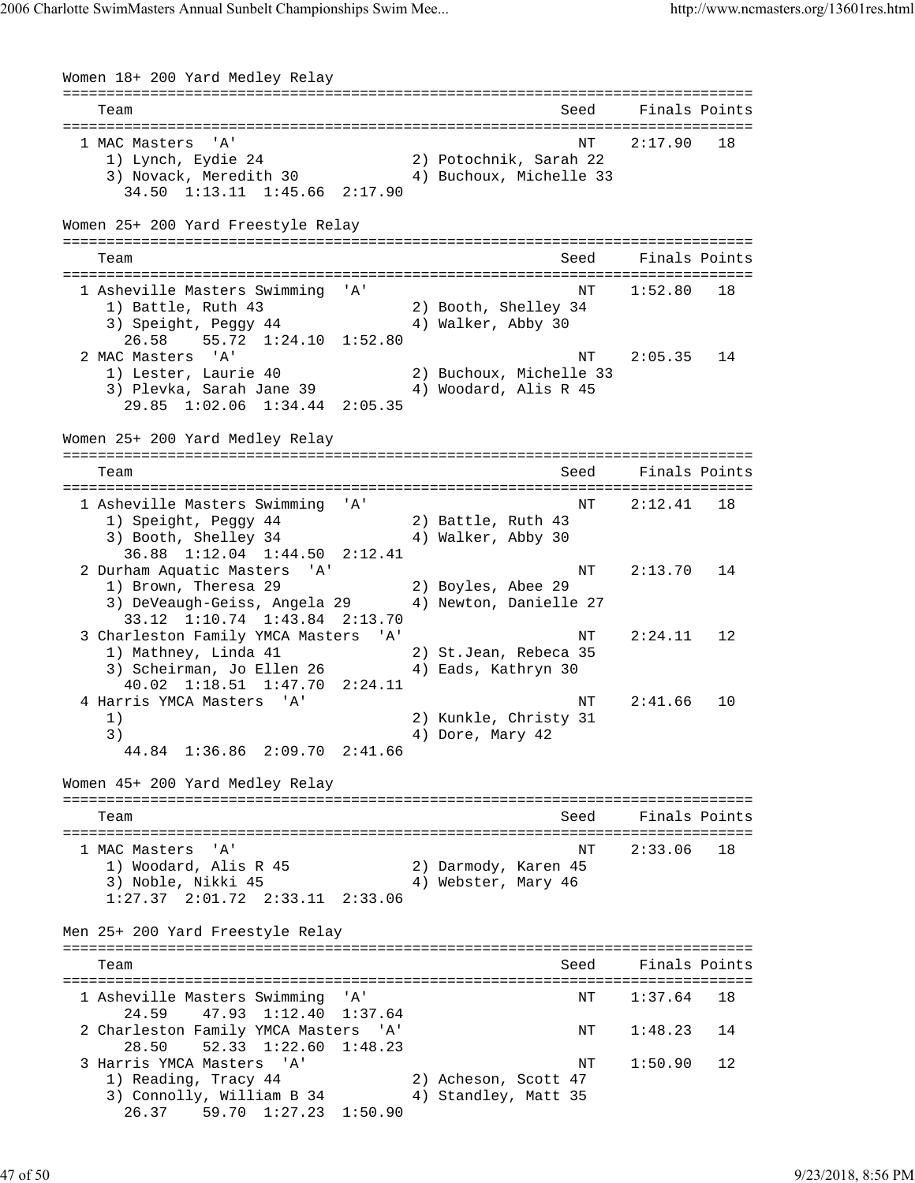Women 18+ 200 Yard Medley Relay

```
===============================================================================
    Team                                                  Seed     Finals Points
===============================================================================
  1 MAC Masters  'A'                                        NT    2:17.90   18
     1) Lynch, Eydie 24               2) Potochnik, Sarah 22
     3) Novack, Meredith 30           4) Buchoux, Michelle 33
       34.50  1:13.11  1:45.66  2:17.90
```

Women 25+ 200 Yard Freestyle Relay

```
===============================================================================
    Team                                                  Seed     Finals Points
===============================================================================
  1 Asheville Masters Swimming  'A'                         NT    1:52.80   18
     1) Battle, Ruth 43               2) Booth, Shelley 34
     3) Speight, Peggy 44             4) Walker, Abby 30
       26.58    55.72  1:24.10  1:52.80
  2 MAC Masters  'A'                                        NT    2:05.35   14
     1) Lester, Laurie 40             2) Buchoux, Michelle 33
     3) Plevka, Sarah Jane 39         4) Woodard, Alis R 45
       29.85  1:02.06  1:34.44  2:05.35
```

Women 25+ 200 Yard Medley Relay

```
===============================================================================
    Team                                                  Seed     Finals Points
===============================================================================
  1 Asheville Masters Swimming  'A'                         NT    2:12.41   18
     1) Speight, Peggy 44             2) Battle, Ruth 43
     3) Booth, Shelley 34             4) Walker, Abby 30
       36.88  1:12.04  1:44.50  2:12.41
  2 Durham Aquatic Masters  'A'                             NT    2:13.70   14
     1) Brown, Theresa 29             2) Boyles, Abee 29
     3) DeVeaugh-Geiss, Angela 29     4) Newton, Danielle 27
       33.12  1:10.74  1:43.84  2:13.70
  3 Charleston Family YMCA Masters  'A'                     NT    2:24.11   12
     1) Mathney, Linda 41             2) St.Jean, Rebeca 35
     3) Scheirman, Jo Ellen 26        4) Eads, Kathryn 30
       40.02  1:18.51  1:47.70  2:24.11
  4 Harris YMCA Masters  'A'                                NT    2:41.66   10
     1)                               2) Kunkle, Christy 31
     3)                               4) Dore, Mary 42
       44.84  1:36.86  2:09.70  2:41.66
```

Women 45+ 200 Yard Medley Relay

```
===============================================================================
    Team                                                  Seed     Finals Points
===============================================================================
  1 MAC Masters  'A'                                        NT    2:33.06   18
     1) Woodard, Alis R 45            2) Darmody, Karen 45
     3) Noble, Nikki 45               4) Webster, Mary 46
     1:27.37  2:01.72  2:33.11  2:33.06
```

Men 25+ 200 Yard Freestyle Relay

```
===============================================================================
    Team                                                  Seed     Finals Points
===============================================================================
  1 Asheville Masters Swimming  'A'                         NT    1:37.64   18
       24.59    47.93  1:12.40  1:37.64
  2 Charleston Family YMCA Masters  'A'                     NT    1:48.23   14
       28.50    52.33  1:22.60  1:48.23
  3 Harris YMCA Masters  'A'                                NT    1:50.90   12
     1) Reading, Tracy 44             2) Acheson, Scott 47
     3) Connolly, William B 34        4) Standley, Matt 35
       26.37    59.70  1:27.23  1:50.90
```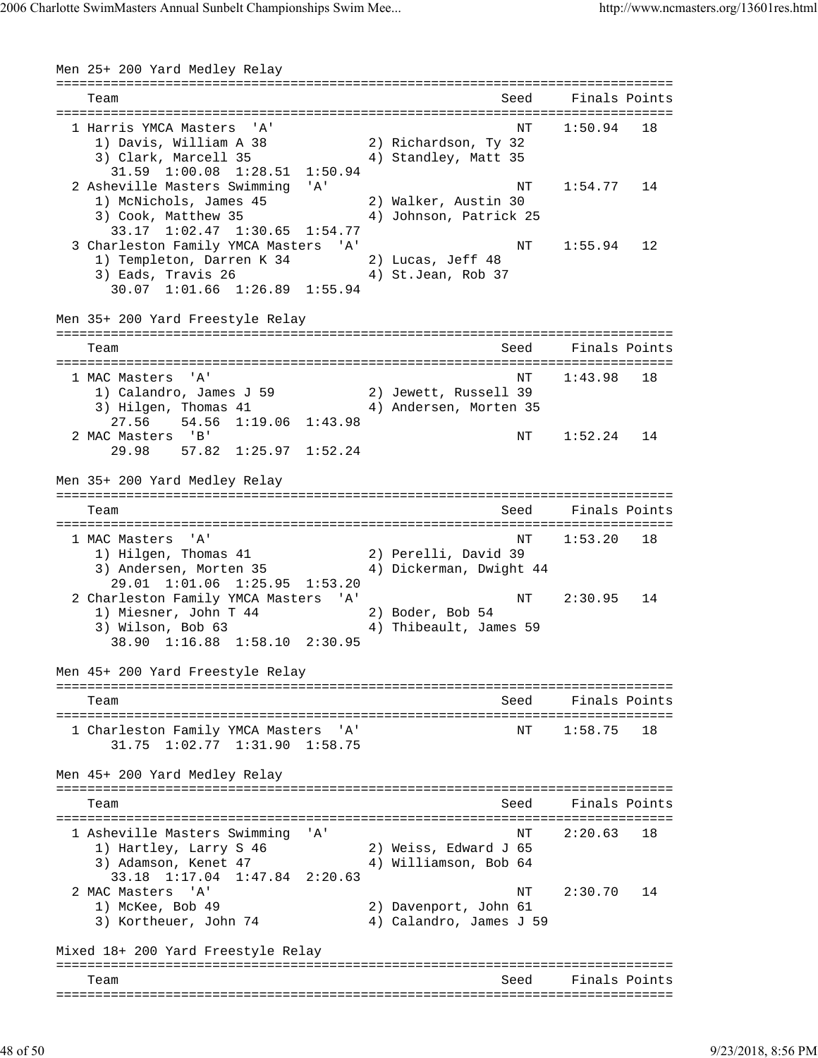Men 25+ 200 Yard Medley Relay

```
===============================================================================
    Team                                                Seed    Finals Points
===============================================================================
  1 Harris YMCA Masters  'A'                              NT    1:50.94   18
     1) Davis, William A 38            2) Richardson, Ty 32
     3) Clark, Marcell 35              4) Standley, Matt 35
       31.59  1:00.08  1:28.51  1:50.94
  2 Asheville Masters Swimming  'A'                       NT    1:54.77   14
     1) McNichols, James 45            2) Walker, Austin 30
     3) Cook, Matthew 35               4) Johnson, Patrick 25
       33.17  1:02.47  1:30.65  1:54.77
  3 Charleston Family YMCA Masters  'A'                   NT    1:55.94   12
     1) Templeton, Darren K 34         2) Lucas, Jeff 48
     3) Eads, Travis 26                4) St.Jean, Rob 37
       30.07  1:01.66  1:26.89  1:55.94
```

Men 35+ 200 Yard Freestyle Relay

```
===============================================================================
    Team                                                Seed    Finals Points
===============================================================================
  1 MAC Masters  'A'                                      NT    1:43.98   18
     1) Calandro, James J 59           2) Jewett, Russell 39
     3) Hilgen, Thomas 41              4) Andersen, Morten 35
       27.56    54.56  1:19.06  1:43.98
  2 MAC Masters  'B'                                      NT    1:52.24   14
       29.98    57.82  1:25.97  1:52.24
```

Men 35+ 200 Yard Medley Relay

```
===============================================================================
    Team                                                Seed    Finals Points
===============================================================================
  1 MAC Masters  'A'                                      NT    1:53.20   18
     1) Hilgen, Thomas 41              2) Perelli, David 39
     3) Andersen, Morten 35            4) Dickerman, Dwight 44
       29.01  1:01.06  1:25.95  1:53.20
  2 Charleston Family YMCA Masters  'A'                   NT    2:30.95   14
     1) Miesner, John T 44             2) Boder, Bob 54
     3) Wilson, Bob 63                 4) Thibeault, James 59
       38.90  1:16.88  1:58.10  2:30.95
```

Men 45+ 200 Yard Freestyle Relay

```
===============================================================================
    Team                                                Seed    Finals Points
===============================================================================
  1 Charleston Family YMCA Masters  'A'                   NT    1:58.75   18
       31.75  1:02.77  1:31.90  1:58.75
```

Men 45+ 200 Yard Medley Relay

```
===============================================================================
    Team                                                Seed    Finals Points
===============================================================================
  1 Asheville Masters Swimming  'A'                       NT    2:20.63   18
     1) Hartley, Larry S 46            2) Weiss, Edward J 65
     3) Adamson, Kenet 47              4) Williamson, Bob 64
       33.18  1:17.04  1:47.84  2:20.63
  2 MAC Masters  'A'                                      NT    2:30.70   14
     1) McKee, Bob 49                  2) Davenport, John 61
     3) Kortheuer, John 74             4) Calandro, James J 59
```

Mixed 18+ 200 Yard Freestyle Relay

```
===============================================================================
    Team                                                Seed    Finals Points
===============================================================================
```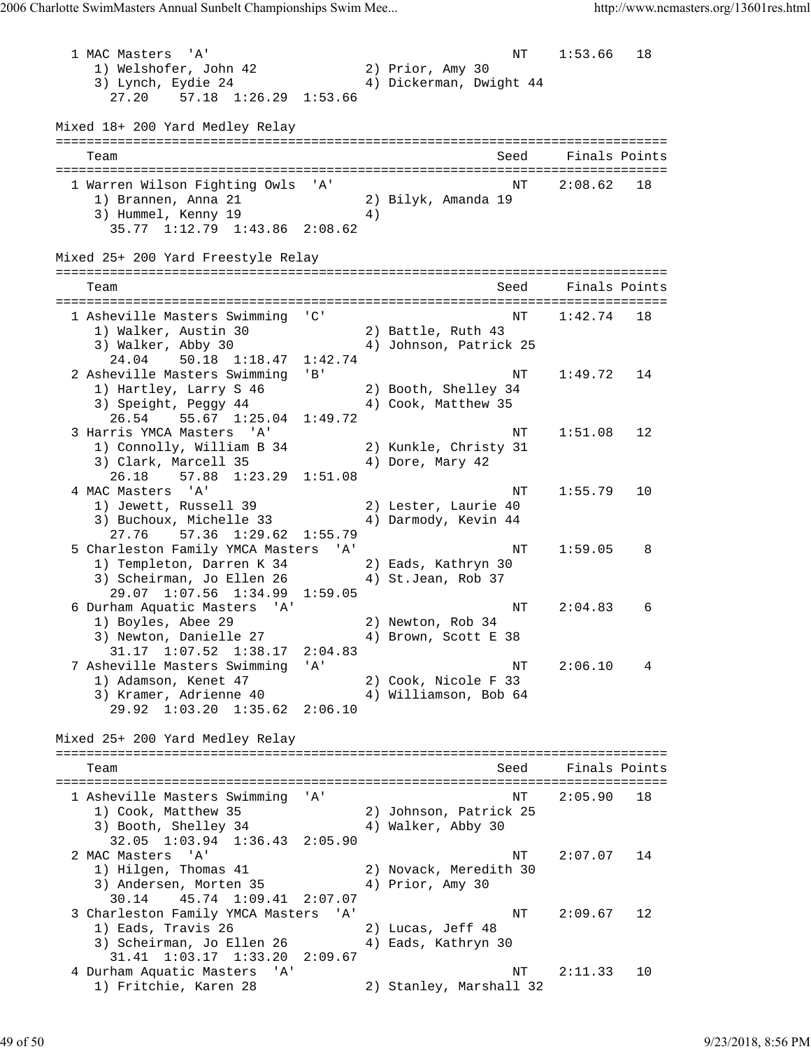```
  1 MAC Masters  'A'                                      NT    1:53.66   18
     1) Welshofer, John 42             2) Prior, Amy 30
     3) Lynch, Eydie 24                4) Dickerman, Dwight 44
       27.20    57.18  1:26.29  1:53.66
```

Mixed 18+ 200 Yard Medley Relay

```
===============================================================================
    Team                                                Seed     Finals Points
===============================================================================
  1 Warren Wilson Fighting Owls  'A'                      NT    2:08.62   18
     1) Brannen, Anna 21               2) Bilyk, Amanda 19
     3) Hummel, Kenny 19               4)
       35.77  1:12.79  1:43.86  2:08.62
```

Mixed 25+ 200 Yard Freestyle Relay

```
===============================================================================
    Team                                                Seed     Finals Points
===============================================================================
  1 Asheville Masters Swimming  'C'                       NT    1:42.74   18
     1) Walker, Austin 30              2) Battle, Ruth 43
     3) Walker, Abby 30                4) Johnson, Patrick 25
       24.04    50.18  1:18.47  1:42.74
  2 Asheville Masters Swimming  'B'                       NT    1:49.72   14
     1) Hartley, Larry S 46            2) Booth, Shelley 34
     3) Speight, Peggy 44              4) Cook, Matthew 35
       26.54    55.67  1:25.04  1:49.72
  3 Harris YMCA Masters  'A'                              NT    1:51.08   12
     1) Connolly, William B 34         2) Kunkle, Christy 31
     3) Clark, Marcell 35              4) Dore, Mary 42
       26.18    57.88  1:23.29  1:51.08
  4 MAC Masters  'A'                                      NT    1:55.79   10
     1) Jewett, Russell 39             2) Lester, Laurie 40
     3) Buchoux, Michelle 33           4) Darmody, Kevin 44
       27.76    57.36  1:29.62  1:55.79
  5 Charleston Family YMCA Masters  'A'                   NT    1:59.05    8
     1) Templeton, Darren K 34         2) Eads, Kathryn 30
     3) Scheirman, Jo Ellen 26         4) St.Jean, Rob 37
       29.07  1:07.56  1:34.99  1:59.05
  6 Durham Aquatic Masters  'A'                           NT    2:04.83    6
     1) Boyles, Abee 29                2) Newton, Rob 34
     3) Newton, Danielle 27            4) Brown, Scott E 38
       31.17  1:07.52  1:38.17  2:04.83
  7 Asheville Masters Swimming  'A'                       NT    2:06.10    4
     1) Adamson, Kenet 47              2) Cook, Nicole F 33
     3) Kramer, Adrienne 40            4) Williamson, Bob 64
       29.92  1:03.20  1:35.62  2:06.10
```

Mixed 25+ 200 Yard Medley Relay

```
===============================================================================
    Team                                                Seed     Finals Points
===============================================================================
  1 Asheville Masters Swimming  'A'                       NT    2:05.90   18
     1) Cook, Matthew 35               2) Johnson, Patrick 25
     3) Booth, Shelley 34              4) Walker, Abby 30
       32.05  1:03.94  1:36.43  2:05.90
  2 MAC Masters  'A'                                      NT    2:07.07   14
     1) Hilgen, Thomas 41              2) Novack, Meredith 30
     3) Andersen, Morten 35            4) Prior, Amy 30
       30.14    45.74  1:09.41  2:07.07
  3 Charleston Family YMCA Masters  'A'                   NT    2:09.67   12
     1) Eads, Travis 26                2) Lucas, Jeff 48
     3) Scheirman, Jo Ellen 26         4) Eads, Kathryn 30
       31.41  1:03.17  1:33.20  2:09.67
  4 Durham Aquatic Masters  'A'                           NT    2:11.33   10
     1) Fritchie, Karen 28             2) Stanley, Marshall 32
```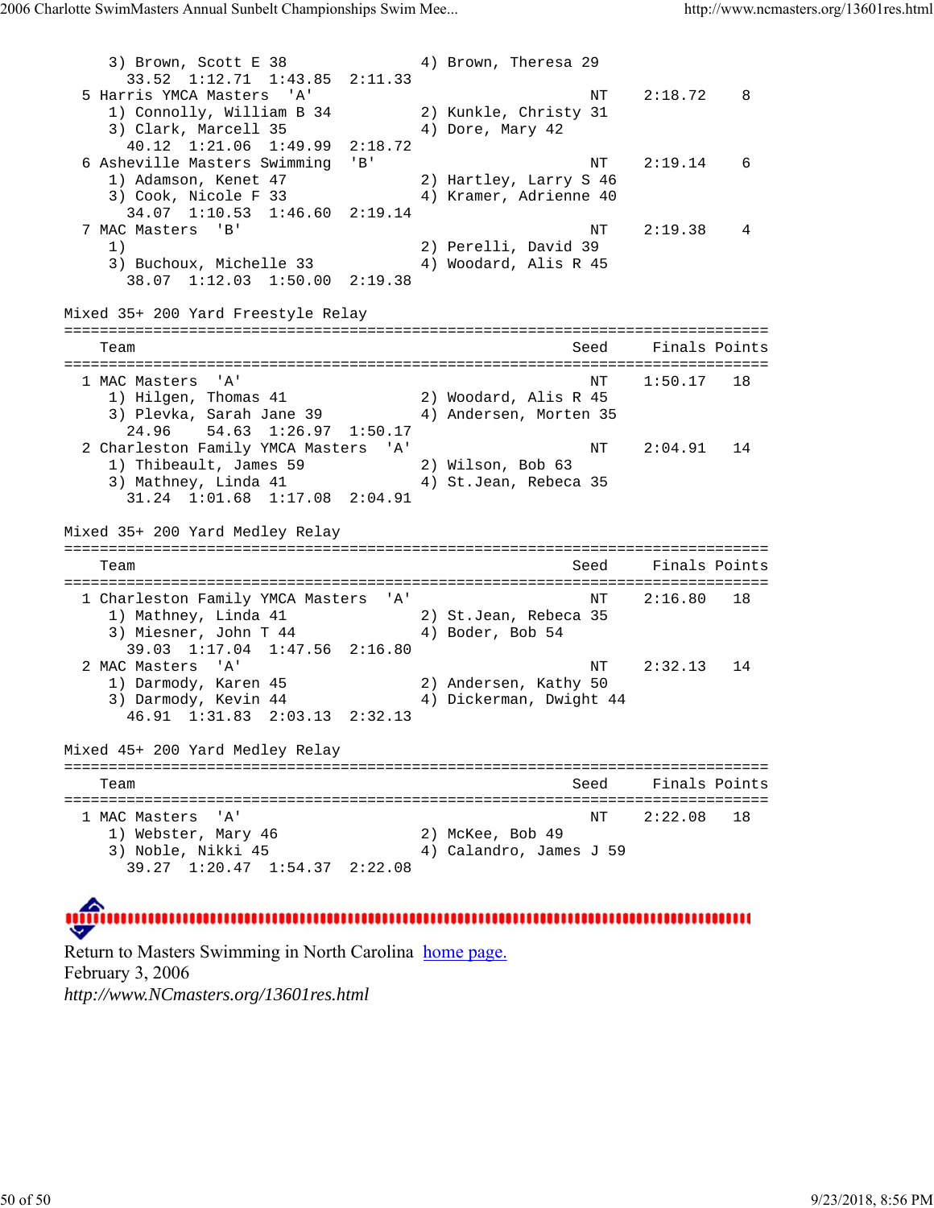```
     3) Brown, Scott E 38               4) Brown, Theresa 29
       33.52  1:12.71  1:43.85  2:11.33
  5 Harris YMCA Masters  'A'                                 NT    2:18.72     8
     1) Connolly, William B 34          2) Kunkle, Christy 31
     3) Clark, Marcell 35               4) Dore, Mary 42
       40.12  1:21.06  1:49.99  2:18.72
  6 Asheville Masters Swimming  'B'                          NT    2:19.14     6
     1) Adamson, Kenet 47               2) Hartley, Larry S 46
     3) Cook, Nicole F 33               4) Kramer, Adrienne 40
       34.07  1:10.53  1:46.60  2:19.14
  7 MAC Masters  'B'                                         NT    2:19.38     4
     1)                                 2) Perelli, David 39
     3) Buchoux, Michelle 33            4) Woodard, Alis R 45
       38.07  1:12.03  1:50.00  2:19.38
```

Mixed 35+ 200 Yard Freestyle Relay

```
===============================================================================
    Team                                                 Seed     Finals Points
===============================================================================
  1 MAC Masters  'A'                                         NT    1:50.17    18
     1) Hilgen, Thomas 41               2) Woodard, Alis R 45
     3) Plevka, Sarah Jane 39           4) Andersen, Morten 35
       24.96    54.63  1:26.97  1:50.17
  2 Charleston Family YMCA Masters  'A'                      NT    2:04.91    14
     1) Thibeault, James 59             2) Wilson, Bob 63
     3) Mathney, Linda 41               4) St.Jean, Rebeca 35
       31.24  1:01.68  1:17.08  2:04.91
```

Mixed 35+ 200 Yard Medley Relay

```
===============================================================================
    Team                                                 Seed     Finals Points
===============================================================================
  1 Charleston Family YMCA Masters  'A'                      NT    2:16.80    18
     1) Mathney, Linda 41               2) St.Jean, Rebeca 35
     3) Miesner, John T 44              4) Boder, Bob 54
       39.03  1:17.04  1:47.56  2:16.80
  2 MAC Masters  'A'                                         NT    2:32.13    14
     1) Darmody, Karen 45               2) Andersen, Kathy 50
     3) Darmody, Kevin 44               4) Dickerman, Dwight 44
       46.91  1:31.83  2:03.13  2:32.13
```

Mixed 45+ 200 Yard Medley Relay

```
===============================================================================
    Team                                                 Seed     Finals Points
===============================================================================
  1 MAC Masters  'A'                                         NT    2:22.08    18
     1) Webster, Mary 46                2) McKee, Bob 49
     3) Noble, Nikki 45                 4) Calandro, James J 59
       39.27  1:20.47  1:54.37  2:22.08
```

Return to Masters Swimming in North Carolina [home page.](http://www.NCmasters.org)
February 3, 2006
*http://www.NCmasters.org/13601res.html*